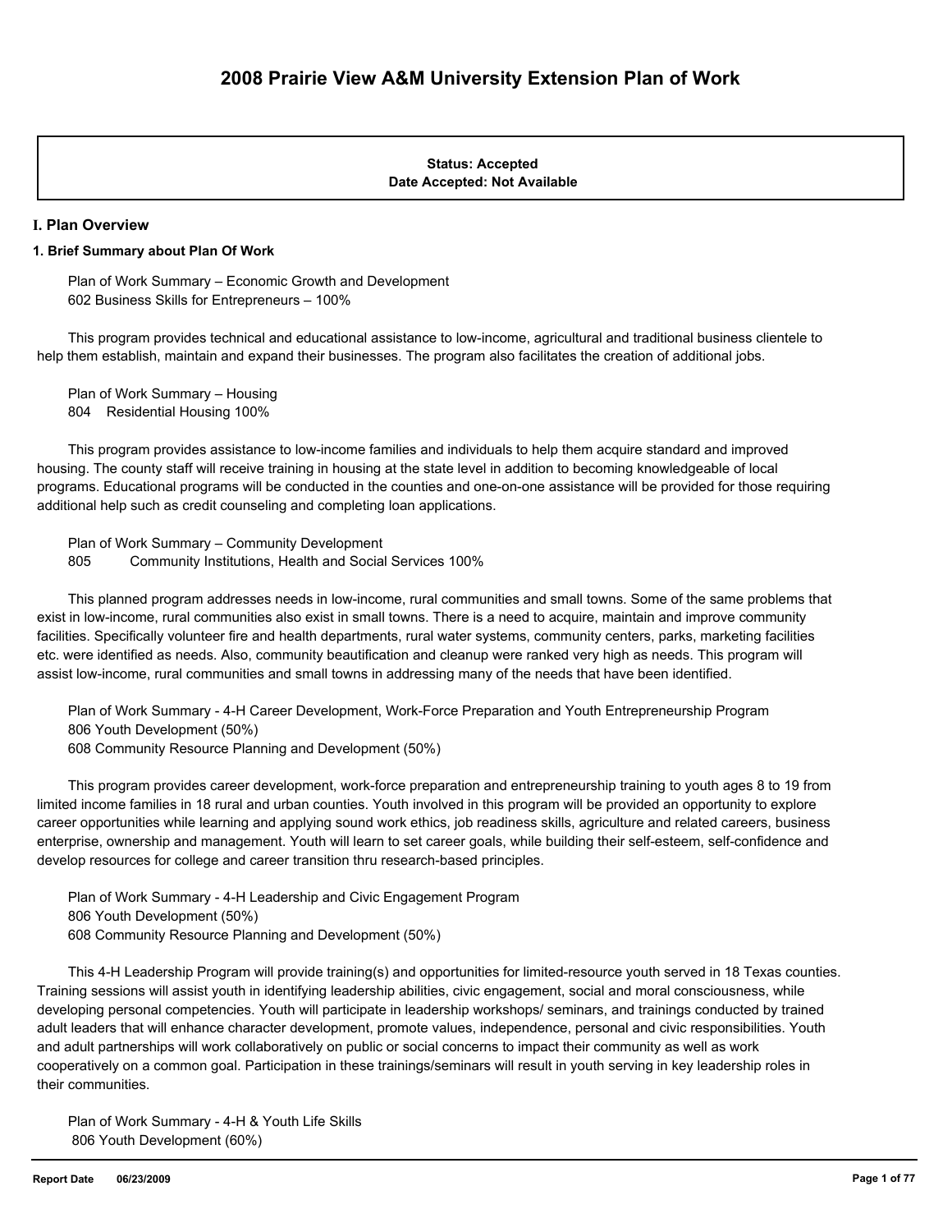# 2008 Prairie View A&M University Extension Plan of Work

**Status: Accepted**
**Date Accepted: Not Available**

## I. Plan Overview

### 1. Brief Summary about Plan Of Work

Plan of Work Summary – Economic Growth and Development
602 Business Skills for Entrepreneurs – 100%

This program provides technical and educational assistance to low-income, agricultural and traditional business clientele to help them establish, maintain and expand their businesses. The program also facilitates the creation of additional jobs.

Plan of Work Summary – Housing
804 Residential Housing 100%

This program provides assistance to low-income families and individuals to help them acquire standard and improved housing. The county staff will receive training in housing at the state level in addition to becoming knowledgeable of local programs. Educational programs will be conducted in the counties and one-on-one assistance will be provided for those requiring additional help such as credit counseling and completing loan applications.

Plan of Work Summary – Community Development
805 Community Institutions, Health and Social Services 100%

This planned program addresses needs in low-income, rural communities and small towns. Some of the same problems that exist in low-income, rural communities also exist in small towns. There is a need to acquire, maintain and improve community facilities. Specifically volunteer fire and health departments, rural water systems, community centers, parks, marketing facilities etc. were identified as needs. Also, community beautification and cleanup were ranked very high as needs. This program will assist low-income, rural communities and small towns in addressing many of the needs that have been identified.

Plan of Work Summary - 4-H Career Development, Work-Force Preparation and Youth Entrepreneurship Program
806 Youth Development (50%)
608 Community Resource Planning and Development (50%)

This program provides career development, work-force preparation and entrepreneurship training to youth ages 8 to 19 from limited income families in 18 rural and urban counties. Youth involved in this program will be provided an opportunity to explore career opportunities while learning and applying sound work ethics, job readiness skills, agriculture and related careers, business enterprise, ownership and management. Youth will learn to set career goals, while building their self-esteem, self-confidence and develop resources for college and career transition thru research-based principles.

Plan of Work Summary - 4-H Leadership and Civic Engagement Program
806 Youth Development (50%)
608 Community Resource Planning and Development (50%)

This 4-H Leadership Program will provide training(s) and opportunities for limited-resource youth served in 18 Texas counties. Training sessions will assist youth in identifying leadership abilities, civic engagement, social and moral consciousness, while developing personal competencies. Youth will participate in leadership workshops/ seminars, and trainings conducted by trained adult leaders that will enhance character development, promote values, independence, personal and civic responsibilities. Youth and adult partnerships will work collaboratively on public or social concerns to impact their community as well as work cooperatively on a common goal. Participation in these trainings/seminars will result in youth serving in key leadership roles in their communities.

Plan of Work Summary - 4-H & Youth Life Skills
806 Youth Development (60%)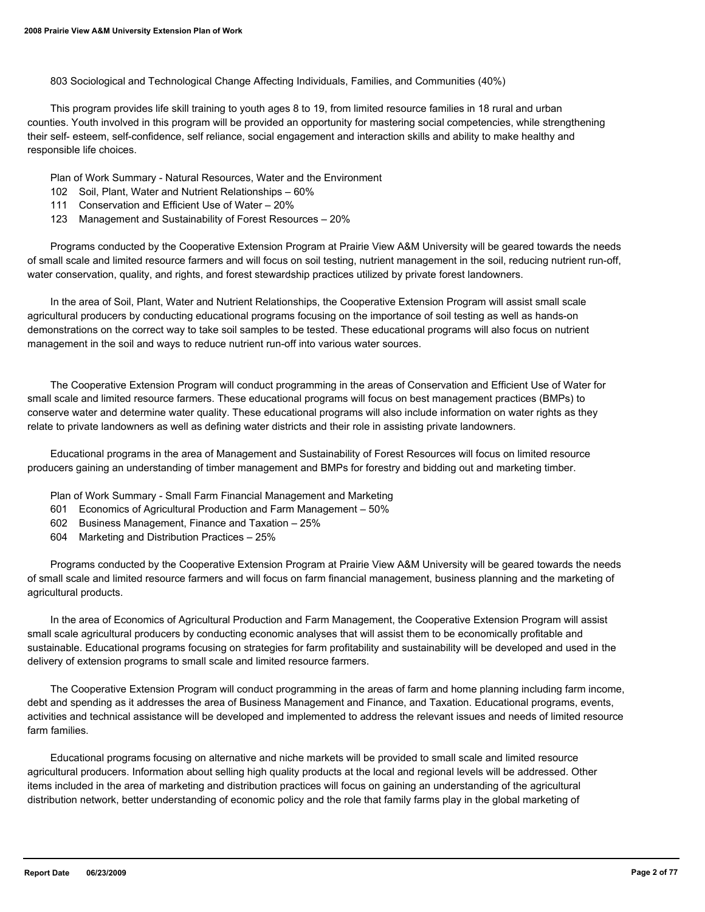803 Sociological and Technological Change Affecting Individuals, Families, and Communities (40%)

This program provides life skill training to youth ages 8 to 19, from limited resource families in 18 rural and urban counties. Youth involved in this program will be provided an opportunity for mastering social competencies, while strengthening their self- esteem, self-confidence, self reliance, social engagement and interaction skills and ability to make healthy and responsible life choices.

Plan of Work Summary - Natural Resources, Water and the Environment

102 Soil, Plant, Water and Nutrient Relationships – 60%
111 Conservation and Efficient Use of Water – 20%
123 Management and Sustainability of Forest Resources – 20%

Programs conducted by the Cooperative Extension Program at Prairie View A&M University will be geared towards the needs of small scale and limited resource farmers and will focus on soil testing, nutrient management in the soil, reducing nutrient run-off, water conservation, quality, and rights, and forest stewardship practices utilized by private forest landowners.

In the area of Soil, Plant, Water and Nutrient Relationships, the Cooperative Extension Program will assist small scale agricultural producers by conducting educational programs focusing on the importance of soil testing as well as hands-on demonstrations on the correct way to take soil samples to be tested. These educational programs will also focus on nutrient management in the soil and ways to reduce nutrient run-off into various water sources.

The Cooperative Extension Program will conduct programming in the areas of Conservation and Efficient Use of Water for small scale and limited resource farmers. These educational programs will focus on best management practices (BMPs) to conserve water and determine water quality. These educational programs will also include information on water rights as they relate to private landowners as well as defining water districts and their role in assisting private landowners.

Educational programs in the area of Management and Sustainability of Forest Resources will focus on limited resource producers gaining an understanding of timber management and BMPs for forestry and bidding out and marketing timber.

Plan of Work Summary - Small Farm Financial Management and Marketing

601 Economics of Agricultural Production and Farm Management – 50%
602 Business Management, Finance and Taxation – 25%
604 Marketing and Distribution Practices – 25%

Programs conducted by the Cooperative Extension Program at Prairie View A&M University will be geared towards the needs of small scale and limited resource farmers and will focus on farm financial management, business planning and the marketing of agricultural products.

In the area of Economics of Agricultural Production and Farm Management, the Cooperative Extension Program will assist small scale agricultural producers by conducting economic analyses that will assist them to be economically profitable and sustainable. Educational programs focusing on strategies for farm profitability and sustainability will be developed and used in the delivery of extension programs to small scale and limited resource farmers.

The Cooperative Extension Program will conduct programming in the areas of farm and home planning including farm income, debt and spending as it addresses the area of Business Management and Finance, and Taxation. Educational programs, events, activities and technical assistance will be developed and implemented to address the relevant issues and needs of limited resource farm families.

Educational programs focusing on alternative and niche markets will be provided to small scale and limited resource agricultural producers. Information about selling high quality products at the local and regional levels will be addressed. Other items included in the area of marketing and distribution practices will focus on gaining an understanding of the agricultural distribution network, better understanding of economic policy and the role that family farms play in the global marketing of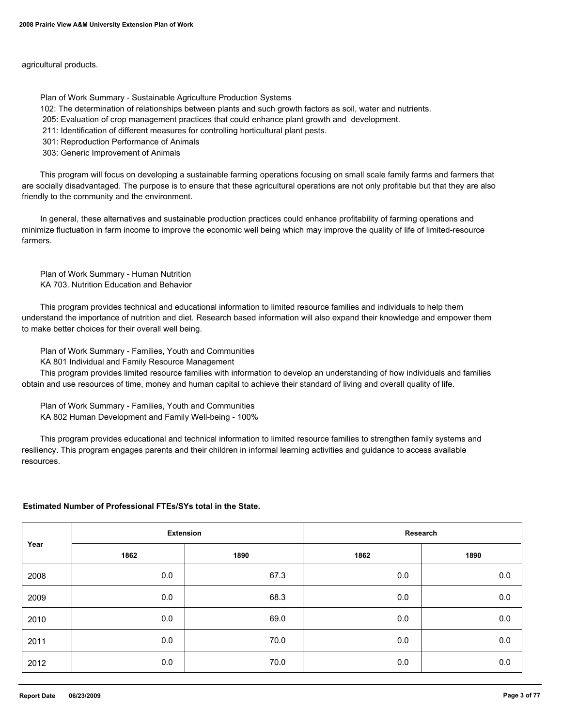agricultural products.

Plan of Work Summary - Sustainable Agriculture Production Systems
102: The determination of relationships between plants and such growth factors as soil, water and nutrients.
205: Evaluation of crop management practices that could enhance plant growth and development.
211: Identification of different measures for controlling horticultural plant pests.
301: Reproduction Performance of Animals
303: Generic Improvement of Animals

This program will focus on developing a sustainable farming operations focusing on small scale family farms and farmers that are socially disadvantaged. The purpose is to ensure that these agricultural operations are not only profitable but that they are also friendly to the community and the environment.

In general, these alternatives and sustainable production practices could enhance profitability of farming operations and minimize fluctuation in farm income to improve the economic well being which may improve the quality of life of limited-resource farmers.

Plan of Work Summary - Human Nutrition
KA 703. Nutrition Education and Behavior

This program provides technical and educational information to limited resource families and individuals to help them understand the importance of nutrition and diet. Research based information will also expand their knowledge and empower them to make better choices for their overall well being.

Plan of Work Summary - Families, Youth and Communities
KA 801 Individual and Family Resource Management
This program provides limited resource families with information to develop an understanding of how individuals and families obtain and use resources of time, money and human capital to achieve their standard of living and overall quality of life.

Plan of Work Summary - Families, Youth and Communities
KA 802 Human Development and Family Well-being - 100%

This program provides educational and technical information to limited resource families to strengthen family systems and resiliency. This program engages parents and their children in informal learning activities and guidance to access available resources.

**Estimated Number of Professional FTEs/SYs total in the State.**

| Year | Extension | | Research | |
|---|---|---|---|---|
| | 1862 | 1890 | 1862 | 1890 |
| 2008 | 0.0 | 67.3 | 0.0 | 0.0 |
| 2009 | 0.0 | 68.3 | 0.0 | 0.0 |
| 2010 | 0.0 | 69.0 | 0.0 | 0.0 |
| 2011 | 0.0 | 70.0 | 0.0 | 0.0 |
| 2012 | 0.0 | 70.0 | 0.0 | 0.0 |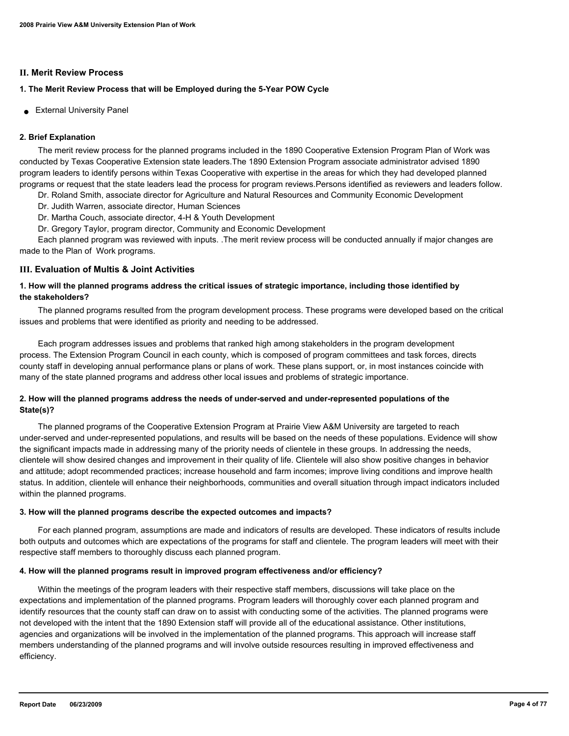## II. Merit Review Process

### 1. The Merit Review Process that will be Employed during the 5-Year POW Cycle

- External University Panel

### 2. Brief Explanation

The merit review process for the planned programs included in the 1890 Cooperative Extension Program Plan of Work was conducted by Texas Cooperative Extension state leaders.The 1890 Extension Program associate administrator advised 1890 program leaders to identify persons within Texas Cooperative with expertise in the areas for which they had developed planned programs or request that the state leaders lead the process for program reviews.Persons identified as reviewers and leaders follow.

Dr. Roland Smith, associate director for Agriculture and Natural Resources and Community Economic Development

Dr. Judith Warren, associate director, Human Sciences

Dr. Martha Couch, associate director, 4-H & Youth Development

Dr. Gregory Taylor, program director, Community and Economic Development

Each planned program was reviewed with inputs. .The merit review process will be conducted annually if major changes are made to the Plan of Work programs.

## III. Evaluation of Multis & Joint Activities

### 1. How will the planned programs address the critical issues of strategic importance, including those identified by the stakeholders?

The planned programs resulted from the program development process. These programs were developed based on the critical issues and problems that were identified as priority and needing to be addressed.

Each program addresses issues and problems that ranked high among stakeholders in the program development process. The Extension Program Council in each county, which is composed of program committees and task forces, directs county staff in developing annual performance plans or plans of work. These plans support, or, in most instances coincide with many of the state planned programs and address other local issues and problems of strategic importance.

### 2. How will the planned programs address the needs of under-served and under-represented populations of the State(s)?

The planned programs of the Cooperative Extension Program at Prairie View A&M University are targeted to reach under-served and under-represented populations, and results will be based on the needs of these populations. Evidence will show the significant impacts made in addressing many of the priority needs of clientele in these groups. In addressing the needs, clientele will show desired changes and improvement in their quality of life. Clientele will also show positive changes in behavior and attitude; adopt recommended practices; increase household and farm incomes; improve living conditions and improve health status. In addition, clientele will enhance their neighborhoods, communities and overall situation through impact indicators included within the planned programs.

### 3. How will the planned programs describe the expected outcomes and impacts?

For each planned program, assumptions are made and indicators of results are developed. These indicators of results include both outputs and outcomes which are expectations of the programs for staff and clientele. The program leaders will meet with their respective staff members to thoroughly discuss each planned program.

### 4. How will the planned programs result in improved program effectiveness and/or efficiency?

Within the meetings of the program leaders with their respective staff members, discussions will take place on the expectations and implementation of the planned programs. Program leaders will thoroughly cover each planned program and identify resources that the county staff can draw on to assist with conducting some of the activities. The planned programs were not developed with the intent that the 1890 Extension staff will provide all of the educational assistance. Other institutions, agencies and organizations will be involved in the implementation of the planned programs. This approach will increase staff members understanding of the planned programs and will involve outside resources resulting in improved effectiveness and efficiency.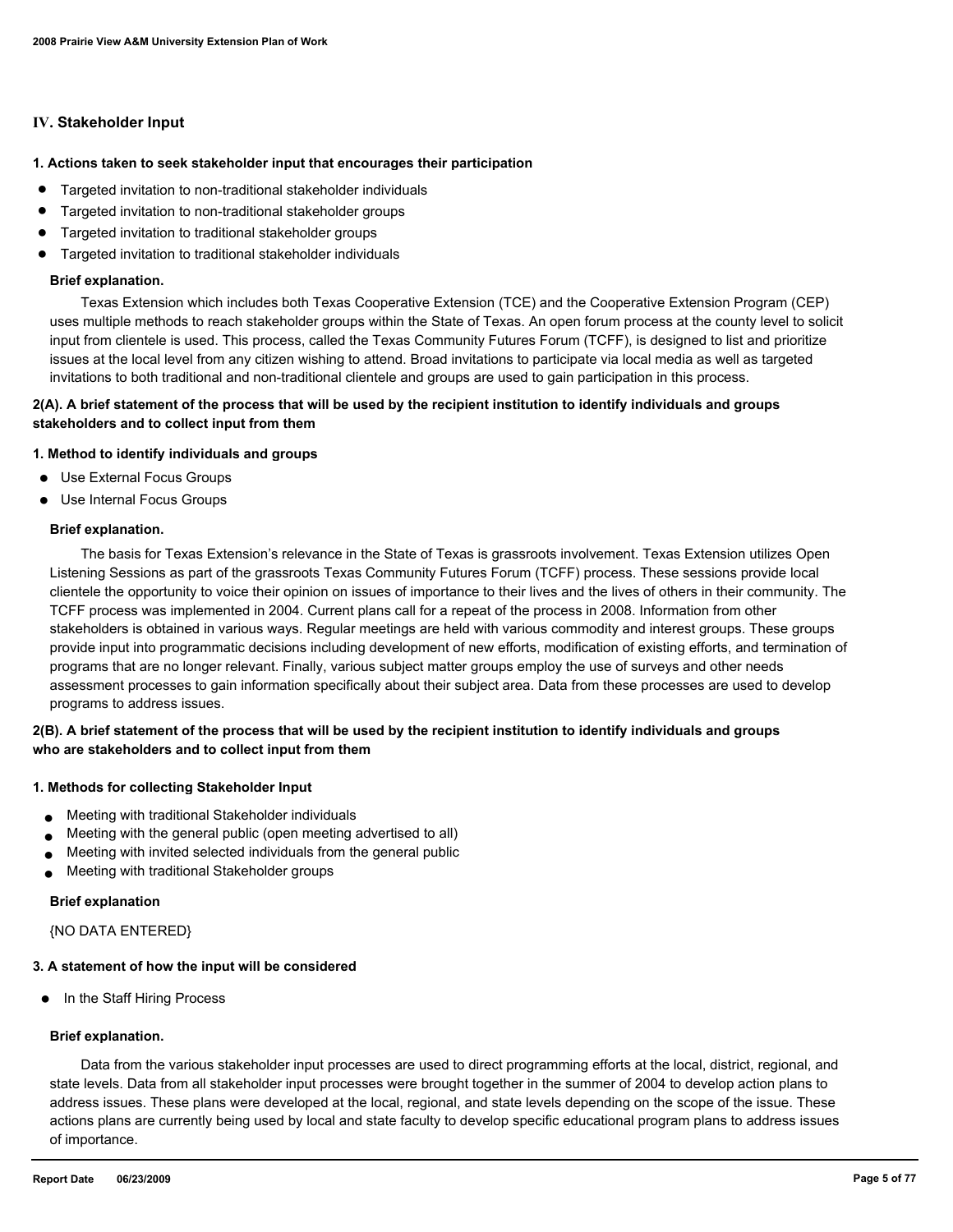## IV. Stakeholder Input

### 1. Actions taken to seek stakeholder input that encourages their participation

- Targeted invitation to non-traditional stakeholder individuals
- Targeted invitation to non-traditional stakeholder groups
- Targeted invitation to traditional stakeholder groups
- Targeted invitation to traditional stakeholder individuals

**Brief explanation.**

Texas Extension which includes both Texas Cooperative Extension (TCE) and the Cooperative Extension Program (CEP) uses multiple methods to reach stakeholder groups within the State of Texas. An open forum process at the county level to solicit input from clientele is used. This process, called the Texas Community Futures Forum (TCFF), is designed to list and prioritize issues at the local level from any citizen wishing to attend. Broad invitations to participate via local media as well as targeted invitations to both traditional and non-traditional clientele and groups are used to gain participation in this process.

### 2(A). A brief statement of the process that will be used by the recipient institution to identify individuals and groups stakeholders and to collect input from them

**1. Method to identify individuals and groups**

- Use External Focus Groups
- Use Internal Focus Groups

**Brief explanation.**

The basis for Texas Extension's relevance in the State of Texas is grassroots involvement. Texas Extension utilizes Open Listening Sessions as part of the grassroots Texas Community Futures Forum (TCFF) process. These sessions provide local clientele the opportunity to voice their opinion on issues of importance to their lives and the lives of others in their community. The TCFF process was implemented in 2004. Current plans call for a repeat of the process in 2008. Information from other stakeholders is obtained in various ways. Regular meetings are held with various commodity and interest groups. These groups provide input into programmatic decisions including development of new efforts, modification of existing efforts, and termination of programs that are no longer relevant. Finally, various subject matter groups employ the use of surveys and other needs assessment processes to gain information specifically about their subject area. Data from these processes are used to develop programs to address issues.

### 2(B). A brief statement of the process that will be used by the recipient institution to identify individuals and groups who are stakeholders and to collect input from them

**1. Methods for collecting Stakeholder Input**

- Meeting with traditional Stakeholder individuals
- Meeting with the general public (open meeting advertised to all)
- Meeting with invited selected individuals from the general public
- Meeting with traditional Stakeholder groups

**Brief explanation**

{NO DATA ENTERED}

### 3. A statement of how the input will be considered

- In the Staff Hiring Process

**Brief explanation.**

Data from the various stakeholder input processes are used to direct programming efforts at the local, district, regional, and state levels. Data from all stakeholder input processes were brought together in the summer of 2004 to develop action plans to address issues. These plans were developed at the local, regional, and state levels depending on the scope of the issue. These actions plans are currently being used by local and state faculty to develop specific educational program plans to address issues of importance.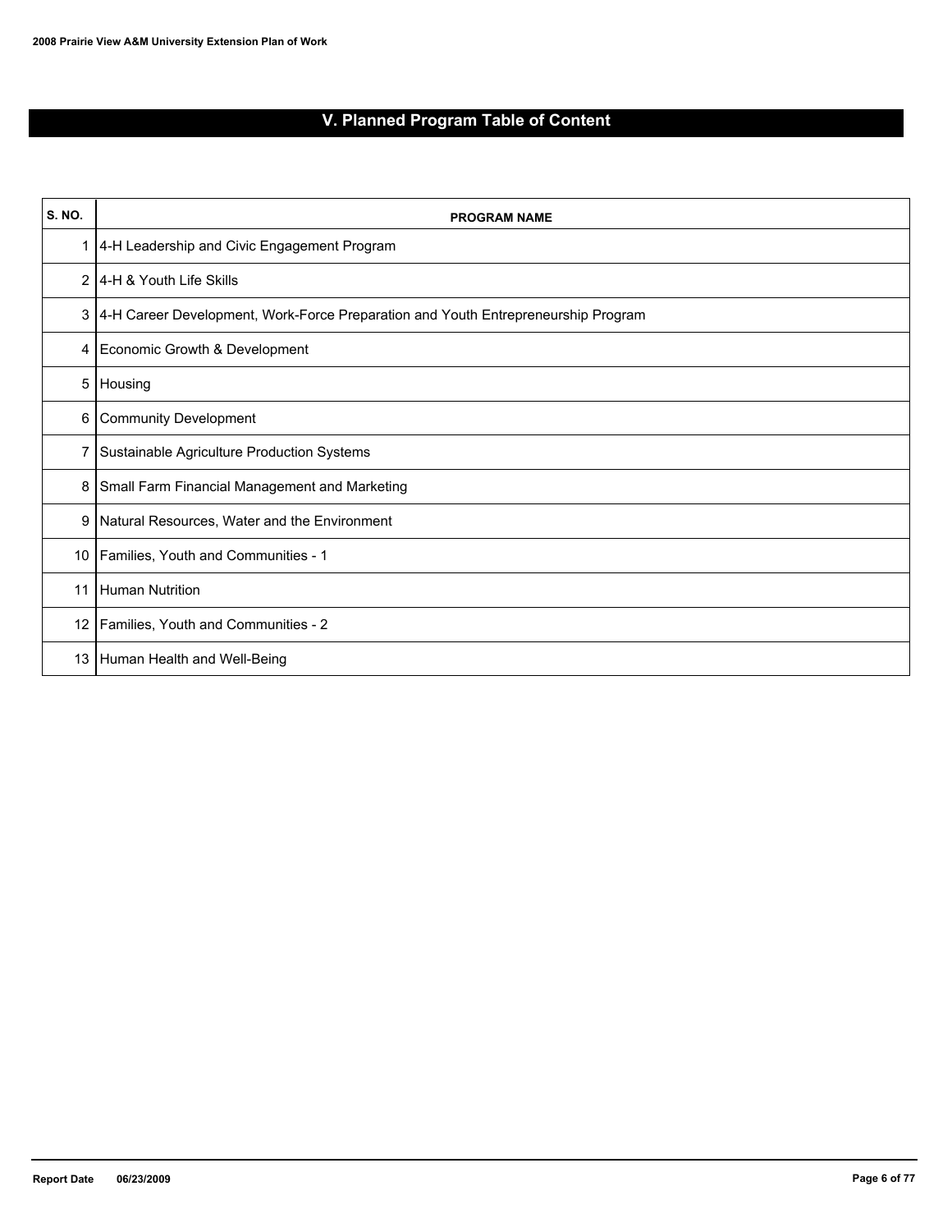# V. Planned Program Table of Content

| S. NO. | PROGRAM NAME |
|---|---|
| 1 | 4-H Leadership and Civic Engagement Program |
| 2 | 4-H & Youth Life Skills |
| 3 | 4-H Career Development, Work-Force Preparation and Youth Entrepreneurship Program |
| 4 | Economic Growth & Development |
| 5 | Housing |
| 6 | Community Development |
| 7 | Sustainable Agriculture Production Systems |
| 8 | Small Farm Financial Management and Marketing |
| 9 | Natural Resources, Water and the Environment |
| 10 | Families, Youth and Communities - 1 |
| 11 | Human Nutrition |
| 12 | Families, Youth and Communities - 2 |
| 13 | Human Health and Well-Being |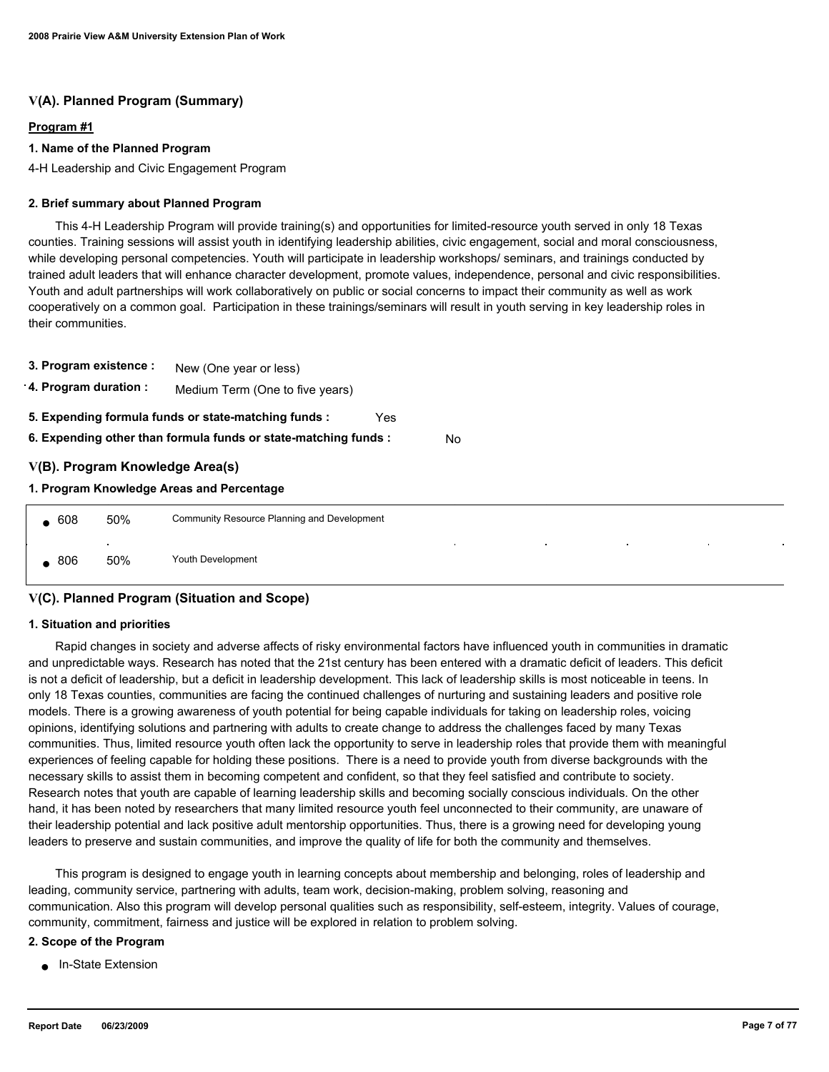## V(A). Planned Program (Summary)

**Program #1**

**1. Name of the Planned Program**

4-H Leadership and Civic Engagement Program

**2. Brief summary about Planned Program**

This 4-H Leadership Program will provide training(s) and opportunities for limited-resource youth served in only 18 Texas counties. Training sessions will assist youth in identifying leadership abilities, civic engagement, social and moral consciousness, while developing personal competencies. Youth will participate in leadership workshops/ seminars, and trainings conducted by trained adult leaders that will enhance character development, promote values, independence, personal and civic responsibilities. Youth and adult partnerships will work collaboratively on public or social concerns to impact their community as well as work cooperatively on a common goal. Participation in these trainings/seminars will result in youth serving in key leadership roles in their communities.

**3. Program existence :** New (One year or less)

**4. Program duration :** Medium Term (One to five years)

**5. Expending formula funds or state-matching funds :** Yes

**6. Expending other than formula funds or state-matching funds :** No

## V(B). Program Knowledge Area(s)

**1. Program Knowledge Areas and Percentage**

| KA | Percentage | Knowledge Area |
|---|---|---|
| 608 | 50% | Community Resource Planning and Development |
| 806 | 50% | Youth Development |

## V(C). Planned Program (Situation and Scope)

**1. Situation and priorities**

Rapid changes in society and adverse affects of risky environmental factors have influenced youth in communities in dramatic and unpredictable ways. Research has noted that the 21st century has been entered with a dramatic deficit of leaders. This deficit is not a deficit of leadership, but a deficit in leadership development. This lack of leadership skills is most noticeable in teens. In only 18 Texas counties, communities are facing the continued challenges of nurturing and sustaining leaders and positive role models. There is a growing awareness of youth potential for being capable individuals for taking on leadership roles, voicing opinions, identifying solutions and partnering with adults to create change to address the challenges faced by many Texas communities. Thus, limited resource youth often lack the opportunity to serve in leadership roles that provide them with meaningful experiences of feeling capable for holding these positions. There is a need to provide youth from diverse backgrounds with the necessary skills to assist them in becoming competent and confident, so that they feel satisfied and contribute to society. Research notes that youth are capable of learning leadership skills and becoming socially conscious individuals. On the other hand, it has been noted by researchers that many limited resource youth feel unconnected to their community, are unaware of their leadership potential and lack positive adult mentorship opportunities. Thus, there is a growing need for developing young leaders to preserve and sustain communities, and improve the quality of life for both the community and themselves.

This program is designed to engage youth in learning concepts about membership and belonging, roles of leadership and leading, community service, partnering with adults, team work, decision-making, problem solving, reasoning and communication. Also this program will develop personal qualities such as responsibility, self-esteem, integrity. Values of courage, community, commitment, fairness and justice will be explored in relation to problem solving.

**2. Scope of the Program**

- In-State Extension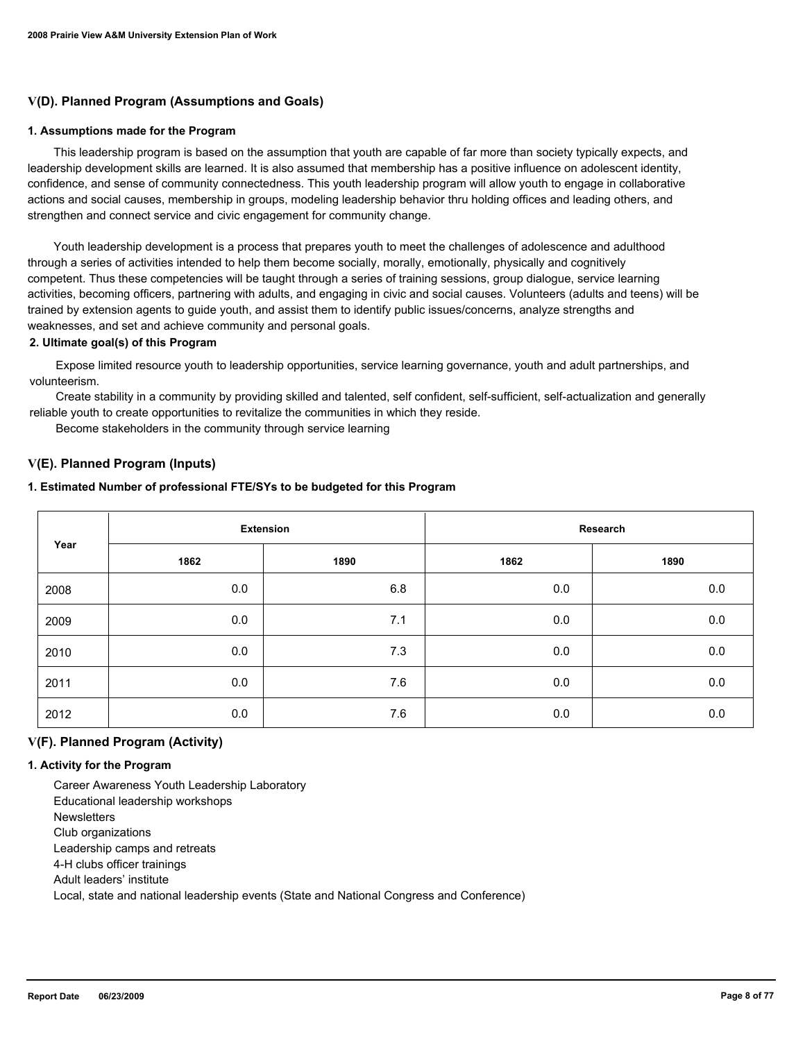## V(D). Planned Program (Assumptions and Goals)

### 1. Assumptions made for the Program

This leadership program is based on the assumption that youth are capable of far more than society typically expects, and leadership development skills are learned. It is also assumed that membership has a positive influence on adolescent identity, confidence, and sense of community connectedness. This youth leadership program will allow youth to engage in collaborative actions and social causes, membership in groups, modeling leadership behavior thru holding offices and leading others, and strengthen and connect service and civic engagement for community change.

Youth leadership development is a process that prepares youth to meet the challenges of adolescence and adulthood through a series of activities intended to help them become socially, morally, emotionally, physically and cognitively competent. Thus these competencies will be taught through a series of training sessions, group dialogue, service learning activities, becoming officers, partnering with adults, and engaging in civic and social causes. Volunteers (adults and teens) will be trained by extension agents to guide youth, and assist them to identify public issues/concerns, analyze strengths and weaknesses, and set and achieve community and personal goals.

### 2. Ultimate goal(s) of this Program

Expose limited resource youth to leadership opportunities, service learning governance, youth and adult partnerships, and volunteerism.

Create stability in a community by providing skilled and talented, self confident, self-sufficient, self-actualization and generally reliable youth to create opportunities to revitalize the communities in which they reside.

Become stakeholders in the community through service learning

## V(E). Planned Program (Inputs)

### 1. Estimated Number of professional FTE/SYs to be budgeted for this Program

| Year | Extension | | Research | |
|---|---|---|---|---|
| | 1862 | 1890 | 1862 | 1890 |
| 2008 | 0.0 | 6.8 | 0.0 | 0.0 |
| 2009 | 0.0 | 7.1 | 0.0 | 0.0 |
| 2010 | 0.0 | 7.3 | 0.0 | 0.0 |
| 2011 | 0.0 | 7.6 | 0.0 | 0.0 |
| 2012 | 0.0 | 7.6 | 0.0 | 0.0 |

## V(F). Planned Program (Activity)

### 1. Activity for the Program

Career Awareness Youth Leadership Laboratory
Educational leadership workshops
Newsletters
Club organizations
Leadership camps and retreats
4-H clubs officer trainings
Adult leaders' institute
Local, state and national leadership events (State and National Congress and Conference)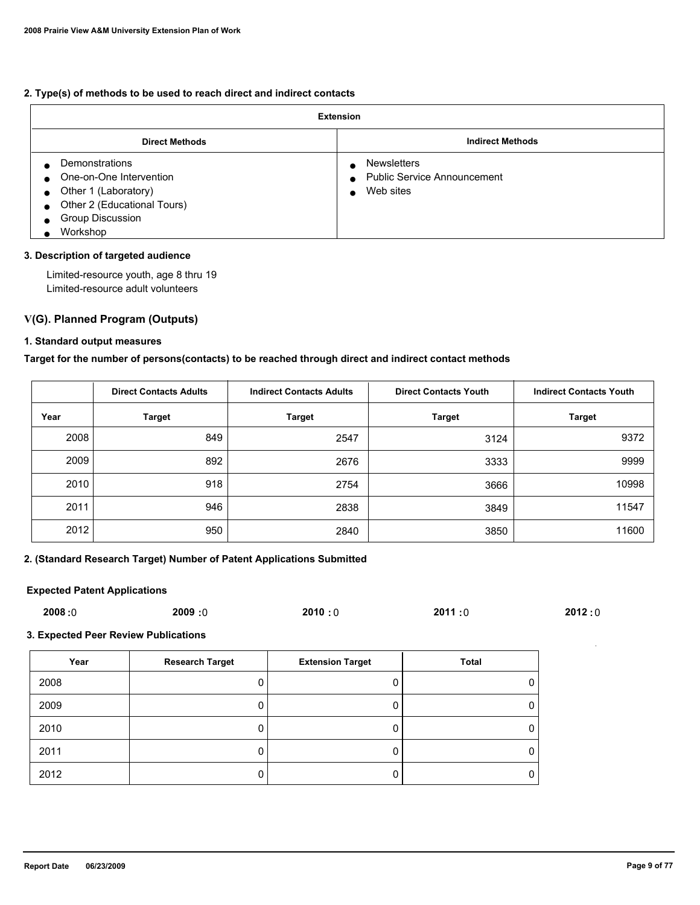**2. Type(s) of methods to be used to reach direct and indirect contacts**

| Extension | |
|---|---|
| **Direct Methods** | **Indirect Methods** |
| • Demonstrations<br>• One-on-One Intervention<br>• Other 1 (Laboratory)<br>• Other 2 (Educational Tours)<br>• Group Discussion<br>• Workshop | • Newsletters<br>• Public Service Announcement<br>• Web sites |

**3. Description of targeted audience**

Limited-resource youth, age 8 thru 19
Limited-resource adult volunteers

## V(G). Planned Program (Outputs)

**1. Standard output measures**

**Target for the number of persons(contacts) to be reached through direct and indirect contact methods**

| | Direct Contacts Adults | Indirect Contacts Adults | Direct Contacts Youth | Indirect Contacts Youth |
|---|---|---|---|---|
| **Year** | **Target** | **Target** | **Target** | **Target** |
| 2008 | 849 | 2547 | 3124 | 9372 |
| 2009 | 892 | 2676 | 3333 | 9999 |
| 2010 | 918 | 2754 | 3666 | 10998 |
| 2011 | 946 | 2838 | 3849 | 11547 |
| 2012 | 950 | 2840 | 3850 | 11600 |

**2. (Standard Research Target) Number of Patent Applications Submitted**

**Expected Patent Applications**

**2008 :** 0 **2009 :** 0 **2010 :** 0 **2011 :** 0 **2012 :** 0

**3. Expected Peer Review Publications**

| Year | Research Target | Extension Target | Total |
|---|---|---|---|
| 2008 | 0 | 0 | 0 |
| 2009 | 0 | 0 | 0 |
| 2010 | 0 | 0 | 0 |
| 2011 | 0 | 0 | 0 |
| 2012 | 0 | 0 | 0 |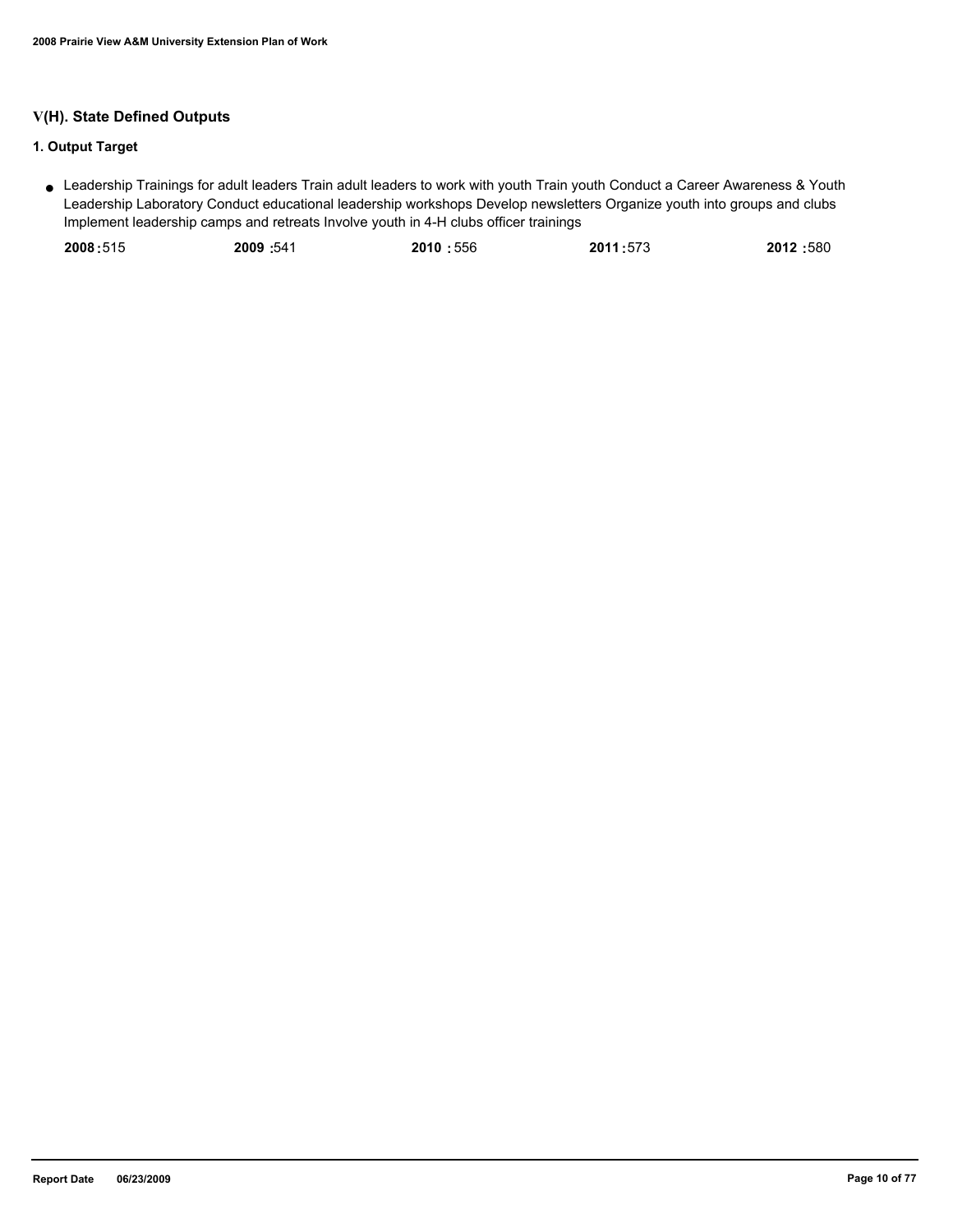## V(H). State Defined Outputs

### 1. Output Target

- Leadership Trainings for adult leaders Train adult leaders to work with youth Train youth Conduct a Career Awareness & Youth Leadership Laboratory Conduct educational leadership workshops Develop newsletters Organize youth into groups and clubs Implement leadership camps and retreats Involve youth in 4-H clubs officer trainings

| 2008 | 2009 | 2010 | 2011 | 2012 |
|---|---|---|---|---|
| 515 | 541 | 556 | 573 | 580 |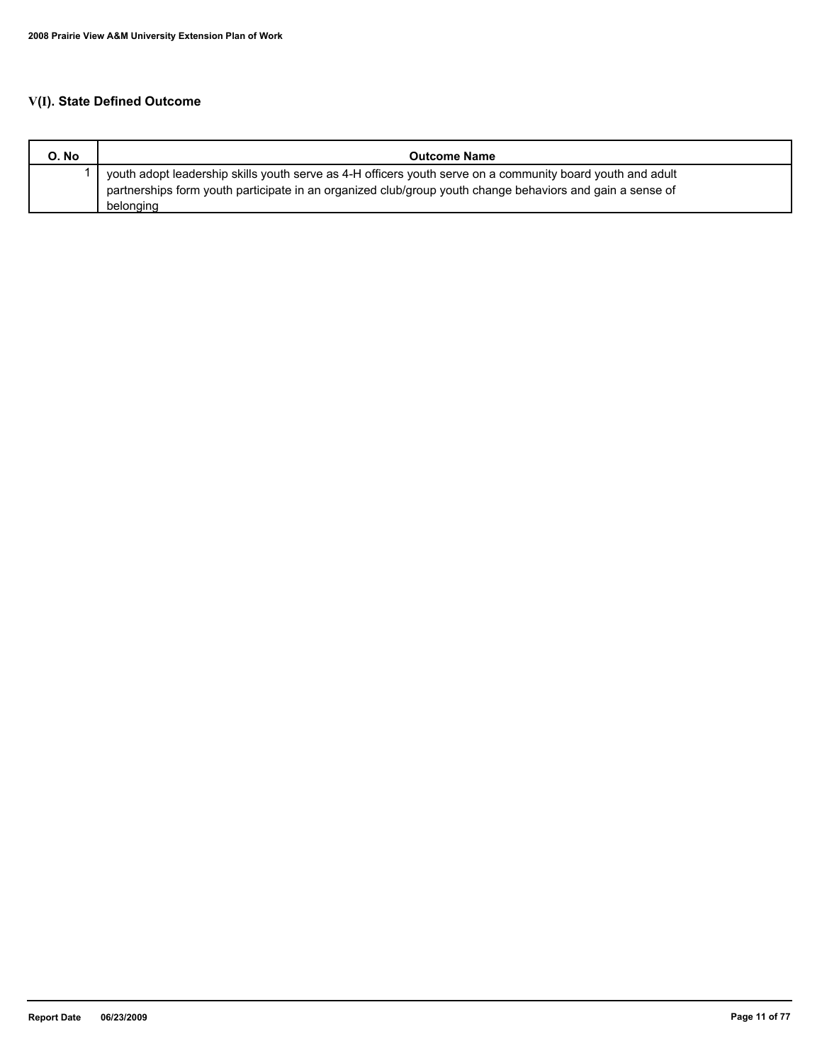## V(I). State Defined Outcome

| O. No | Outcome Name |
|---|---|
| 1 | youth adopt leadership skills youth serve as 4-H officers youth serve on a community board youth and adult partnerships form youth participate in an organized club/group youth change behaviors and gain a sense of belonging |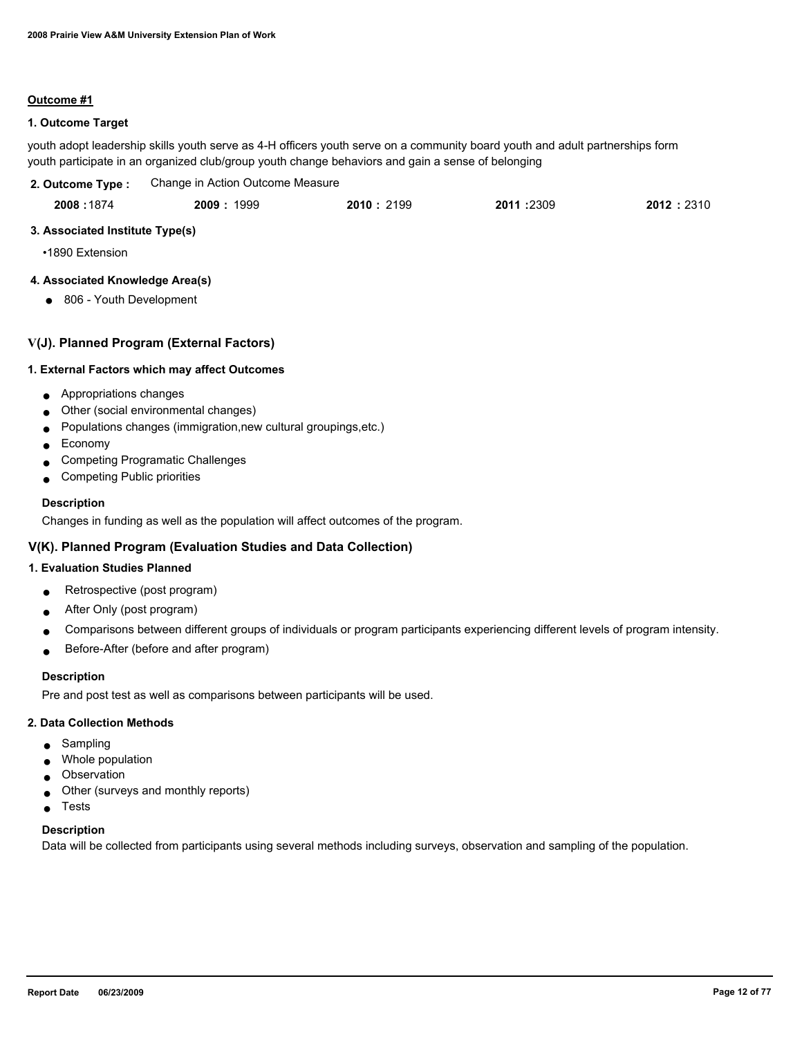**Outcome #1**

**1. Outcome Target**

youth adopt leadership skills youth serve as 4-H officers youth serve on a community board youth and adult partnerships form youth participate in an organized club/group youth change behaviors and gain a sense of belonging

**2. Outcome Type :** Change in Action Outcome Measure

| **2008 :** 1874 | **2009 :** 1999 | **2010 :** 2199 | **2011 :** 2309 | **2012 :** 2310 |
|---|---|---|---|---|

**3. Associated Institute Type(s)**

- 1890 Extension

**4. Associated Knowledge Area(s)**

- 806 - Youth Development

## V(J). Planned Program (External Factors)

**1. External Factors which may affect Outcomes**

- Appropriations changes
- Other (social environmental changes)
- Populations changes (immigration,new cultural groupings,etc.)
- Economy
- Competing Programatic Challenges
- Competing Public priorities

**Description**

Changes in funding as well as the population will affect outcomes of the program.

## V(K). Planned Program (Evaluation Studies and Data Collection)

**1. Evaluation Studies Planned**

- Retrospective (post program)
- After Only (post program)
- Comparisons between different groups of individuals or program participants experiencing different levels of program intensity.
- Before-After (before and after program)

**Description**

Pre and post test as well as comparisons between participants will be used.

**2. Data Collection Methods**

- Sampling
- Whole population
- Observation
- Other (surveys and monthly reports)
- Tests

**Description**

Data will be collected from participants using several methods including surveys, observation and sampling of the population.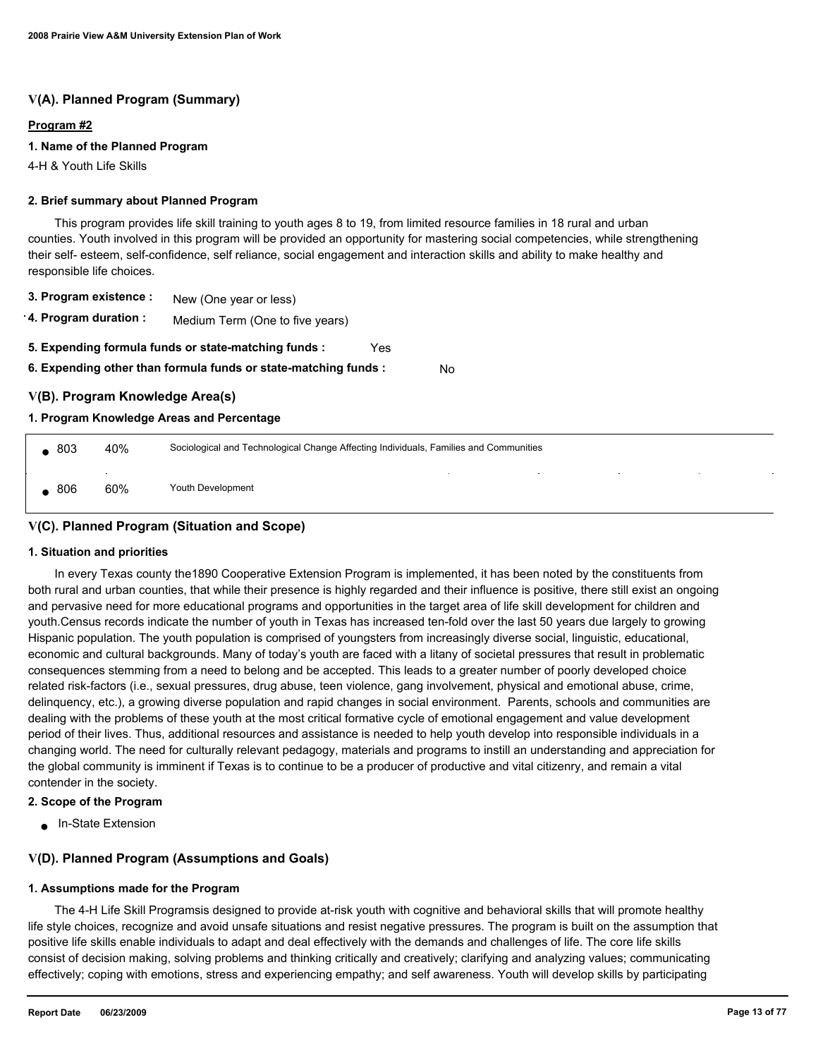## V(A). Planned Program (Summary)

**Program #2**

**1. Name of the Planned Program**

4-H & Youth Life Skills

**2. Brief summary about Planned Program**

This program provides life skill training to youth ages 8 to 19, from limited resource families in 18 rural and urban counties. Youth involved in this program will be provided an opportunity for mastering social competencies, while strengthening their self- esteem, self-confidence, self reliance, social engagement and interaction skills and ability to make healthy and responsible life choices.

**3. Program existence :** New (One year or less)

**4. Program duration :** Medium Term (One to five years)

**5. Expending formula funds or state-matching funds :** Yes

**6. Expending other than formula funds or state-matching funds :** No

## V(B). Program Knowledge Area(s)

**1. Program Knowledge Areas and Percentage**

| | | |
|---|---|---|
| 803 | 40% | Sociological and Technological Change Affecting Individuals, Families and Communities |
| 806 | 60% | Youth Development |

## V(C). Planned Program (Situation and Scope)

**1. Situation and priorities**

In every Texas county the1890 Cooperative Extension Program is implemented, it has been noted by the constituents from both rural and urban counties, that while their presence is highly regarded and their influence is positive, there still exist an ongoing and pervasive need for more educational programs and opportunities in the target area of life skill development for children and youth.Census records indicate the number of youth in Texas has increased ten-fold over the last 50 years due largely to growing Hispanic population. The youth population is comprised of youngsters from increasingly diverse social, linguistic, educational, economic and cultural backgrounds. Many of today's youth are faced with a litany of societal pressures that result in problematic consequences stemming from a need to belong and be accepted. This leads to a greater number of poorly developed choice related risk-factors (i.e., sexual pressures, drug abuse, teen violence, gang involvement, physical and emotional abuse, crime, delinquency, etc.), a growing diverse population and rapid changes in social environment. Parents, schools and communities are dealing with the problems of these youth at the most critical formative cycle of emotional engagement and value development period of their lives. Thus, additional resources and assistance is needed to help youth develop into responsible individuals in a changing world. The need for culturally relevant pedagogy, materials and programs to instill an understanding and appreciation for the global community is imminent if Texas is to continue to be a producer of productive and vital citizenry, and remain a vital contender in the society.

**2. Scope of the Program**

- In-State Extension

## V(D). Planned Program (Assumptions and Goals)

**1. Assumptions made for the Program**

The 4-H Life Skill Programsis designed to provide at-risk youth with cognitive and behavioral skills that will promote healthy life style choices, recognize and avoid unsafe situations and resist negative pressures. The program is built on the assumption that positive life skills enable individuals to adapt and deal effectively with the demands and challenges of life. The core life skills consist of decision making, solving problems and thinking critically and creatively; clarifying and analyzing values; communicating effectively; coping with emotions, stress and experiencing empathy; and self awareness. Youth will develop skills by participating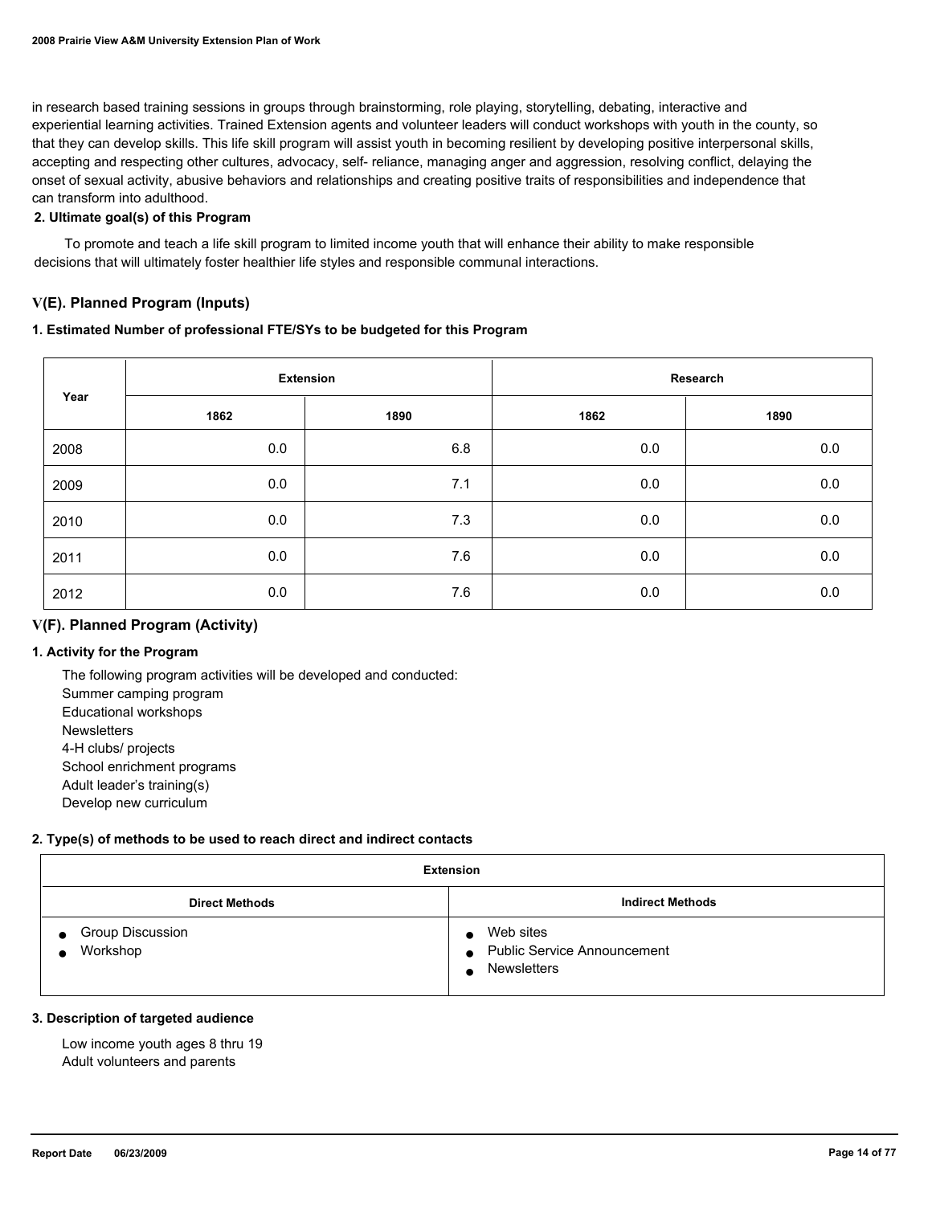in research based training sessions in groups through brainstorming, role playing, storytelling, debating, interactive and experiential learning activities. Trained Extension agents and volunteer leaders will conduct workshops with youth in the county, so that they can develop skills. This life skill program will assist youth in becoming resilient by developing positive interpersonal skills, accepting and respecting other cultures, advocacy, self- reliance, managing anger and aggression, resolving conflict, delaying the onset of sexual activity, abusive behaviors and relationships and creating positive traits of responsibilities and independence that can transform into adulthood.

**2. Ultimate goal(s) of this Program**

To promote and teach a life skill program to limited income youth that will enhance their ability to make responsible decisions that will ultimately foster healthier life styles and responsible communal interactions.

## V(E). Planned Program (Inputs)

**1. Estimated Number of professional FTE/SYs to be budgeted for this Program**

| Year | Extension | | Research | |
|---|---|---|---|---|
| | 1862 | 1890 | 1862 | 1890 |
| 2008 | 0.0 | 6.8 | 0.0 | 0.0 |
| 2009 | 0.0 | 7.1 | 0.0 | 0.0 |
| 2010 | 0.0 | 7.3 | 0.0 | 0.0 |
| 2011 | 0.0 | 7.6 | 0.0 | 0.0 |
| 2012 | 0.0 | 7.6 | 0.0 | 0.0 |

## V(F). Planned Program (Activity)

**1. Activity for the Program**

The following program activities will be developed and conducted:
Summer camping program
Educational workshops
Newsletters
4-H clubs/ projects
School enrichment programs
Adult leader's training(s)
Develop new curriculum

**2. Type(s) of methods to be used to reach direct and indirect contacts**

| Extension | |
|---|---|
| **Direct Methods** | **Indirect Methods** |
| • Group Discussion<br>• Workshop | • Web sites<br>• Public Service Announcement<br>• Newsletters |

**3. Description of targeted audience**

Low income youth ages 8 thru 19
Adult volunteers and parents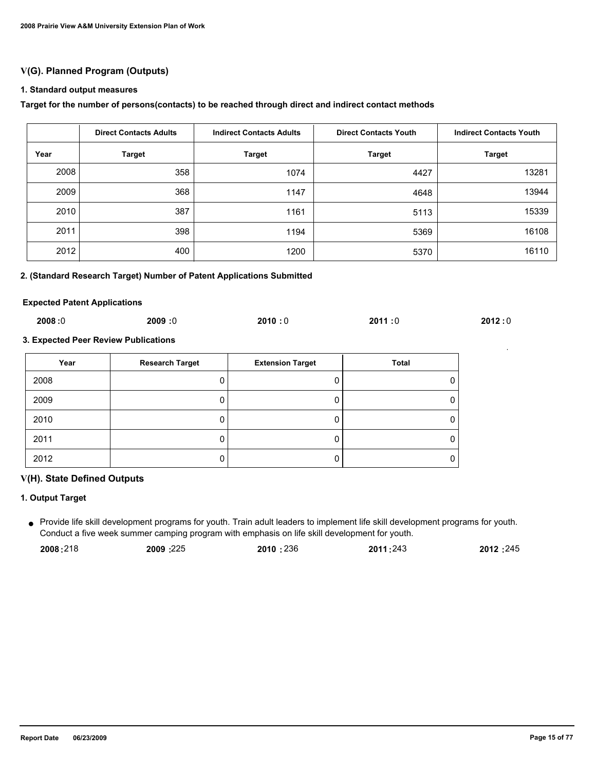## V(G). Planned Program (Outputs)

### 1. Standard output measures

**Target for the number of persons(contacts) to be reached through direct and indirect contact methods**

| | Direct Contacts Adults | Indirect Contacts Adults | Direct Contacts Youth | Indirect Contacts Youth |
|---|---|---|---|---|
| **Year** | **Target** | **Target** | **Target** | **Target** |
| 2008 | 358 | 1074 | 4427 | 13281 |
| 2009 | 368 | 1147 | 4648 | 13944 |
| 2010 | 387 | 1161 | 5113 | 15339 |
| 2011 | 398 | 1194 | 5369 | 16108 |
| 2012 | 400 | 1200 | 5370 | 16110 |

### 2. (Standard Research Target) Number of Patent Applications Submitted

**Expected Patent Applications**

**2008 :** 0 **2009 :** 0 **2010 :** 0 **2011 :** 0 **2012 :** 0

### 3. Expected Peer Review Publications

| Year | Research Target | Extension Target | Total |
|---|---|---|---|
| 2008 | 0 | 0 | 0 |
| 2009 | 0 | 0 | 0 |
| 2010 | 0 | 0 | 0 |
| 2011 | 0 | 0 | 0 |
| 2012 | 0 | 0 | 0 |

## V(H). State Defined Outputs

### 1. Output Target

- Provide life skill development programs for youth. Train adult leaders to implement life skill development programs for youth. Conduct a five week summer camping program with emphasis on life skill development for youth.

  **2008 :** 218 **2009 :** 225 **2010 :** 236 **2011 :** 243 **2012 :** 245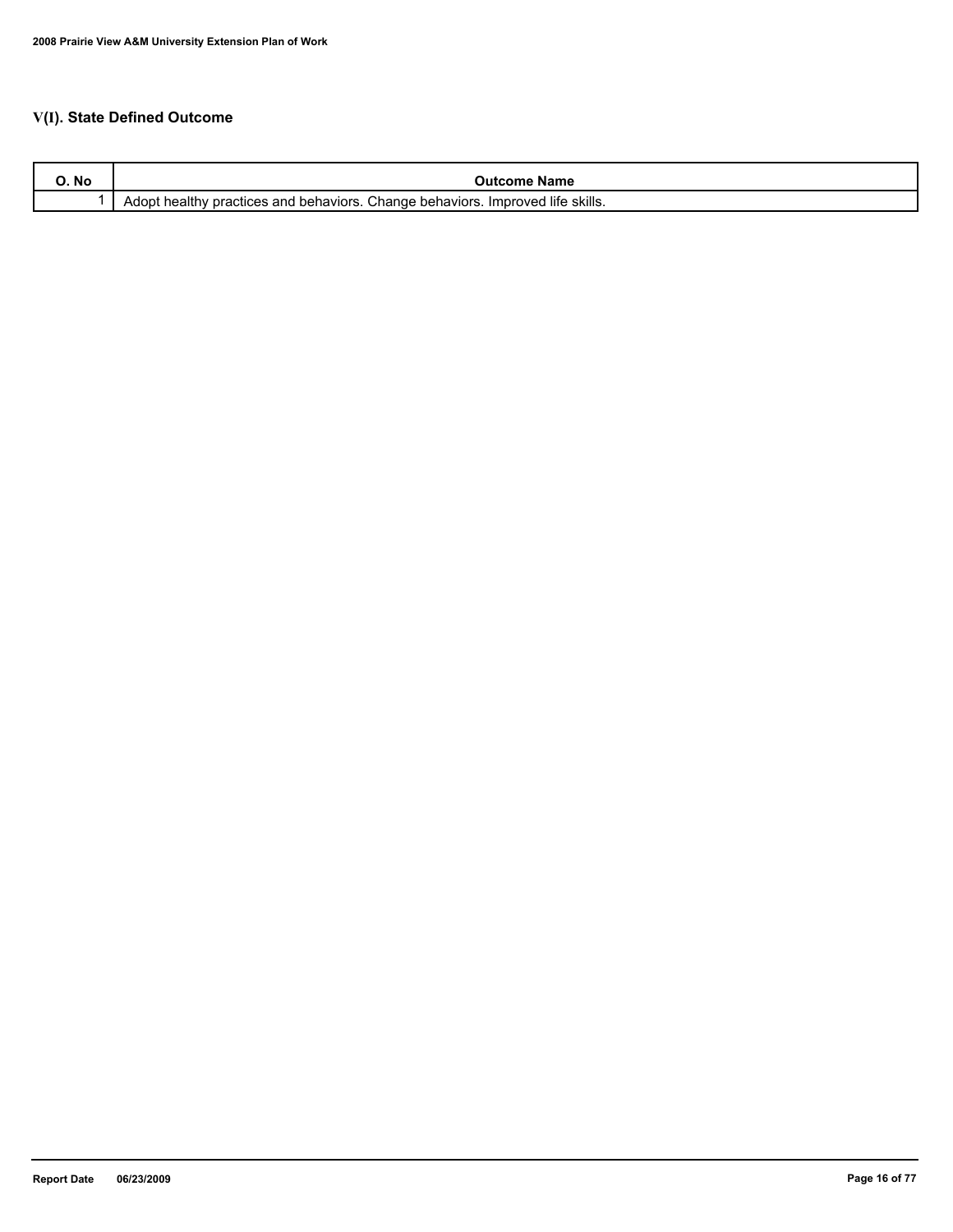## V(I). State Defined Outcome

| O. No | Outcome Name |
| --- | --- |
| 1 | Adopt healthy practices and behaviors. Change behaviors. Improved life skills. |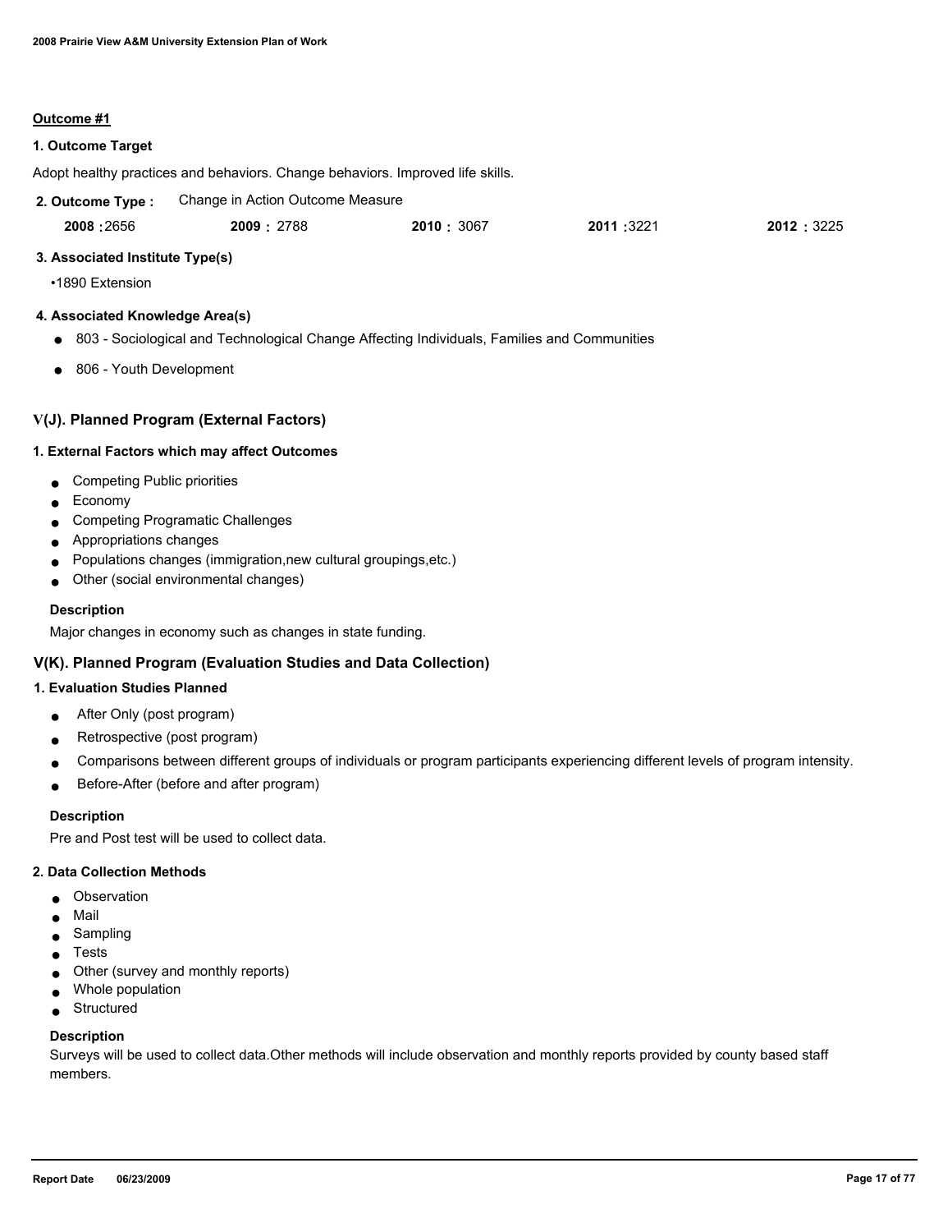**Outcome #1**

**1. Outcome Target**

Adopt healthy practices and behaviors. Change behaviors. Improved life skills.

**2. Outcome Type :** Change in Action Outcome Measure

| 2008 | 2009 | 2010 | 2011 | 2012 |
|---|---|---|---|---|
| 2656 | 2788 | 3067 | 3221 | 3225 |

**3. Associated Institute Type(s)**

•1890 Extension

**4. Associated Knowledge Area(s)**

- 803 - Sociological and Technological Change Affecting Individuals, Families and Communities
- 806 - Youth Development

## V(J). Planned Program (External Factors)

**1. External Factors which may affect Outcomes**

- Competing Public priorities
- Economy
- Competing Programatic Challenges
- Appropriations changes
- Populations changes (immigration,new cultural groupings,etc.)
- Other (social environmental changes)

**Description**

Major changes in economy such as changes in state funding.

## V(K). Planned Program (Evaluation Studies and Data Collection)

**1. Evaluation Studies Planned**

- After Only (post program)
- Retrospective (post program)
- Comparisons between different groups of individuals or program participants experiencing different levels of program intensity.
- Before-After (before and after program)

**Description**

Pre and Post test will be used to collect data.

**2. Data Collection Methods**

- Observation
- Mail
- Sampling
- Tests
- Other (survey and monthly reports)
- Whole population
- Structured

**Description**

Surveys will be used to collect data.Other methods will include observation and monthly reports provided by county based staff members.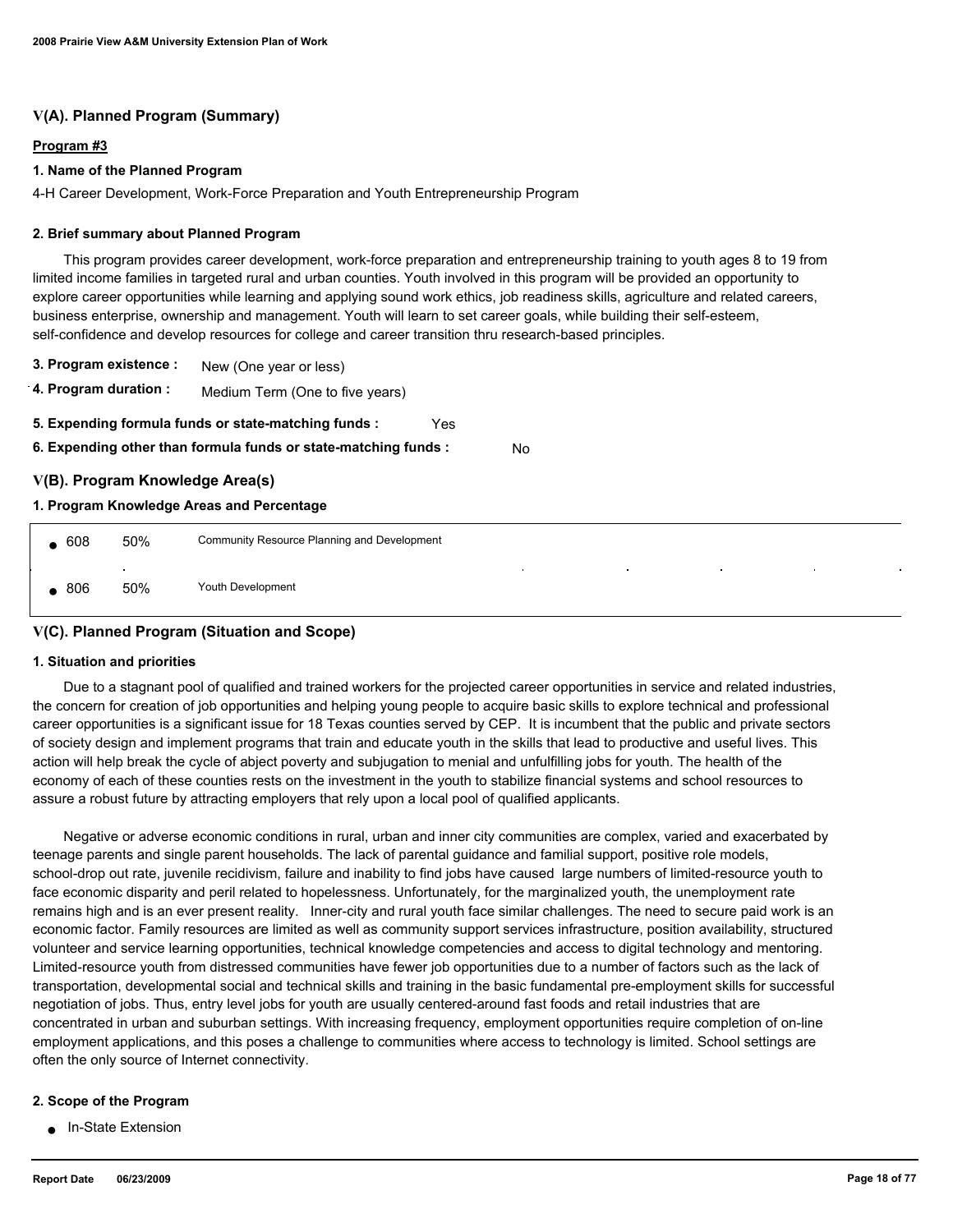## V(A). Planned Program (Summary)

**Program #3**

### 1. Name of the Planned Program

4-H Career Development, Work-Force Preparation and Youth Entrepreneurship Program

### 2. Brief summary about Planned Program

This program provides career development, work-force preparation and entrepreneurship training to youth ages 8 to 19 from limited income families in targeted rural and urban counties. Youth involved in this program will be provided an opportunity to explore career opportunities while learning and applying sound work ethics, job readiness skills, agriculture and related careers, business enterprise, ownership and management. Youth will learn to set career goals, while building their self-esteem, self-confidence and develop resources for college and career transition thru research-based principles.

**3. Program existence :** New (One year or less)

**4. Program duration :** Medium Term (One to five years)

**5. Expending formula funds or state-matching funds :** Yes

**6. Expending other than formula funds or state-matching funds :** No

## V(B). Program Knowledge Area(s)

### 1. Program Knowledge Areas and Percentage

| KA Code | % | Knowledge Area |
|---|---|---|
| 608 | 50% | Community Resource Planning and Development |
| 806 | 50% | Youth Development |

## V(C). Planned Program (Situation and Scope)

### 1. Situation and priorities

Due to a stagnant pool of qualified and trained workers for the projected career opportunities in service and related industries, the concern for creation of job opportunities and helping young people to acquire basic skills to explore technical and professional career opportunities is a significant issue for 18 Texas counties served by CEP. It is incumbent that the public and private sectors of society design and implement programs that train and educate youth in the skills that lead to productive and useful lives. This action will help break the cycle of abject poverty and subjugation to menial and unfulfilling jobs for youth. The health of the economy of each of these counties rests on the investment in the youth to stabilize financial systems and school resources to assure a robust future by attracting employers that rely upon a local pool of qualified applicants.

Negative or adverse economic conditions in rural, urban and inner city communities are complex, varied and exacerbated by teenage parents and single parent households. The lack of parental guidance and familial support, positive role models, school-drop out rate, juvenile recidivism, failure and inability to find jobs have caused large numbers of limited-resource youth to face economic disparity and peril related to hopelessness. Unfortunately, for the marginalized youth, the unemployment rate remains high and is an ever present reality. Inner-city and rural youth face similar challenges. The need to secure paid work is an economic factor. Family resources are limited as well as community support services infrastructure, position availability, structured volunteer and service learning opportunities, technical knowledge competencies and access to digital technology and mentoring. Limited-resource youth from distressed communities have fewer job opportunities due to a number of factors such as the lack of transportation, developmental social and technical skills and training in the basic fundamental pre-employment skills for successful negotiation of jobs. Thus, entry level jobs for youth are usually centered-around fast foods and retail industries that are concentrated in urban and suburban settings. With increasing frequency, employment opportunities require completion of on-line employment applications, and this poses a challenge to communities where access to technology is limited. School settings are often the only source of Internet connectivity.

### 2. Scope of the Program

- In-State Extension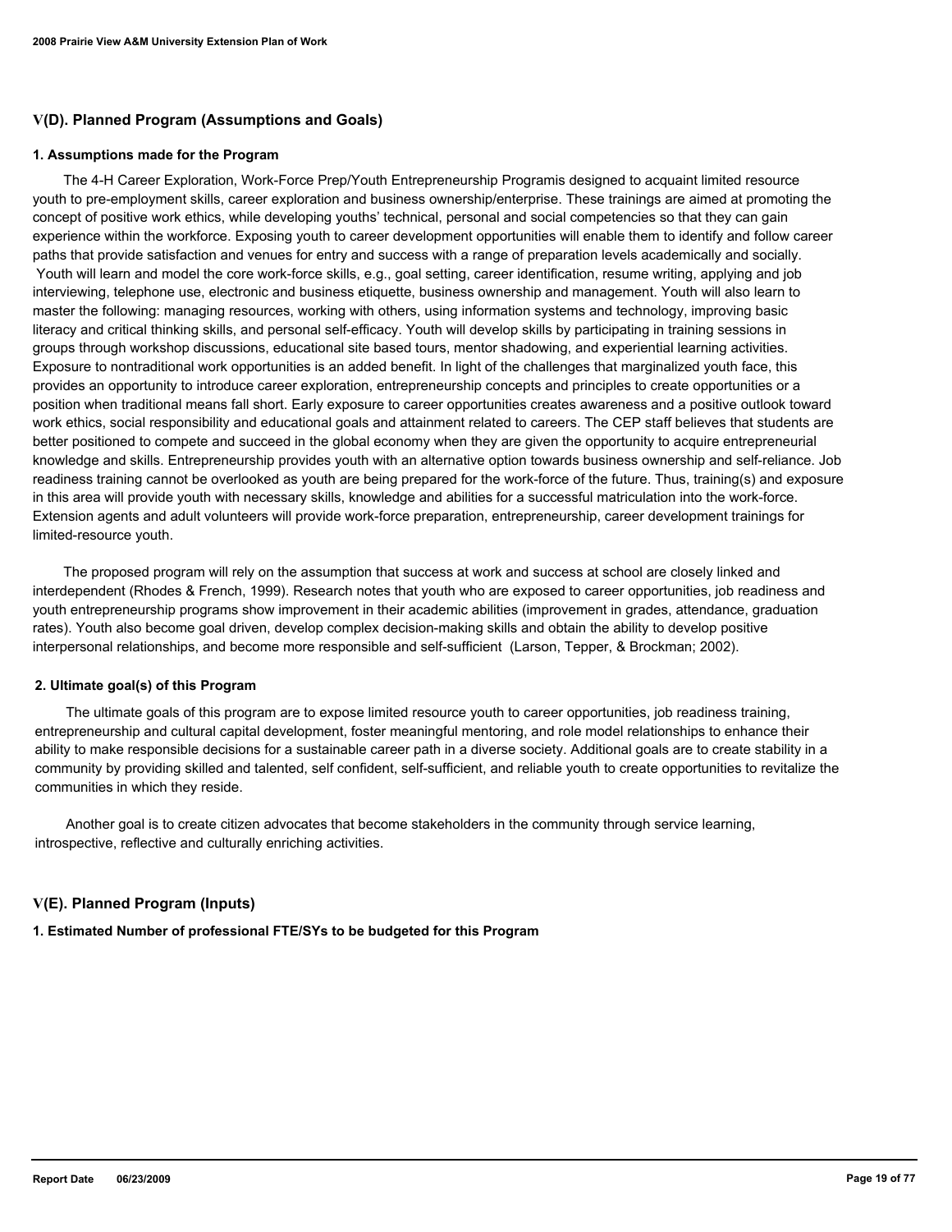## V(D). Planned Program (Assumptions and Goals)

### 1. Assumptions made for the Program

The 4-H Career Exploration, Work-Force Prep/Youth Entrepreneurship Programis designed to acquaint limited resource youth to pre-employment skills, career exploration and business ownership/enterprise. These trainings are aimed at promoting the concept of positive work ethics, while developing youths' technical, personal and social competencies so that they can gain experience within the workforce. Exposing youth to career development opportunities will enable them to identify and follow career paths that provide satisfaction and venues for entry and success with a range of preparation levels academically and socially. Youth will learn and model the core work-force skills, e.g., goal setting, career identification, resume writing, applying and job interviewing, telephone use, electronic and business etiquette, business ownership and management. Youth will also learn to master the following: managing resources, working with others, using information systems and technology, improving basic literacy and critical thinking skills, and personal self-efficacy. Youth will develop skills by participating in training sessions in groups through workshop discussions, educational site based tours, mentor shadowing, and experiential learning activities. Exposure to nontraditional work opportunities is an added benefit. In light of the challenges that marginalized youth face, this provides an opportunity to introduce career exploration, entrepreneurship concepts and principles to create opportunities or a position when traditional means fall short. Early exposure to career opportunities creates awareness and a positive outlook toward work ethics, social responsibility and educational goals and attainment related to careers. The CEP staff believes that students are better positioned to compete and succeed in the global economy when they are given the opportunity to acquire entrepreneurial knowledge and skills. Entrepreneurship provides youth with an alternative option towards business ownership and self-reliance. Job readiness training cannot be overlooked as youth are being prepared for the work-force of the future. Thus, training(s) and exposure in this area will provide youth with necessary skills, knowledge and abilities for a successful matriculation into the work-force. Extension agents and adult volunteers will provide work-force preparation, entrepreneurship, career development trainings for limited-resource youth.

The proposed program will rely on the assumption that success at work and success at school are closely linked and interdependent (Rhodes & French, 1999). Research notes that youth who are exposed to career opportunities, job readiness and youth entrepreneurship programs show improvement in their academic abilities (improvement in grades, attendance, graduation rates). Youth also become goal driven, develop complex decision-making skills and obtain the ability to develop positive interpersonal relationships, and become more responsible and self-sufficient (Larson, Tepper, & Brockman; 2002).

### 2. Ultimate goal(s) of this Program

The ultimate goals of this program are to expose limited resource youth to career opportunities, job readiness training, entrepreneurship and cultural capital development, foster meaningful mentoring, and role model relationships to enhance their ability to make responsible decisions for a sustainable career path in a diverse society. Additional goals are to create stability in a community by providing skilled and talented, self confident, self-sufficient, and reliable youth to create opportunities to revitalize the communities in which they reside.

Another goal is to create citizen advocates that become stakeholders in the community through service learning, introspective, reflective and culturally enriching activities.

## V(E). Planned Program (Inputs)

### 1. Estimated Number of professional FTE/SYs to be budgeted for this Program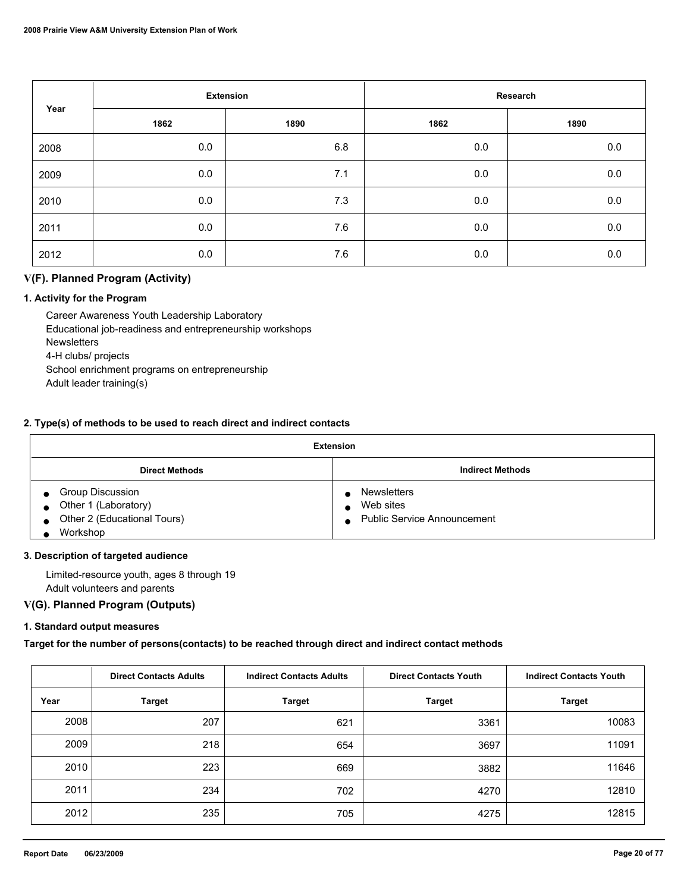| Year | Extension | | Research | |
|---|---|---|---|---|
| | 1862 | 1890 | 1862 | 1890 |
| 2008 | 0.0 | 6.8 | 0.0 | 0.0 |
| 2009 | 0.0 | 7.1 | 0.0 | 0.0 |
| 2010 | 0.0 | 7.3 | 0.0 | 0.0 |
| 2011 | 0.0 | 7.6 | 0.0 | 0.0 |
| 2012 | 0.0 | 7.6 | 0.0 | 0.0 |

## V(F). Planned Program (Activity)

### 1. Activity for the Program

Career Awareness Youth Leadership Laboratory
Educational job-readiness and entrepreneurship workshops
Newsletters
4-H clubs/ projects
School enrichment programs on entrepreneurship
Adult leader training(s)

### 2. Type(s) of methods to be used to reach direct and indirect contacts

| Extension | |
|---|---|
| **Direct Methods** | **Indirect Methods** |
| ● Group Discussion<br>● Other 1 (Laboratory)<br>● Other 2 (Educational Tours)<br>● Workshop | ● Newsletters<br>● Web sites<br>● Public Service Announcement |

### 3. Description of targeted audience

Limited-resource youth, ages 8 through 19
Adult volunteers and parents

## V(G). Planned Program (Outputs)

### 1. Standard output measures

**Target for the number of persons(contacts) to be reached through direct and indirect contact methods**

| | Direct Contacts Adults | Indirect Contacts Adults | Direct Contacts Youth | Indirect Contacts Youth |
|---|---|---|---|---|
| Year | Target | Target | Target | Target |
| 2008 | 207 | 621 | 3361 | 10083 |
| 2009 | 218 | 654 | 3697 | 11091 |
| 2010 | 223 | 669 | 3882 | 11646 |
| 2011 | 234 | 702 | 4270 | 12810 |
| 2012 | 235 | 705 | 4275 | 12815 |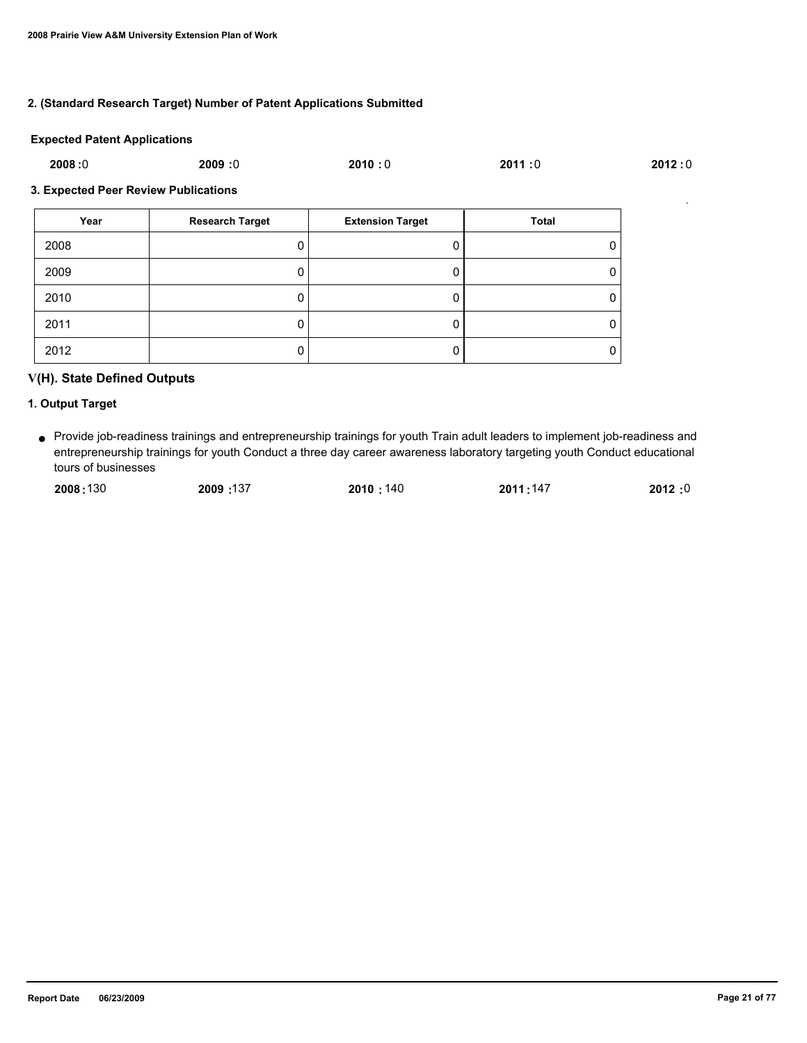### 2. (Standard Research Target) Number of Patent Applications Submitted

**Expected Patent Applications**

**2008 :** 0 **2009 :** 0 **2010 :** 0 **2011 :** 0 **2012 :** 0

### 3. Expected Peer Review Publications

| Year | Research Target | Extension Target | Total |
|---|---|---|---|
| 2008 | 0 | 0 | 0 |
| 2009 | 0 | 0 | 0 |
| 2010 | 0 | 0 | 0 |
| 2011 | 0 | 0 | 0 |
| 2012 | 0 | 0 | 0 |

## V(H). State Defined Outputs

### 1. Output Target

- Provide job-readiness trainings and entrepreneurship trainings for youth Train adult leaders to implement job-readiness and entrepreneurship trainings for youth Conduct a three day career awareness laboratory targeting youth Conduct educational tours of businesses

  **2008 :** 130 **2009 :** 137 **2010 :** 140 **2011 :** 147 **2012 :** 0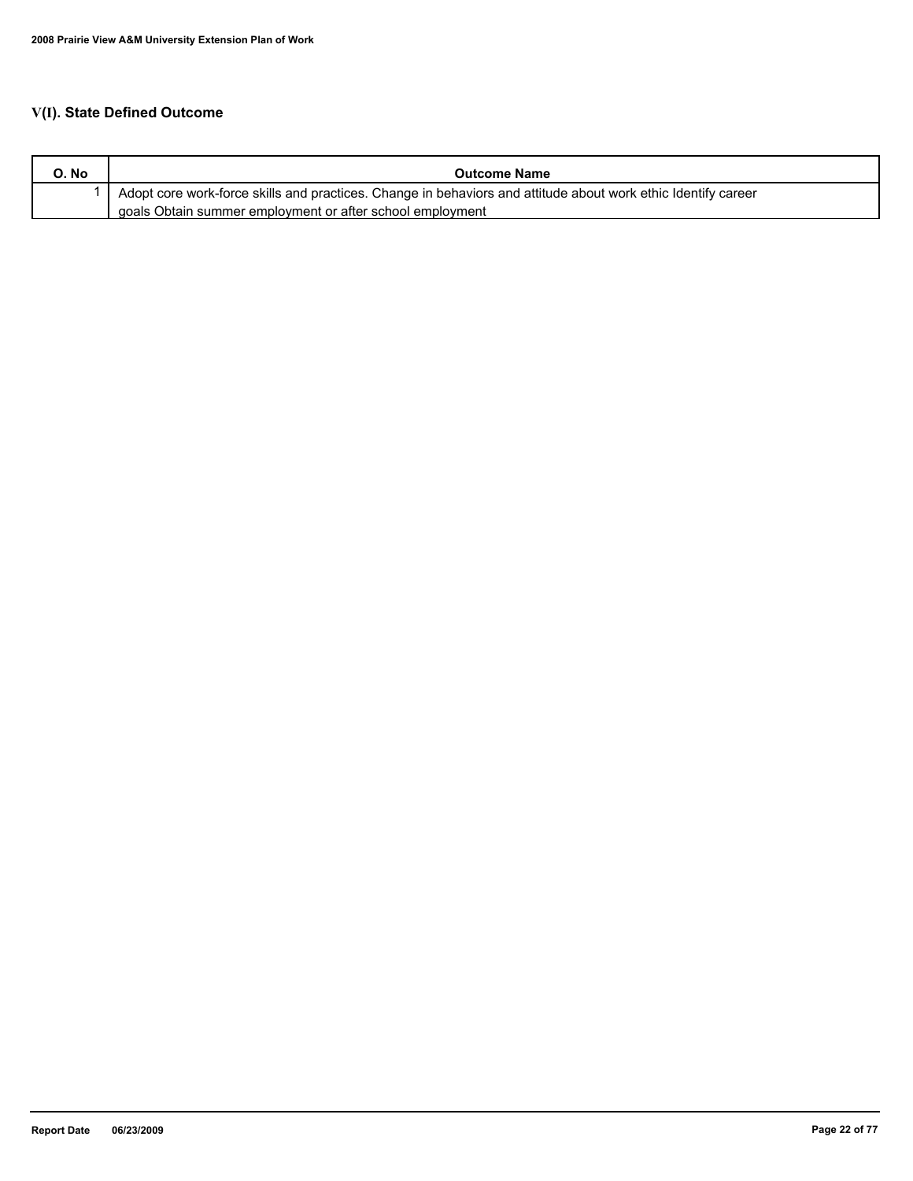## V(I). State Defined Outcome

| O. No | Outcome Name |
|---|---|
| 1 | Adopt core work-force skills and practices. Change in behaviors and attitude about work ethic Identify career goals Obtain summer employment or after school employment |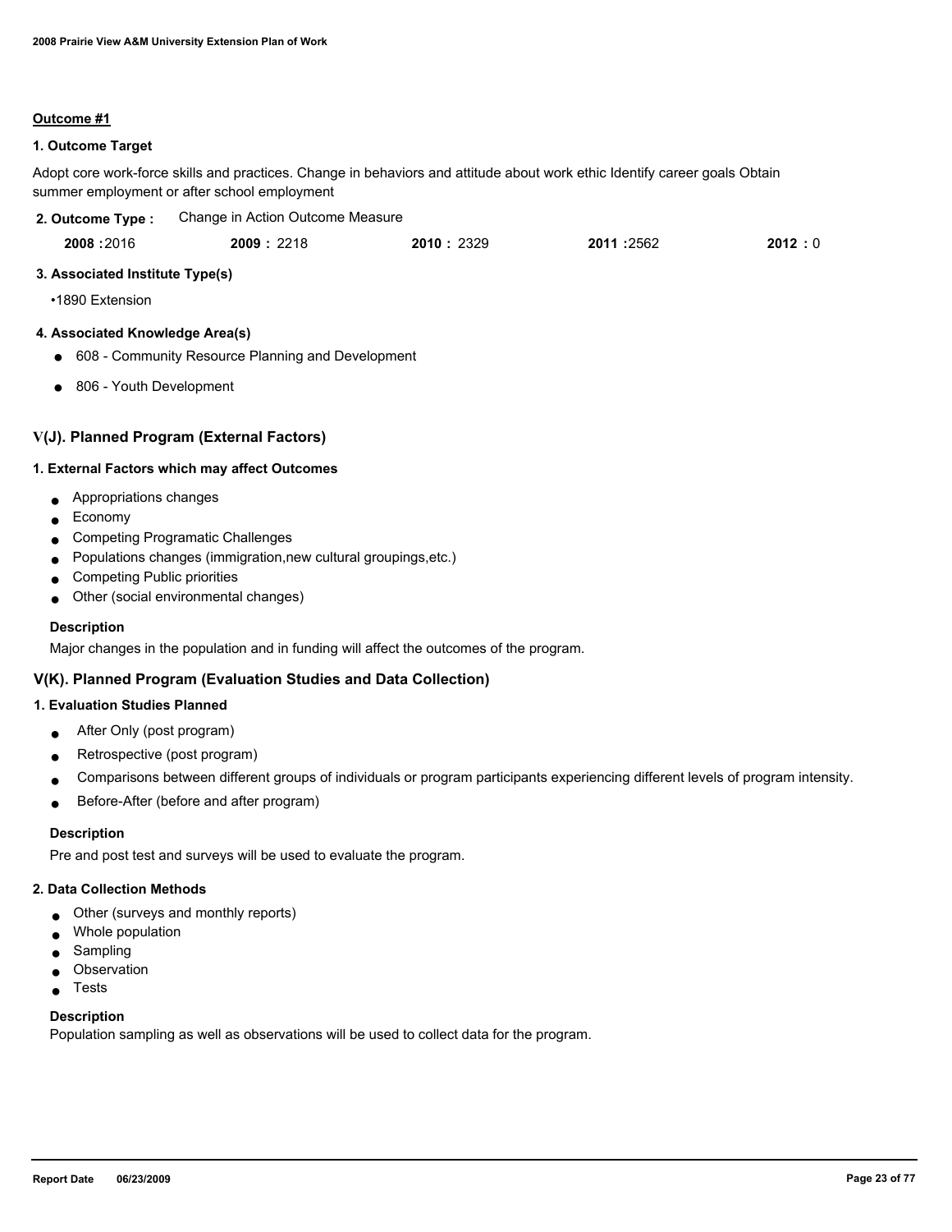**Outcome #1**

**1. Outcome Target**

Adopt core work-force skills and practices. Change in behaviors and attitude about work ethic Identify career goals Obtain summer employment or after school employment

**2. Outcome Type :** Change in Action Outcome Measure

| 2008 | 2009 | 2010 | 2011 | 2012 |
|---|---|---|---|---|
| 2016 | 2218 | 2329 | 2562 | 0 |

**3. Associated Institute Type(s)**

•1890 Extension

**4. Associated Knowledge Area(s)**

- 608 - Community Resource Planning and Development
- 806 - Youth Development

## V(J). Planned Program (External Factors)

**1. External Factors which may affect Outcomes**

- Appropriations changes
- Economy
- Competing Programatic Challenges
- Populations changes (immigration,new cultural groupings,etc.)
- Competing Public priorities
- Other (social environmental changes)

**Description**

Major changes in the population and in funding will affect the outcomes of the program.

## V(K). Planned Program (Evaluation Studies and Data Collection)

**1. Evaluation Studies Planned**

- After Only (post program)
- Retrospective (post program)
- Comparisons between different groups of individuals or program participants experiencing different levels of program intensity.
- Before-After (before and after program)

**Description**

Pre and post test and surveys will be used to evaluate the program.

**2. Data Collection Methods**

- Other (surveys and monthly reports)
- Whole population
- Sampling
- Observation
- Tests

**Description**

Population sampling as well as observations will be used to collect data for the program.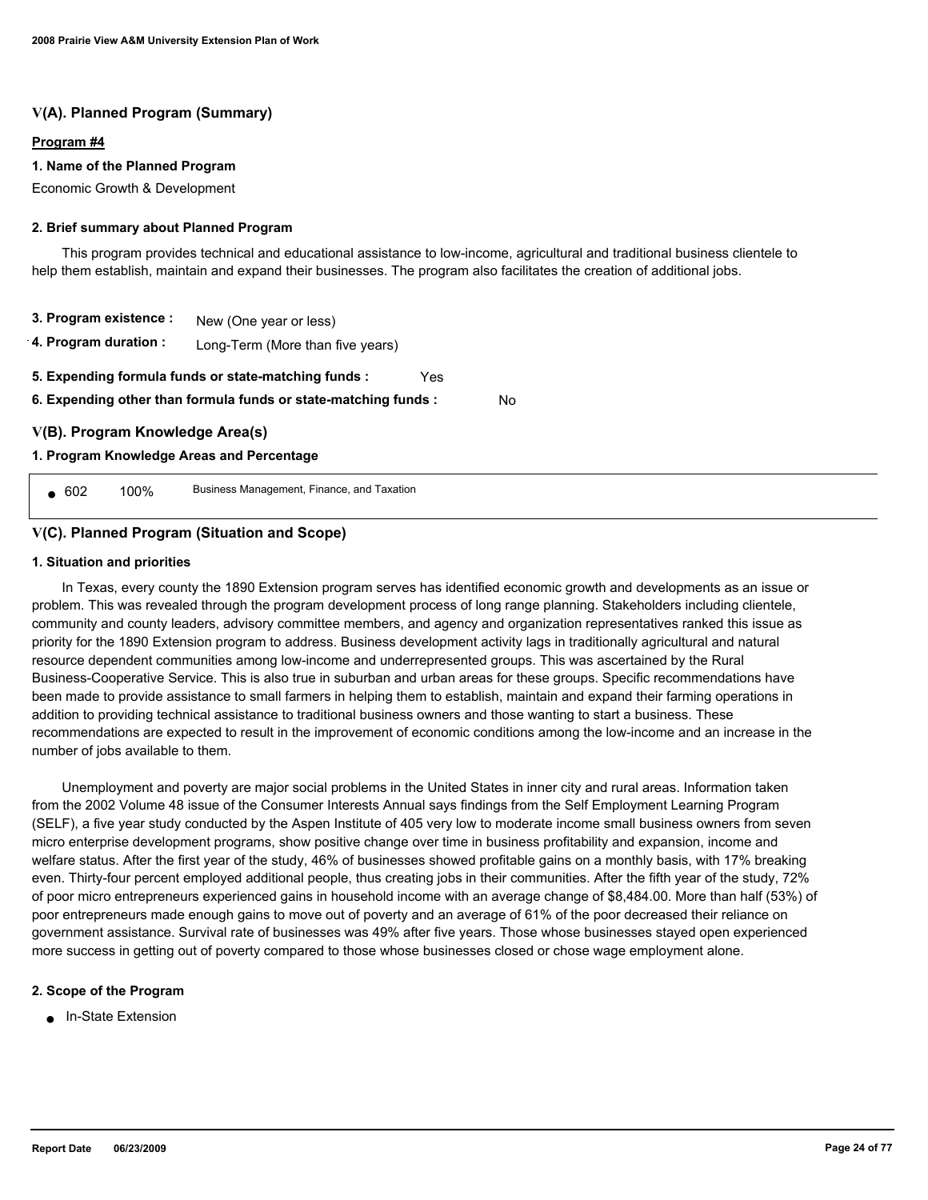## V(A). Planned Program (Summary)

**Program #4**

**1. Name of the Planned Program**

Economic Growth & Development

**2. Brief summary about Planned Program**

This program provides technical and educational assistance to low-income, agricultural and traditional business clientele to help them establish, maintain and expand their businesses. The program also facilitates the creation of additional jobs.

**3. Program existence :** New (One year or less)

**4. Program duration :** Long-Term (More than five years)

**5. Expending formula funds or state-matching funds :** Yes

**6. Expending other than formula funds or state-matching funds :** No

## V(B). Program Knowledge Area(s)

**1. Program Knowledge Areas and Percentage**

| | | |
|---|---|---|
| ● 602 | 100% | Business Management, Finance, and Taxation |

## V(C). Planned Program (Situation and Scope)

**1. Situation and priorities**

In Texas, every county the 1890 Extension program serves has identified economic growth and developments as an issue or problem. This was revealed through the program development process of long range planning. Stakeholders including clientele, community and county leaders, advisory committee members, and agency and organization representatives ranked this issue as priority for the 1890 Extension program to address. Business development activity lags in traditionally agricultural and natural resource dependent communities among low-income and underrepresented groups. This was ascertained by the Rural Business-Cooperative Service. This is also true in suburban and urban areas for these groups. Specific recommendations have been made to provide assistance to small farmers in helping them to establish, maintain and expand their farming operations in addition to providing technical assistance to traditional business owners and those wanting to start a business. These recommendations are expected to result in the improvement of economic conditions among the low-income and an increase in the number of jobs available to them.

Unemployment and poverty are major social problems in the United States in inner city and rural areas. Information taken from the 2002 Volume 48 issue of the Consumer Interests Annual says findings from the Self Employment Learning Program (SELF), a five year study conducted by the Aspen Institute of 405 very low to moderate income small business owners from seven micro enterprise development programs, show positive change over time in business profitability and expansion, income and welfare status. After the first year of the study, 46% of businesses showed profitable gains on a monthly basis, with 17% breaking even. Thirty-four percent employed additional people, thus creating jobs in their communities. After the fifth year of the study, 72% of poor micro entrepreneurs experienced gains in household income with an average change of $8,484.00. More than half (53%) of poor entrepreneurs made enough gains to move out of poverty and an average of 61% of the poor decreased their reliance on government assistance. Survival rate of businesses was 49% after five years. Those whose businesses stayed open experienced more success in getting out of poverty compared to those whose businesses closed or chose wage employment alone.

**2. Scope of the Program**

- In-State Extension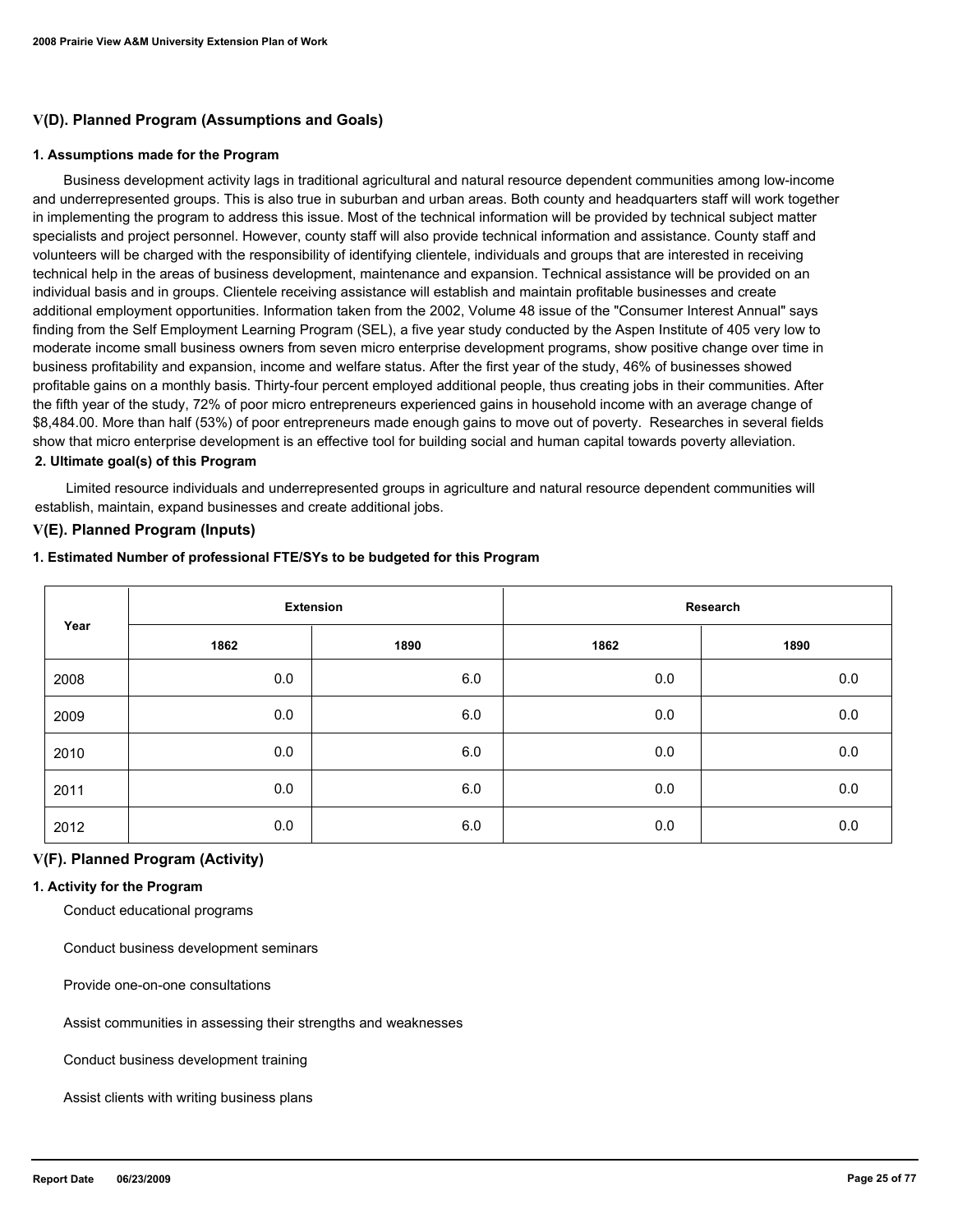## V(D). Planned Program (Assumptions and Goals)

### 1. Assumptions made for the Program

Business development activity lags in traditional agricultural and natural resource dependent communities among low-income and underrepresented groups. This is also true in suburban and urban areas. Both county and headquarters staff will work together in implementing the program to address this issue. Most of the technical information will be provided by technical subject matter specialists and project personnel. However, county staff will also provide technical information and assistance. County staff and volunteers will be charged with the responsibility of identifying clientele, individuals and groups that are interested in receiving technical help in the areas of business development, maintenance and expansion. Technical assistance will be provided on an individual basis and in groups. Clientele receiving assistance will establish and maintain profitable businesses and create additional employment opportunities. Information taken from the 2002, Volume 48 issue of the "Consumer Interest Annual" says finding from the Self Employment Learning Program (SEL), a five year study conducted by the Aspen Institute of 405 very low to moderate income small business owners from seven micro enterprise development programs, show positive change over time in business profitability and expansion, income and welfare status. After the first year of the study, 46% of businesses showed profitable gains on a monthly basis. Thirty-four percent employed additional people, thus creating jobs in their communities. After the fifth year of the study, 72% of poor micro entrepreneurs experienced gains in household income with an average change of $8,484.00. More than half (53%) of poor entrepreneurs made enough gains to move out of poverty. Researches in several fields show that micro enterprise development is an effective tool for building social and human capital towards poverty alleviation.

### 2. Ultimate goal(s) of this Program

Limited resource individuals and underrepresented groups in agriculture and natural resource dependent communities will establish, maintain, expand businesses and create additional jobs.

## V(E). Planned Program (Inputs)

### 1. Estimated Number of professional FTE/SYs to be budgeted for this Program

| Year | Extension | | Research | |
|---|---|---|---|---|
| | 1862 | 1890 | 1862 | 1890 |
| 2008 | 0.0 | 6.0 | 0.0 | 0.0 |
| 2009 | 0.0 | 6.0 | 0.0 | 0.0 |
| 2010 | 0.0 | 6.0 | 0.0 | 0.0 |
| 2011 | 0.0 | 6.0 | 0.0 | 0.0 |
| 2012 | 0.0 | 6.0 | 0.0 | 0.0 |

## V(F). Planned Program (Activity)

### 1. Activity for the Program

Conduct educational programs

Conduct business development seminars

Provide one-on-one consultations

Assist communities in assessing their strengths and weaknesses

Conduct business development training

Assist clients with writing business plans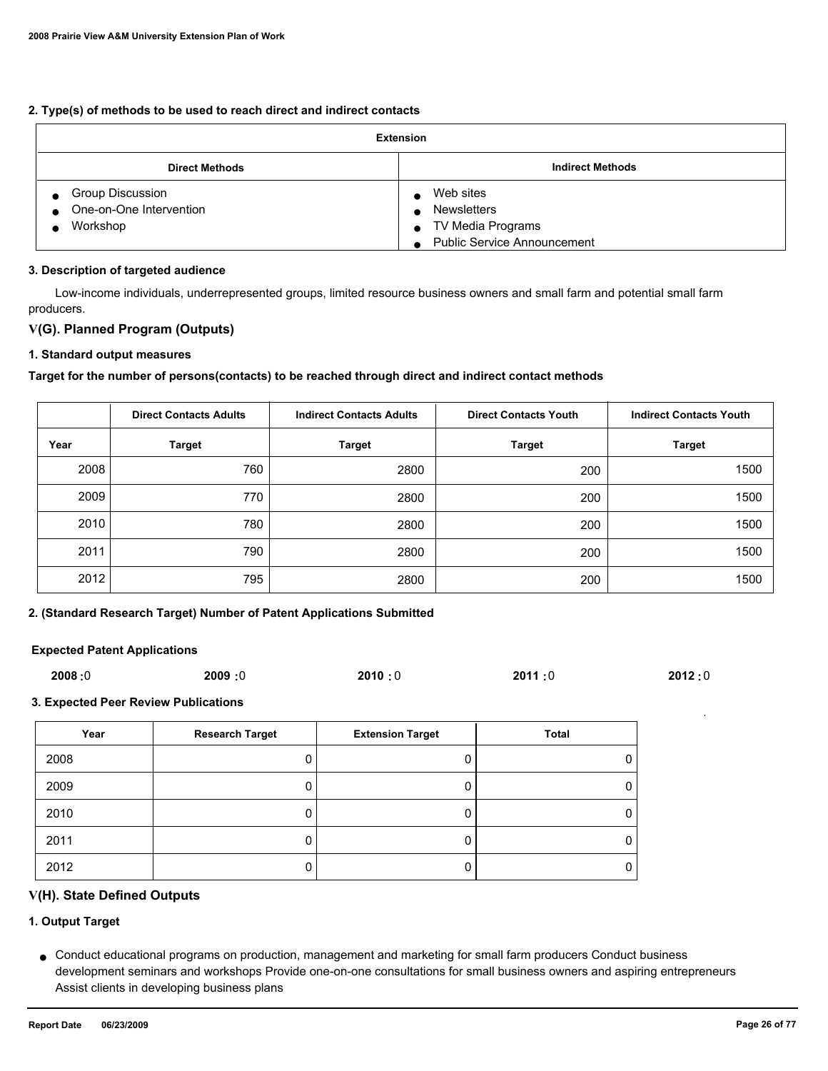**2. Type(s) of methods to be used to reach direct and indirect contacts**

| Extension | |
|---|---|
| **Direct Methods** | **Indirect Methods** |
| • Group Discussion<br>• One-on-One Intervention<br>• Workshop | • Web sites<br>• Newsletters<br>• TV Media Programs<br>• Public Service Announcement |

**3. Description of targeted audience**

Low-income individuals, underrepresented groups, limited resource business owners and small farm and potential small farm producers.

## V(G). Planned Program (Outputs)

**1. Standard output measures**

**Target for the number of persons(contacts) to be reached through direct and indirect contact methods**

| | Direct Contacts Adults | Indirect Contacts Adults | Direct Contacts Youth | Indirect Contacts Youth |
|---|---|---|---|---|
| **Year** | **Target** | **Target** | **Target** | **Target** |
| 2008 | 760 | 2800 | 200 | 1500 |
| 2009 | 770 | 2800 | 200 | 1500 |
| 2010 | 780 | 2800 | 200 | 1500 |
| 2011 | 790 | 2800 | 200 | 1500 |
| 2012 | 795 | 2800 | 200 | 1500 |

**2. (Standard Research Target) Number of Patent Applications Submitted**

**Expected Patent Applications**

**2008 :**0 **2009 :**0 **2010 :** 0 **2011 :**0 **2012 :** 0

**3. Expected Peer Review Publications**

| Year | Research Target | Extension Target | Total |
|---|---|---|---|
| 2008 | 0 | 0 | 0 |
| 2009 | 0 | 0 | 0 |
| 2010 | 0 | 0 | 0 |
| 2011 | 0 | 0 | 0 |
| 2012 | 0 | 0 | 0 |

## V(H). State Defined Outputs

**1. Output Target**

- Conduct educational programs on production, management and marketing for small farm producers Conduct business development seminars and workshops Provide one-on-one consultations for small business owners and aspiring entrepreneurs Assist clients in developing business plans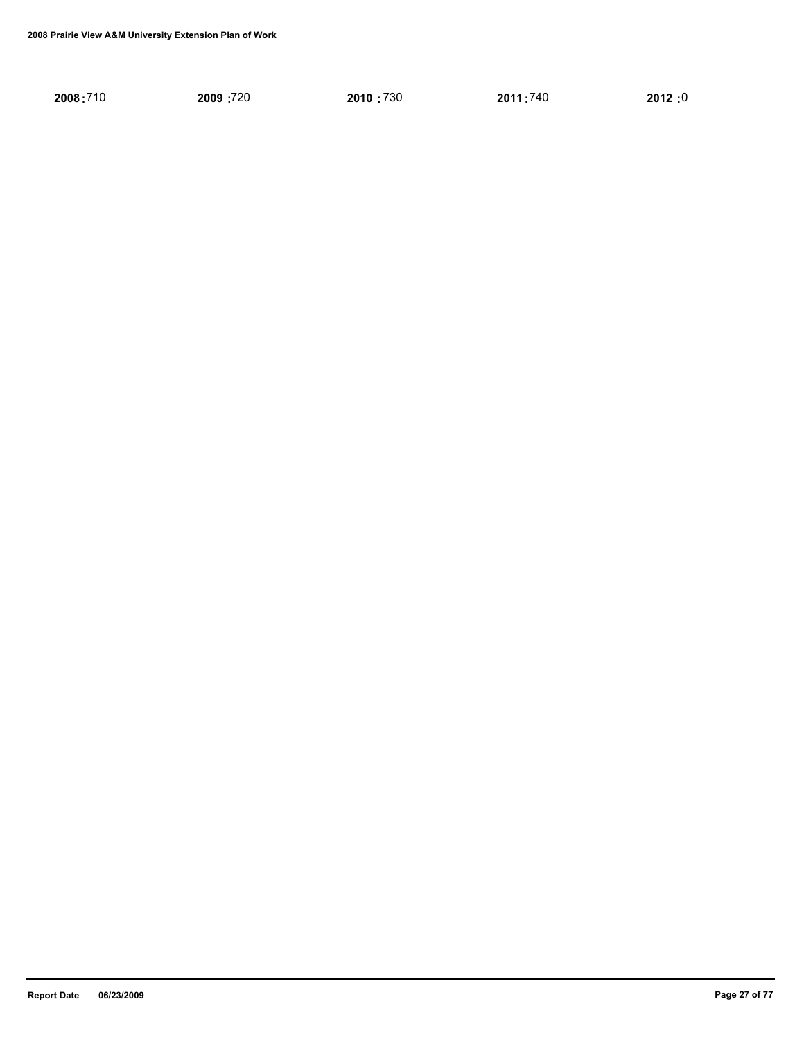**2008 :** 710 **2009 :** 720 **2010 :** 730 **2011 :** 740 **2012 :** 0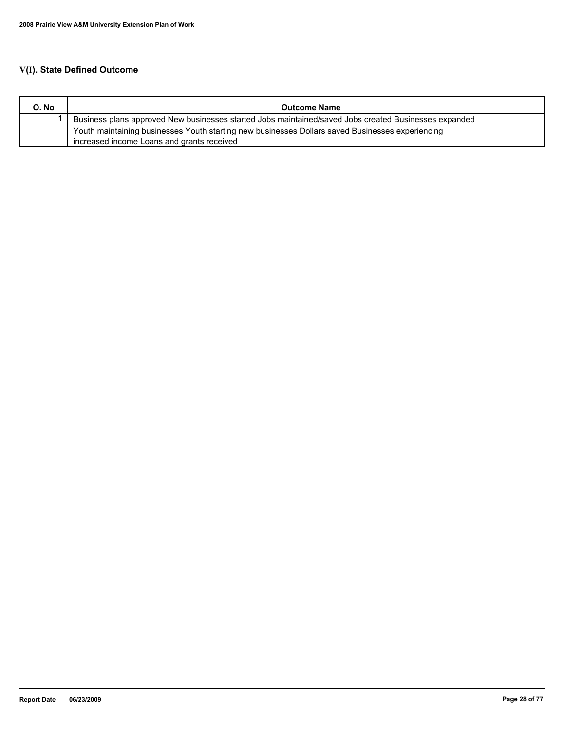## V(I). State Defined Outcome

| O. No | Outcome Name |
|---|---|
| 1 | Business plans approved New businesses started Jobs maintained/saved Jobs created Businesses expanded Youth maintaining businesses Youth starting new businesses Dollars saved Businesses experiencing increased income Loans and grants received |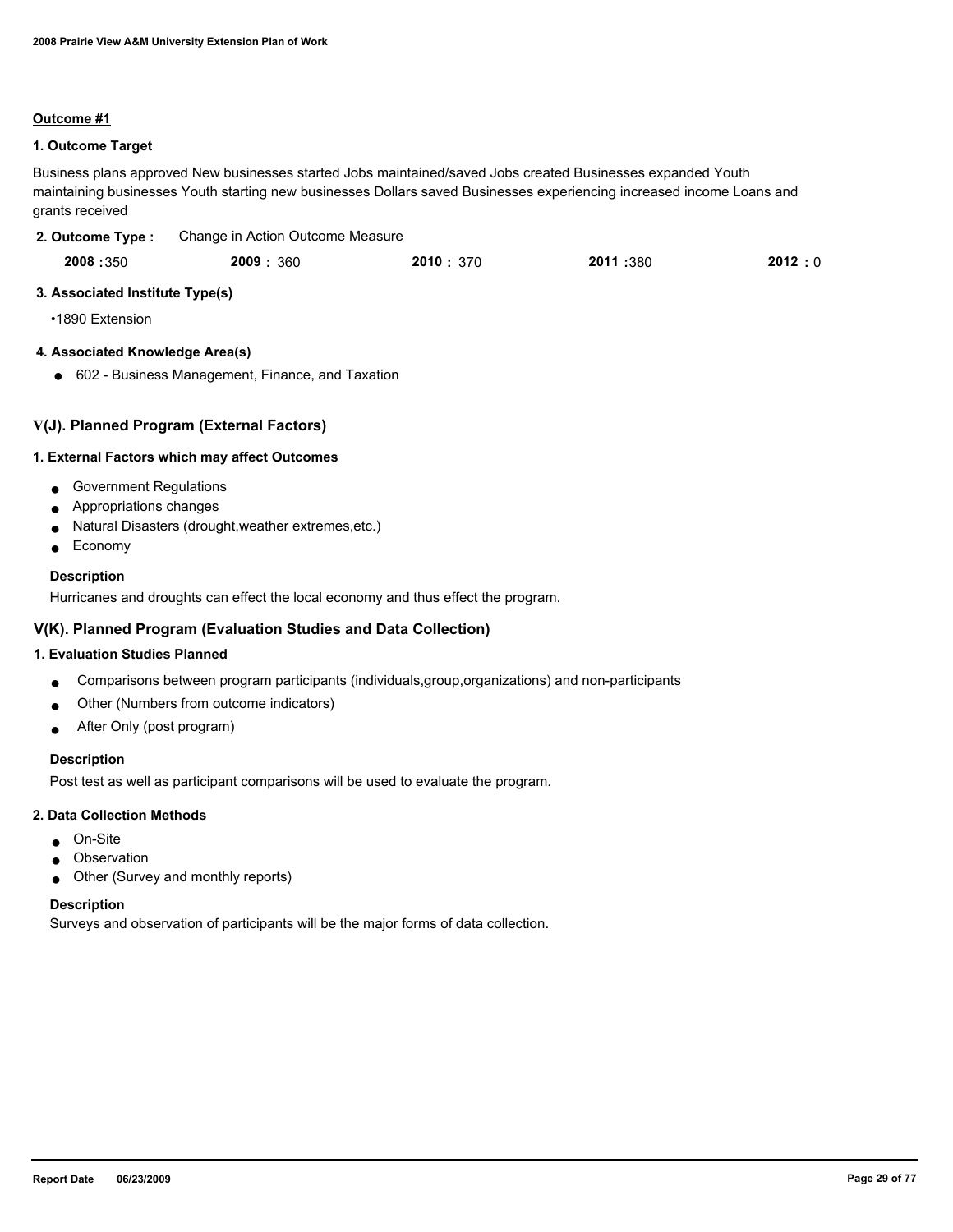**Outcome #1**

### 1. Outcome Target

Business plans approved New businesses started Jobs maintained/saved Jobs created Businesses expanded Youth maintaining businesses Youth starting new businesses Dollars saved Businesses experiencing increased income Loans and grants received

**2. Outcome Type :** Change in Action Outcome Measure

| **2008 :** 350 | **2009 :** 360 | **2010 :** 370 | **2011 :** 380 | **2012 :** 0 |
|---|---|---|---|---|

### 3. Associated Institute Type(s)

•1890 Extension

### 4. Associated Knowledge Area(s)

- 602 - Business Management, Finance, and Taxation

## V(J). Planned Program (External Factors)

### 1. External Factors which may affect Outcomes

- Government Regulations
- Appropriations changes
- Natural Disasters (drought,weather extremes,etc.)
- Economy

**Description**

Hurricanes and droughts can effect the local economy and thus effect the program.

## V(K). Planned Program (Evaluation Studies and Data Collection)

### 1. Evaluation Studies Planned

- Comparisons between program participants (individuals,group,organizations) and non-participants
- Other (Numbers from outcome indicators)
- After Only (post program)

**Description**

Post test as well as participant comparisons will be used to evaluate the program.

### 2. Data Collection Methods

- On-Site
- Observation
- Other (Survey and monthly reports)

**Description**

Surveys and observation of participants will be the major forms of data collection.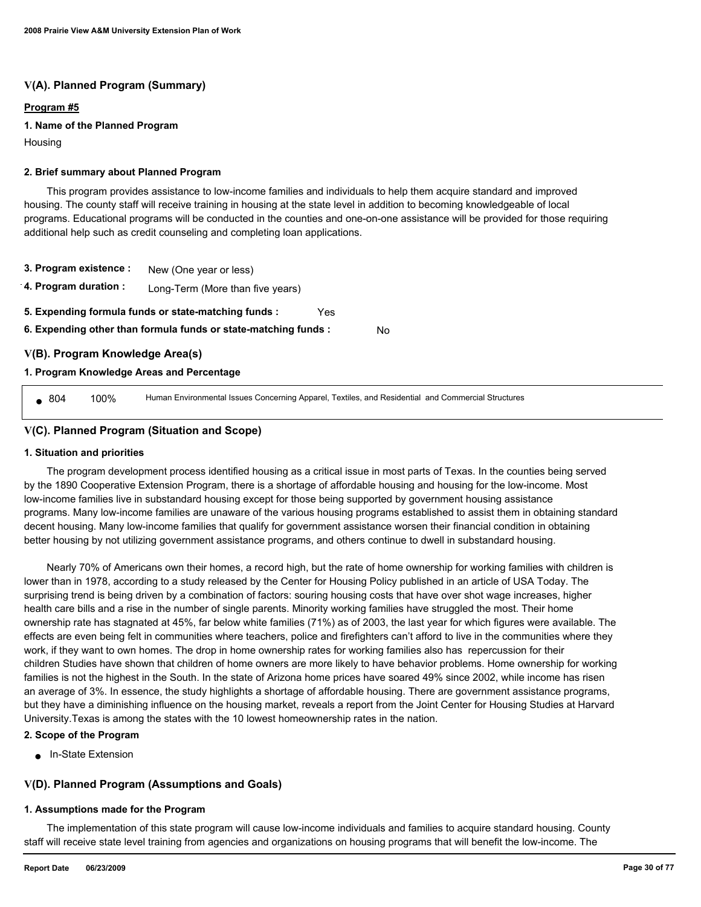## V(A). Planned Program (Summary)

**Program #5**

**1. Name of the Planned Program**

Housing

**2. Brief summary about Planned Program**

This program provides assistance to low-income families and individuals to help them acquire standard and improved housing. The county staff will receive training in housing at the state level in addition to becoming knowledgeable of local programs. Educational programs will be conducted in the counties and one-on-one assistance will be provided for those requiring additional help such as credit counseling and completing loan applications.

**3. Program existence :** New (One year or less)

**4. Program duration :** Long-Term (More than five years)

**5. Expending formula funds or state-matching funds :** Yes

**6. Expending other than formula funds or state-matching funds :** No

## V(B). Program Knowledge Area(s)

**1. Program Knowledge Areas and Percentage**

- 804 100% Human Environmental Issues Concerning Apparel, Textiles, and Residential and Commercial Structures

## V(C). Planned Program (Situation and Scope)

**1. Situation and priorities**

The program development process identified housing as a critical issue in most parts of Texas. In the counties being served by the 1890 Cooperative Extension Program, there is a shortage of affordable housing and housing for the low-income. Most low-income families live in substandard housing except for those being supported by government housing assistance programs. Many low-income families are unaware of the various housing programs established to assist them in obtaining standard decent housing. Many low-income families that qualify for government assistance worsen their financial condition in obtaining better housing by not utilizing government assistance programs, and others continue to dwell in substandard housing.

Nearly 70% of Americans own their homes, a record high, but the rate of home ownership for working families with children is lower than in 1978, according to a study released by the Center for Housing Policy published in an article of USA Today. The surprising trend is being driven by a combination of factors: souring housing costs that have over shot wage increases, higher health care bills and a rise in the number of single parents. Minority working families have struggled the most. Their home ownership rate has stagnated at 45%, far below white families (71%) as of 2003, the last year for which figures were available. The effects are even being felt in communities where teachers, police and firefighters can't afford to live in the communities where they work, if they want to own homes. The drop in home ownership rates for working families also has repercussion for their children Studies have shown that children of home owners are more likely to have behavior problems. Home ownership for working families is not the highest in the South. In the state of Arizona home prices have soared 49% since 2002, while income has risen an average of 3%. In essence, the study highlights a shortage of affordable housing. There are government assistance programs, but they have a diminishing influence on the housing market, reveals a report from the Joint Center for Housing Studies at Harvard University.Texas is among the states with the 10 lowest homeownership rates in the nation.

**2. Scope of the Program**

- In-State Extension

## V(D). Planned Program (Assumptions and Goals)

**1. Assumptions made for the Program**

The implementation of this state program will cause low-income individuals and families to acquire standard housing. County staff will receive state level training from agencies and organizations on housing programs that will benefit the low-income. The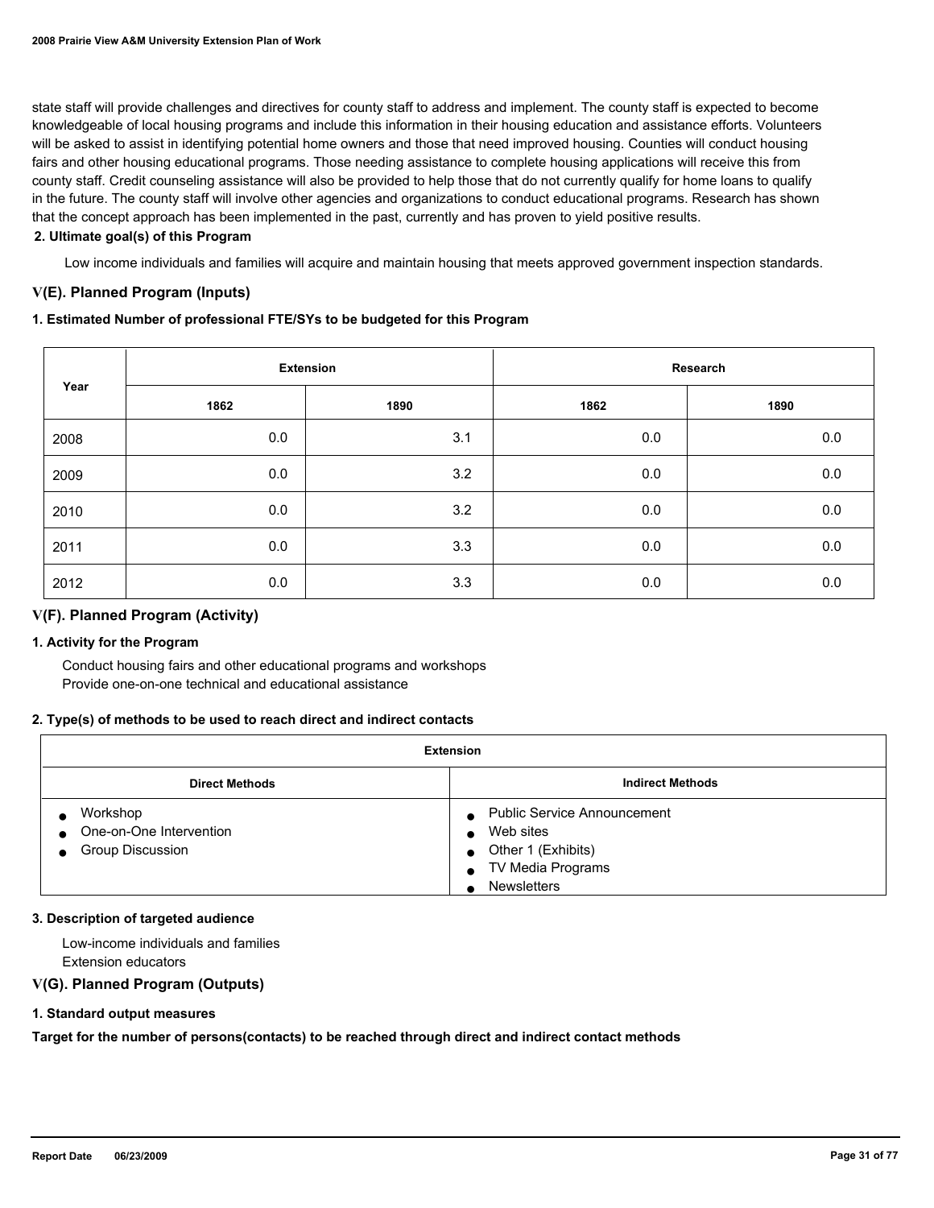state staff will provide challenges and directives for county staff to address and implement. The county staff is expected to become knowledgeable of local housing programs and include this information in their housing education and assistance efforts. Volunteers will be asked to assist in identifying potential home owners and those that need improved housing. Counties will conduct housing fairs and other housing educational programs. Those needing assistance to complete housing applications will receive this from county staff. Credit counseling assistance will also be provided to help those that do not currently qualify for home loans to qualify in the future. The county staff will involve other agencies and organizations to conduct educational programs. Research has shown that the concept approach has been implemented in the past, currently and has proven to yield positive results.

**2. Ultimate goal(s) of this Program**

Low income individuals and families will acquire and maintain housing that meets approved government inspection standards.

## V(E). Planned Program (Inputs)

**1. Estimated Number of professional FTE/SYs to be budgeted for this Program**

| Year | Extension | | Research | |
|---|---|---|---|---|
| | 1862 | 1890 | 1862 | 1890 |
| 2008 | 0.0 | 3.1 | 0.0 | 0.0 |
| 2009 | 0.0 | 3.2 | 0.0 | 0.0 |
| 2010 | 0.0 | 3.2 | 0.0 | 0.0 |
| 2011 | 0.0 | 3.3 | 0.0 | 0.0 |
| 2012 | 0.0 | 3.3 | 0.0 | 0.0 |

## V(F). Planned Program (Activity)

**1. Activity for the Program**

Conduct housing fairs and other educational programs and workshops
Provide one-on-one technical and educational assistance

**2. Type(s) of methods to be used to reach direct and indirect contacts**

| Extension | |
|---|---|
| **Direct Methods** | **Indirect Methods** |
| • Workshop<br>• One-on-One Intervention<br>• Group Discussion | • Public Service Announcement<br>• Web sites<br>• Other 1 (Exhibits)<br>• TV Media Programs<br>• Newsletters |

**3. Description of targeted audience**

Low-income individuals and families
Extension educators

## V(G). Planned Program (Outputs)

**1. Standard output measures**

**Target for the number of persons(contacts) to be reached through direct and indirect contact methods**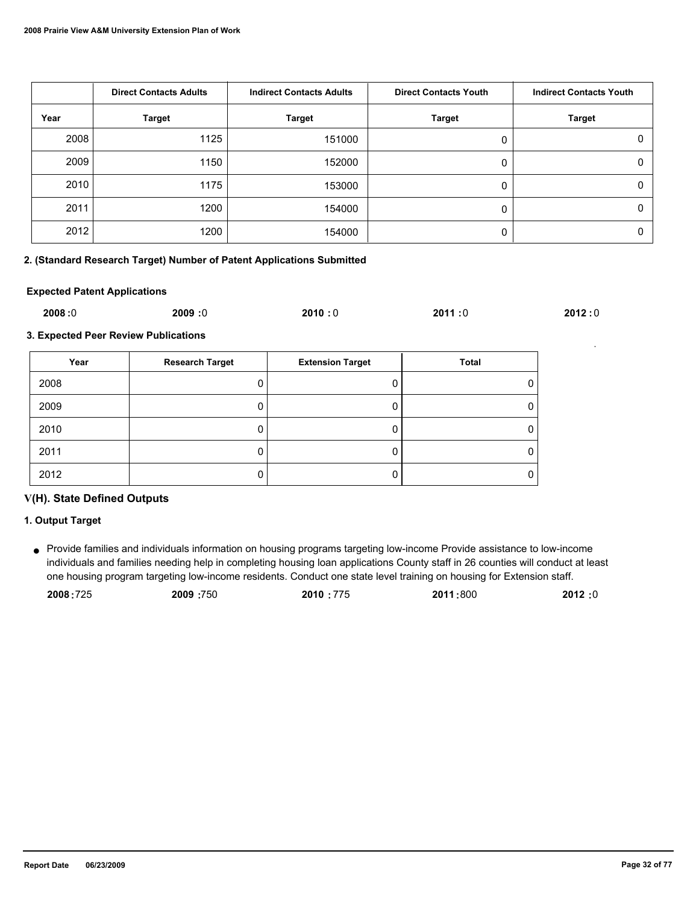| | Direct Contacts Adults | Indirect Contacts Adults | Direct Contacts Youth | Indirect Contacts Youth |
|---|---|---|---|---|
| Year | Target | Target | Target | Target |
| 2008 | 1125 | 151000 | 0 | 0 |
| 2009 | 1150 | 152000 | 0 | 0 |
| 2010 | 1175 | 153000 | 0 | 0 |
| 2011 | 1200 | 154000 | 0 | 0 |
| 2012 | 1200 | 154000 | 0 | 0 |

**2. (Standard Research Target) Number of Patent Applications Submitted**

**Expected Patent Applications**

**2008 :**0 **2009 :**0 **2010 :** 0 **2011 :**0 **2012 :** 0

**3. Expected Peer Review Publications**

| Year | Research Target | Extension Target | Total |
|---|---|---|---|
| 2008 | 0 | 0 | 0 |
| 2009 | 0 | 0 | 0 |
| 2010 | 0 | 0 | 0 |
| 2011 | 0 | 0 | 0 |
| 2012 | 0 | 0 | 0 |

## V(H). State Defined Outputs

**1. Output Target**

- Provide families and individuals information on housing programs targeting low-income Provide assistance to low-income individuals and families needing help in completing housing loan applications County staff in 26 counties will conduct at least one housing program targeting low-income residents. Conduct one state level training on housing for Extension staff.

  **2008 :**725 **2009 :**750 **2010 :** 775 **2011 :**800 **2012 :**0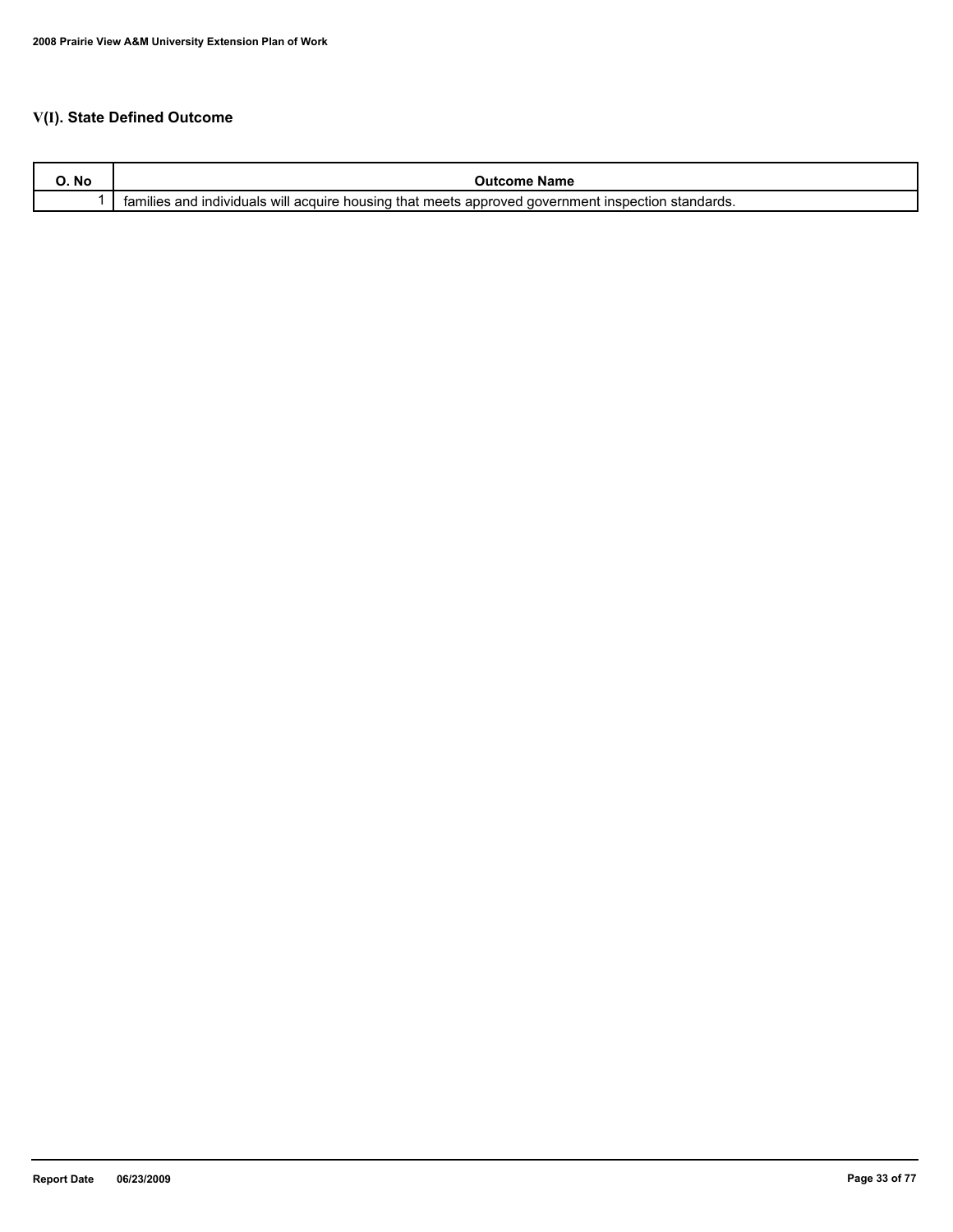## V(I). State Defined Outcome

| O. No | Outcome Name |
|---|---|
| 1 | families and individuals will acquire housing that meets approved government inspection standards. |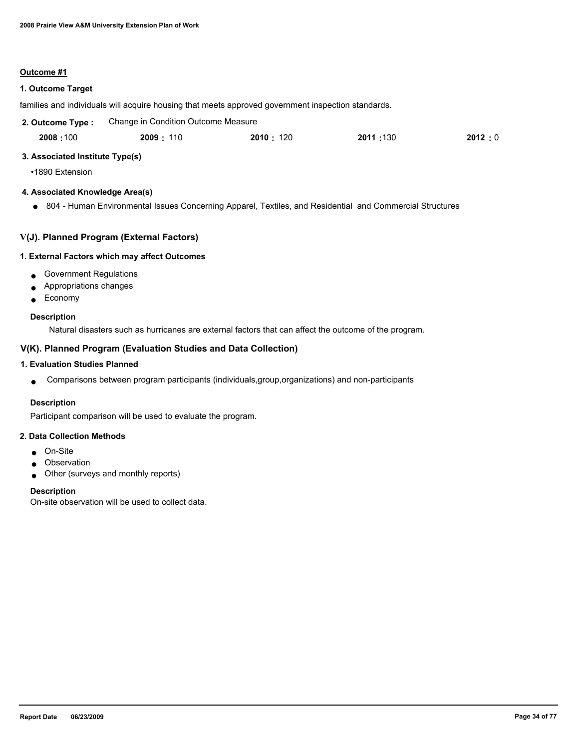**Outcome #1**

**1. Outcome Target**

families and individuals will acquire housing that meets approved government inspection standards.

**2. Outcome Type :** Change in Condition Outcome Measure

| 2008 | 2009 | 2010 | 2011 | 2012 |
|---|---|---|---|---|
| 100 | 110 | 120 | 130 | 0 |

**3. Associated Institute Type(s)**

- 1890 Extension

**4. Associated Knowledge Area(s)**

- 804 - Human Environmental Issues Concerning Apparel, Textiles, and Residential and Commercial Structures

## V(J). Planned Program (External Factors)

**1. External Factors which may affect Outcomes**

- Government Regulations
- Appropriations changes
- Economy

**Description**

Natural disasters such as hurricanes are external factors that can affect the outcome of the program.

## V(K). Planned Program (Evaluation Studies and Data Collection)

**1. Evaluation Studies Planned**

- Comparisons between program participants (individuals,group,organizations) and non-participants

**Description**

Participant comparison will be used to evaluate the program.

**2. Data Collection Methods**

- On-Site
- Observation
- Other (surveys and monthly reports)

**Description**

On-site observation will be used to collect data.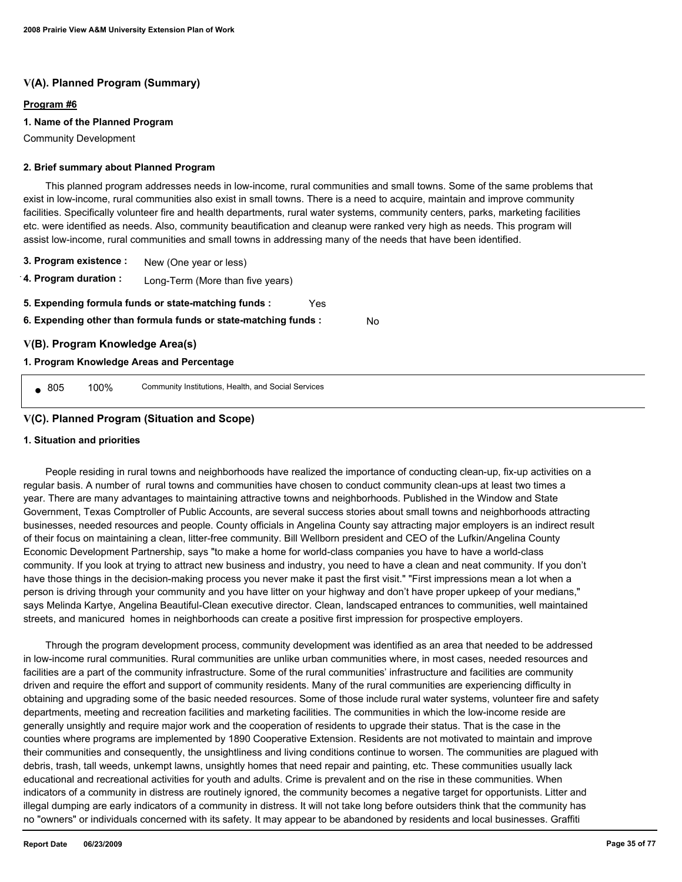## V(A). Planned Program (Summary)

**Program #6**

**1. Name of the Planned Program**

Community Development

**2. Brief summary about Planned Program**

This planned program addresses needs in low-income, rural communities and small towns. Some of the same problems that exist in low-income, rural communities also exist in small towns. There is a need to acquire, maintain and improve community facilities. Specifically volunteer fire and health departments, rural water systems, community centers, parks, marketing facilities etc. were identified as needs. Also, community beautification and cleanup were ranked very high as needs. This program will assist low-income, rural communities and small towns in addressing many of the needs that have been identified.

**3. Program existence :** New (One year or less)

**4. Program duration :** Long-Term (More than five years)

**5. Expending formula funds or state-matching funds :** Yes

**6. Expending other than formula funds or state-matching funds :** No

## V(B). Program Knowledge Area(s)

**1. Program Knowledge Areas and Percentage**

| KA Code | Percentage | Knowledge Area |
|---|---|---|
| 805 | 100% | Community Institutions, Health, and Social Services |

## V(C). Planned Program (Situation and Scope)

**1. Situation and priorities**

People residing in rural towns and neighborhoods have realized the importance of conducting clean-up, fix-up activities on a regular basis. A number of rural towns and communities have chosen to conduct community clean-ups at least two times a year. There are many advantages to maintaining attractive towns and neighborhoods. Published in the Window and State Government, Texas Comptroller of Public Accounts, are several success stories about small towns and neighborhoods attracting businesses, needed resources and people. County officials in Angelina County say attracting major employers is an indirect result of their focus on maintaining a clean, litter-free community. Bill Wellborn president and CEO of the Lufkin/Angelina County Economic Development Partnership, says "to make a home for world-class companies you have to have a world-class community. If you look at trying to attract new business and industry, you need to have a clean and neat community. If you don't have those things in the decision-making process you never make it past the first visit." "First impressions mean a lot when a person is driving through your community and you have litter on your highway and don't have proper upkeep of your medians," says Melinda Kartye, Angelina Beautiful-Clean executive director. Clean, landscaped entrances to communities, well maintained streets, and manicured homes in neighborhoods can create a positive first impression for prospective employers.

Through the program development process, community development was identified as an area that needed to be addressed in low-income rural communities. Rural communities are unlike urban communities where, in most cases, needed resources and facilities are a part of the community infrastructure. Some of the rural communities' infrastructure and facilities are community driven and require the effort and support of community residents. Many of the rural communities are experiencing difficulty in obtaining and upgrading some of the basic needed resources. Some of those include rural water systems, volunteer fire and safety departments, meeting and recreation facilities and marketing facilities. The communities in which the low-income reside are generally unsightly and require major work and the cooperation of residents to upgrade their status. That is the case in the counties where programs are implemented by 1890 Cooperative Extension. Residents are not motivated to maintain and improve their communities and consequently, the unsightliness and living conditions continue to worsen. The communities are plagued with debris, trash, tall weeds, unkempt lawns, unsightly homes that need repair and painting, etc. These communities usually lack educational and recreational activities for youth and adults. Crime is prevalent and on the rise in these communities. When indicators of a community in distress are routinely ignored, the community becomes a negative target for opportunists. Litter and illegal dumping are early indicators of a community in distress. It will not take long before outsiders think that the community has no "owners" or individuals concerned with its safety. It may appear to be abandoned by residents and local businesses. Graffiti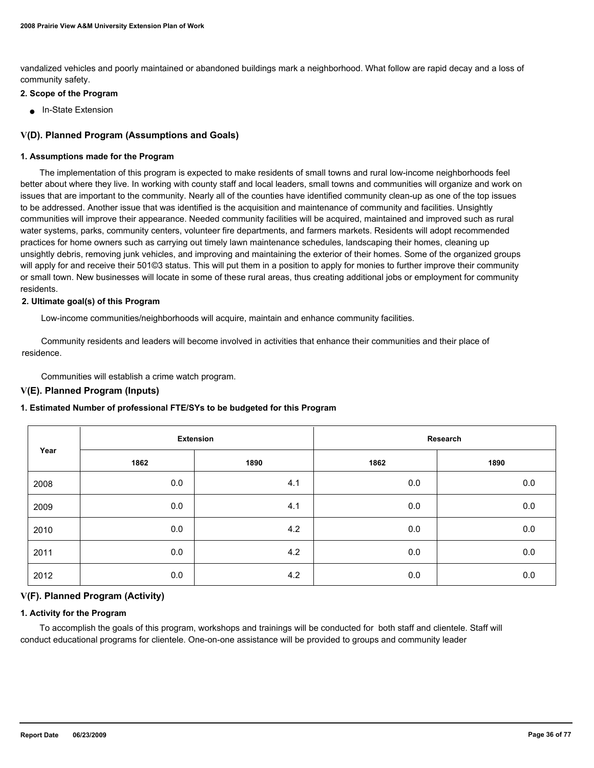vandalized vehicles and poorly maintained or abandoned buildings mark a neighborhood. What follow are rapid decay and a loss of community safety.

**2. Scope of the Program**

- In-State Extension

## V(D). Planned Program (Assumptions and Goals)

**1. Assumptions made for the Program**

The implementation of this program is expected to make residents of small towns and rural low-income neighborhoods feel better about where they live. In working with county staff and local leaders, small towns and communities will organize and work on issues that are important to the community. Nearly all of the counties have identified community clean-up as one of the top issues to be addressed. Another issue that was identified is the acquisition and maintenance of community and facilities. Unsightly communities will improve their appearance. Needed community facilities will be acquired, maintained and improved such as rural water systems, parks, community centers, volunteer fire departments, and farmers markets. Residents will adopt recommended practices for home owners such as carrying out timely lawn maintenance schedules, landscaping their homes, cleaning up unsightly debris, removing junk vehicles, and improving and maintaining the exterior of their homes. Some of the organized groups will apply for and receive their 501©3 status. This will put them in a position to apply for monies to further improve their community or small town. New businesses will locate in some of these rural areas, thus creating additional jobs or employment for community residents.

**2. Ultimate goal(s) of this Program**

Low-income communities/neighborhoods will acquire, maintain and enhance community facilities.

Community residents and leaders will become involved in activities that enhance their communities and their place of residence.

Communities will establish a crime watch program.

## V(E). Planned Program (Inputs)

**1. Estimated Number of professional FTE/SYs to be budgeted for this Program**

| Year | Extension | | Research | |
|---|---|---|---|---|
| | 1862 | 1890 | 1862 | 1890 |
| 2008 | 0.0 | 4.1 | 0.0 | 0.0 |
| 2009 | 0.0 | 4.1 | 0.0 | 0.0 |
| 2010 | 0.0 | 4.2 | 0.0 | 0.0 |
| 2011 | 0.0 | 4.2 | 0.0 | 0.0 |
| 2012 | 0.0 | 4.2 | 0.0 | 0.0 |

## V(F). Planned Program (Activity)

**1. Activity for the Program**

To accomplish the goals of this program, workshops and trainings will be conducted for both staff and clientele. Staff will conduct educational programs for clientele. One-on-one assistance will be provided to groups and community leader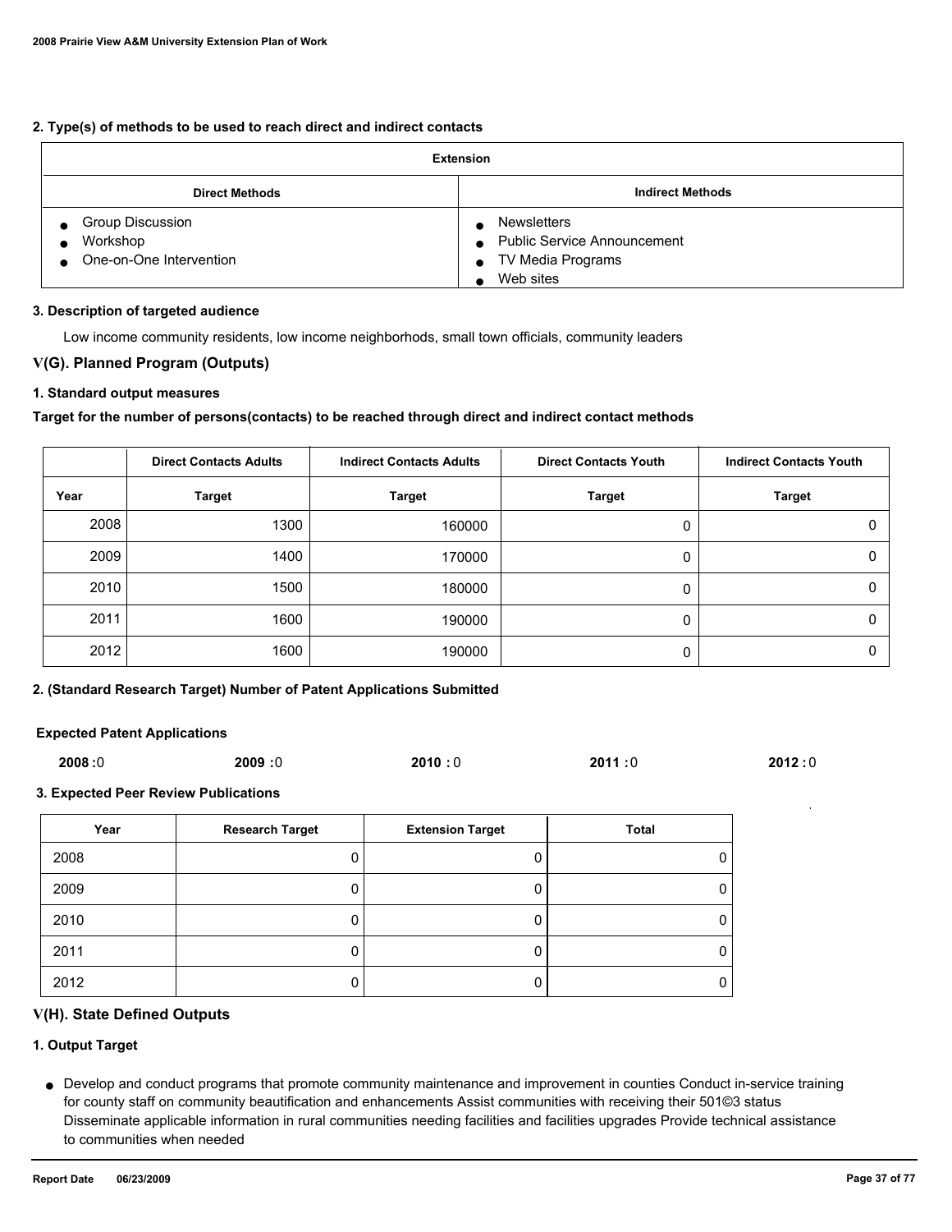**2. Type(s) of methods to be used to reach direct and indirect contacts**

| Extension | |
|---|---|
| **Direct Methods** | **Indirect Methods** |
| • Group Discussion<br>• Workshop<br>• One-on-One Intervention | • Newsletters<br>• Public Service Announcement<br>• TV Media Programs<br>• Web sites |

**3. Description of targeted audience**

Low income community residents, low income neighborhods, small town officials, community leaders

## V(G). Planned Program (Outputs)

**1. Standard output measures**

**Target for the number of persons(contacts) to be reached through direct and indirect contact methods**

| | Direct Contacts Adults | Indirect Contacts Adults | Direct Contacts Youth | Indirect Contacts Youth |
|---|---|---|---|---|
| Year | Target | Target | Target | Target |
| 2008 | 1300 | 160000 | 0 | 0 |
| 2009 | 1400 | 170000 | 0 | 0 |
| 2010 | 1500 | 180000 | 0 | 0 |
| 2011 | 1600 | 190000 | 0 | 0 |
| 2012 | 1600 | 190000 | 0 | 0 |

**2. (Standard Research Target) Number of Patent Applications Submitted**

**Expected Patent Applications**

**2008 :**0 **2009 :**0 **2010 :** 0 **2011 :**0 **2012 :** 0

**3. Expected Peer Review Publications**

| Year | Research Target | Extension Target | Total |
|---|---|---|---|
| 2008 | 0 | 0 | 0 |
| 2009 | 0 | 0 | 0 |
| 2010 | 0 | 0 | 0 |
| 2011 | 0 | 0 | 0 |
| 2012 | 0 | 0 | 0 |

## V(H). State Defined Outputs

**1. Output Target**

- Develop and conduct programs that promote community maintenance and improvement in counties Conduct in-service training for county staff on community beautification and enhancements Assist communities with receiving their 501©3 status Disseminate applicable information in rural communities needing facilities and facilities upgrades Provide technical assistance to communities when needed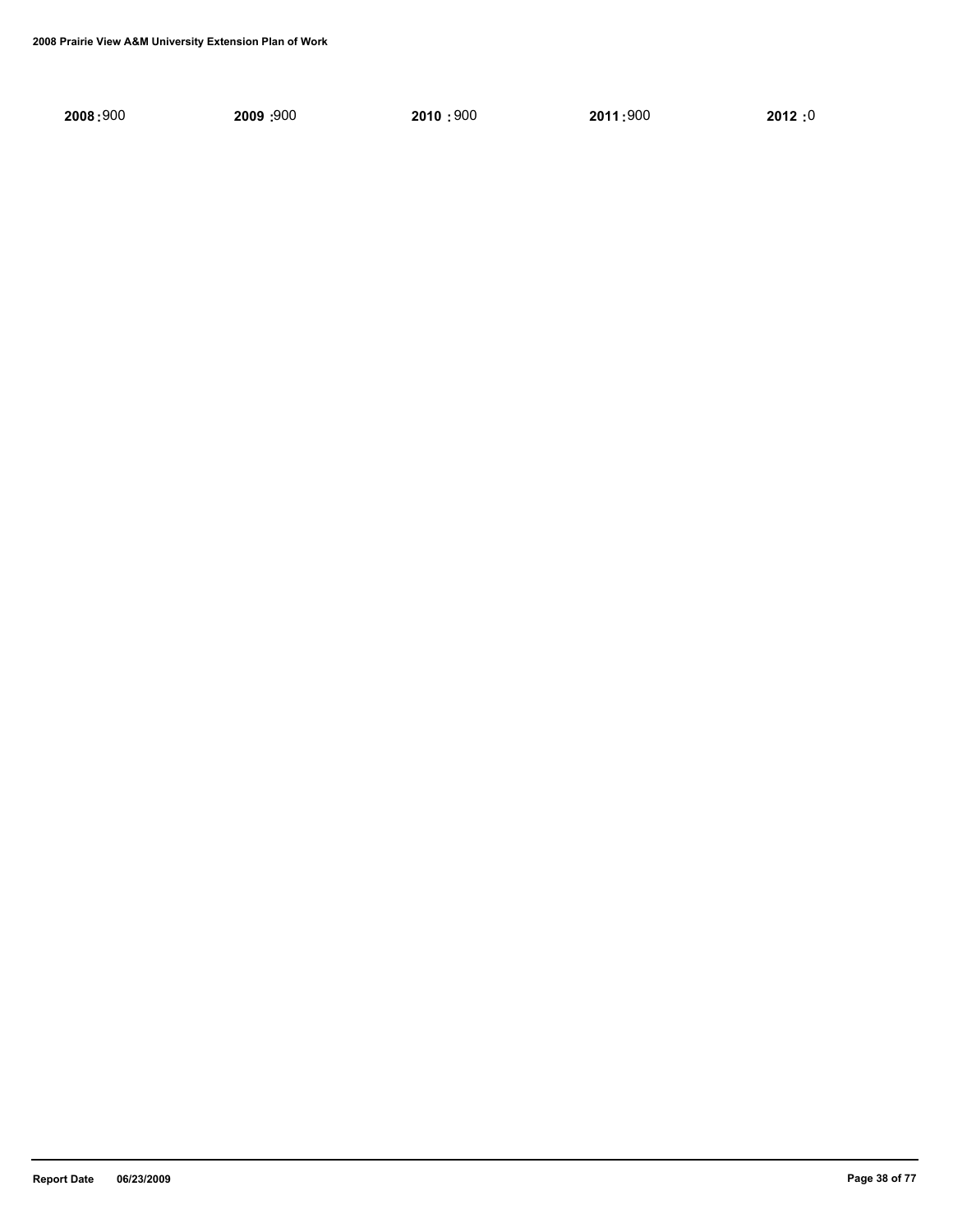**2008 :** 900 **2009 :** 900 **2010 :** 900 **2011 :** 900 **2012 :** 0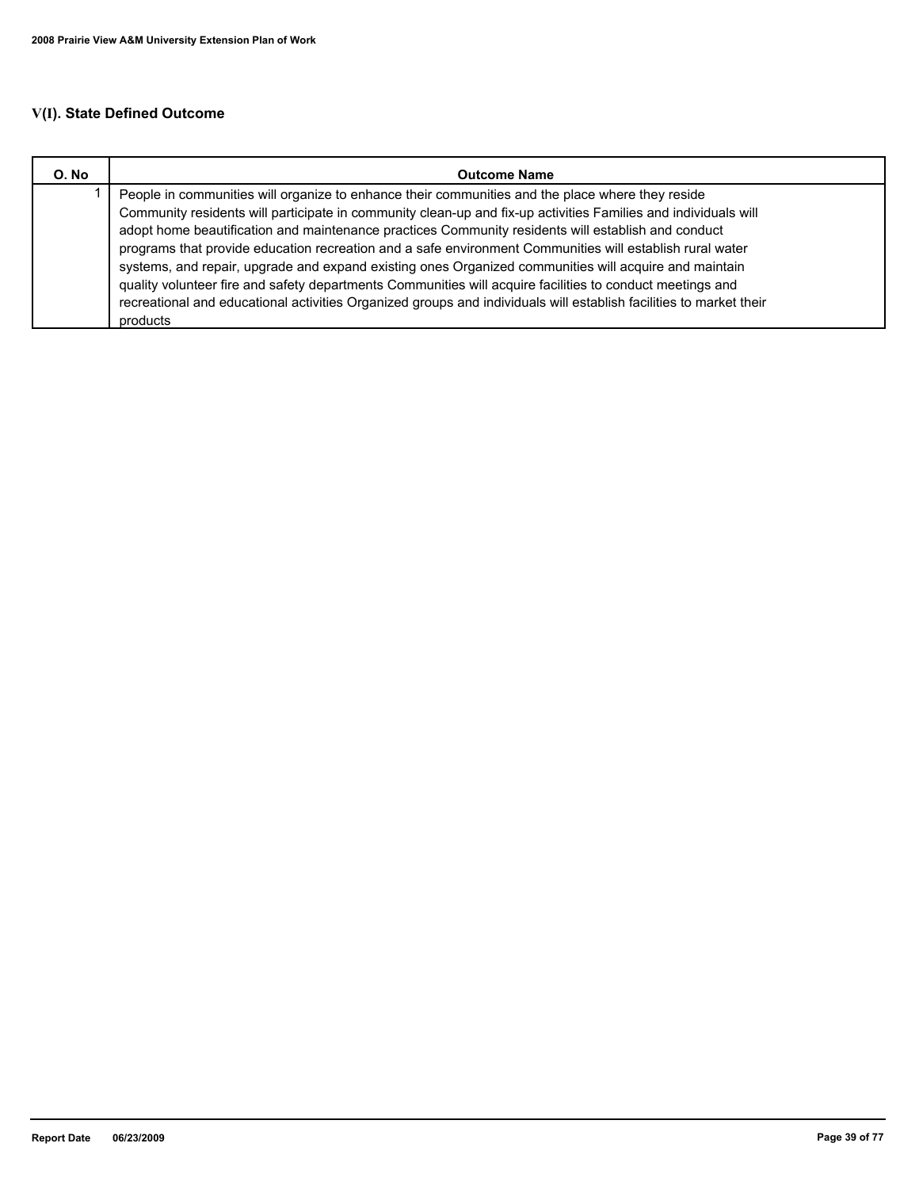## V(I). State Defined Outcome

| O. No | Outcome Name |
|---|---|
| 1 | People in communities will organize to enhance their communities and the place where they reside Community residents will participate in community clean-up and fix-up activities Families and individuals will adopt home beautification and maintenance practices Community residents will establish and conduct programs that provide education recreation and a safe environment Communities will establish rural water systems, and repair, upgrade and expand existing ones Organized communities will acquire and maintain quality volunteer fire and safety departments Communities will acquire facilities to conduct meetings and recreational and educational activities Organized groups and individuals will establish facilities to market their products |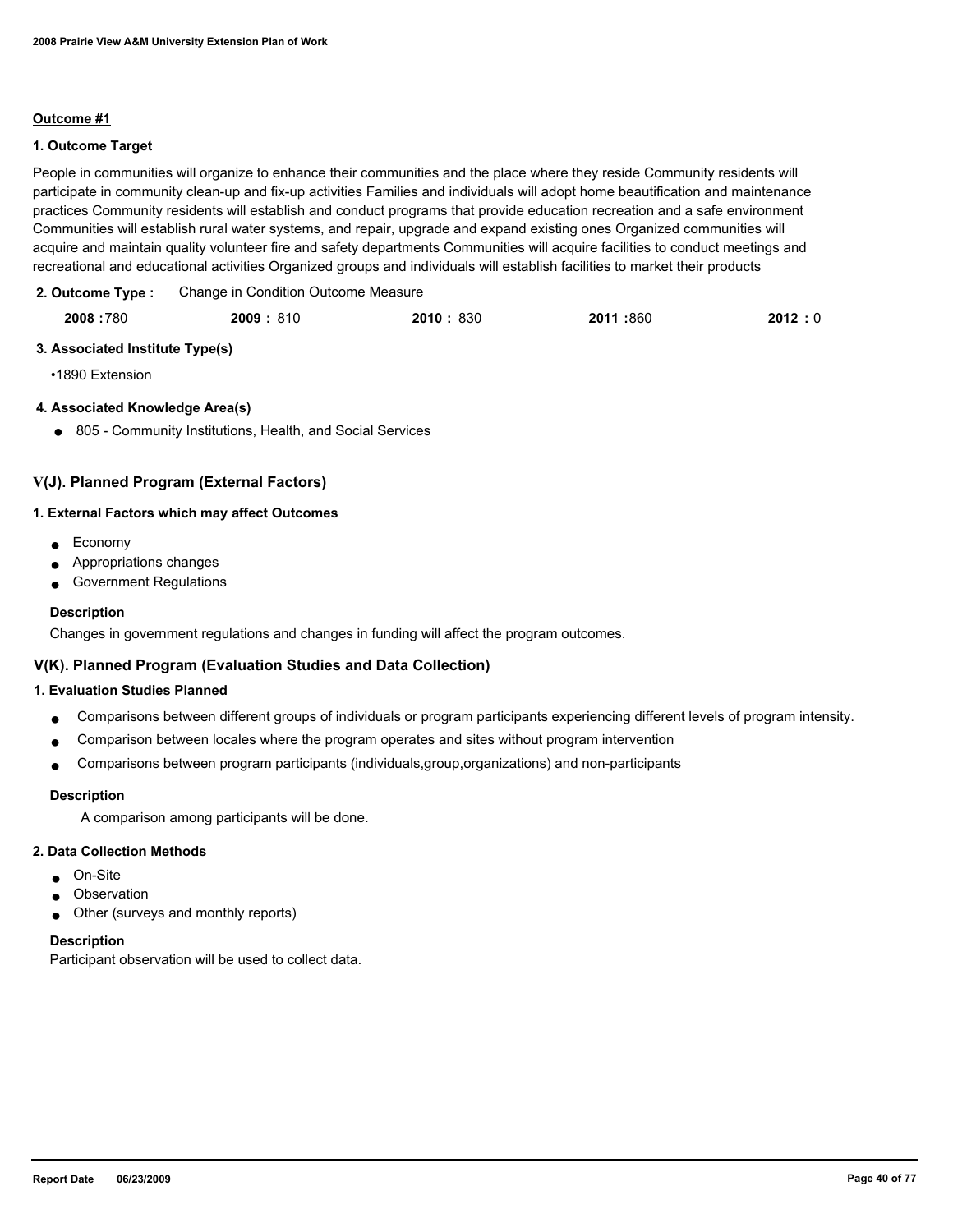**Outcome #1**

**1. Outcome Target**

People in communities will organize to enhance their communities and the place where they reside Community residents will participate in community clean-up and fix-up activities Families and individuals will adopt home beautification and maintenance practices Community residents will establish and conduct programs that provide education recreation and a safe environment Communities will establish rural water systems, and repair, upgrade and expand existing ones Organized communities will acquire and maintain quality volunteer fire and safety departments Communities will acquire facilities to conduct meetings and recreational and educational activities Organized groups and individuals will establish facilities to market their products

**2. Outcome Type :** Change in Condition Outcome Measure

| **2008 :** 780 | **2009 :** 810 | **2010 :** 830 | **2011 :** 860 | **2012 :** 0 |
|---|---|---|---|---|

**3. Associated Institute Type(s)**

- 1890 Extension

**4. Associated Knowledge Area(s)**

- 805 - Community Institutions, Health, and Social Services

## V(J). Planned Program (External Factors)

**1. External Factors which may affect Outcomes**

- Economy
- Appropriations changes
- Government Regulations

**Description**

Changes in government regulations and changes in funding will affect the program outcomes.

## V(K). Planned Program (Evaluation Studies and Data Collection)

**1. Evaluation Studies Planned**

- Comparisons between different groups of individuals or program participants experiencing different levels of program intensity.
- Comparison between locales where the program operates and sites without program intervention
- Comparisons between program participants (individuals,group,organizations) and non-participants

**Description**

A comparison among participants will be done.

**2. Data Collection Methods**

- On-Site
- Observation
- Other (surveys and monthly reports)

**Description**

Participant observation will be used to collect data.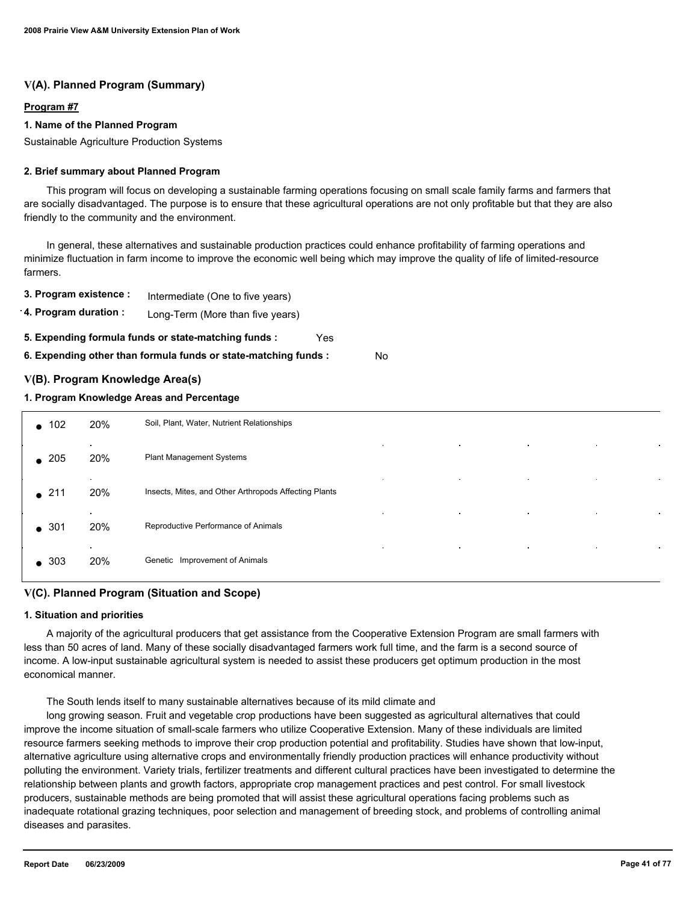## V(A). Planned Program (Summary)

**Program #7**

**1. Name of the Planned Program**

Sustainable Agriculture Production Systems

**2. Brief summary about Planned Program**

This program will focus on developing a sustainable farming operations focusing on small scale family farms and farmers that are socially disadvantaged. The purpose is to ensure that these agricultural operations are not only profitable but that they are also friendly to the community and the environment.

In general, these alternatives and sustainable production practices could enhance profitability of farming operations and minimize fluctuation in farm income to improve the economic well being which may improve the quality of life of limited-resource farmers.

**3. Program existence :** Intermediate (One to five years)

**4. Program duration :** Long-Term (More than five years)

**5. Expending formula funds or state-matching funds :** Yes

**6. Expending other than formula funds or state-matching funds :** No

## V(B). Program Knowledge Area(s)

**1. Program Knowledge Areas and Percentage**

| KA Code | % | Knowledge Area |
|---|---|---|
| 102 | 20% | Soil, Plant, Water, Nutrient Relationships |
| 205 | 20% | Plant Management Systems |
| 211 | 20% | Insects, Mites, and Other Arthropods Affecting Plants |
| 301 | 20% | Reproductive Performance of Animals |
| 303 | 20% | Genetic Improvement of Animals |

## V(C). Planned Program (Situation and Scope)

**1. Situation and priorities**

A majority of the agricultural producers that get assistance from the Cooperative Extension Program are small farmers with less than 50 acres of land. Many of these socially disadvantaged farmers work full time, and the farm is a second source of income. A low-input sustainable agricultural system is needed to assist these producers get optimum production in the most economical manner.

The South lends itself to many sustainable alternatives because of its mild climate and

long growing season. Fruit and vegetable crop productions have been suggested as agricultural alternatives that could improve the income situation of small-scale farmers who utilize Cooperative Extension. Many of these individuals are limited resource farmers seeking methods to improve their crop production potential and profitability. Studies have shown that low-input, alternative agriculture using alternative crops and environmentally friendly production practices will enhance productivity without polluting the environment. Variety trials, fertilizer treatments and different cultural practices have been investigated to determine the relationship between plants and growth factors, appropriate crop management practices and pest control. For small livestock producers, sustainable methods are being promoted that will assist these agricultural operations facing problems such as inadequate rotational grazing techniques, poor selection and management of breeding stock, and problems of controlling animal diseases and parasites.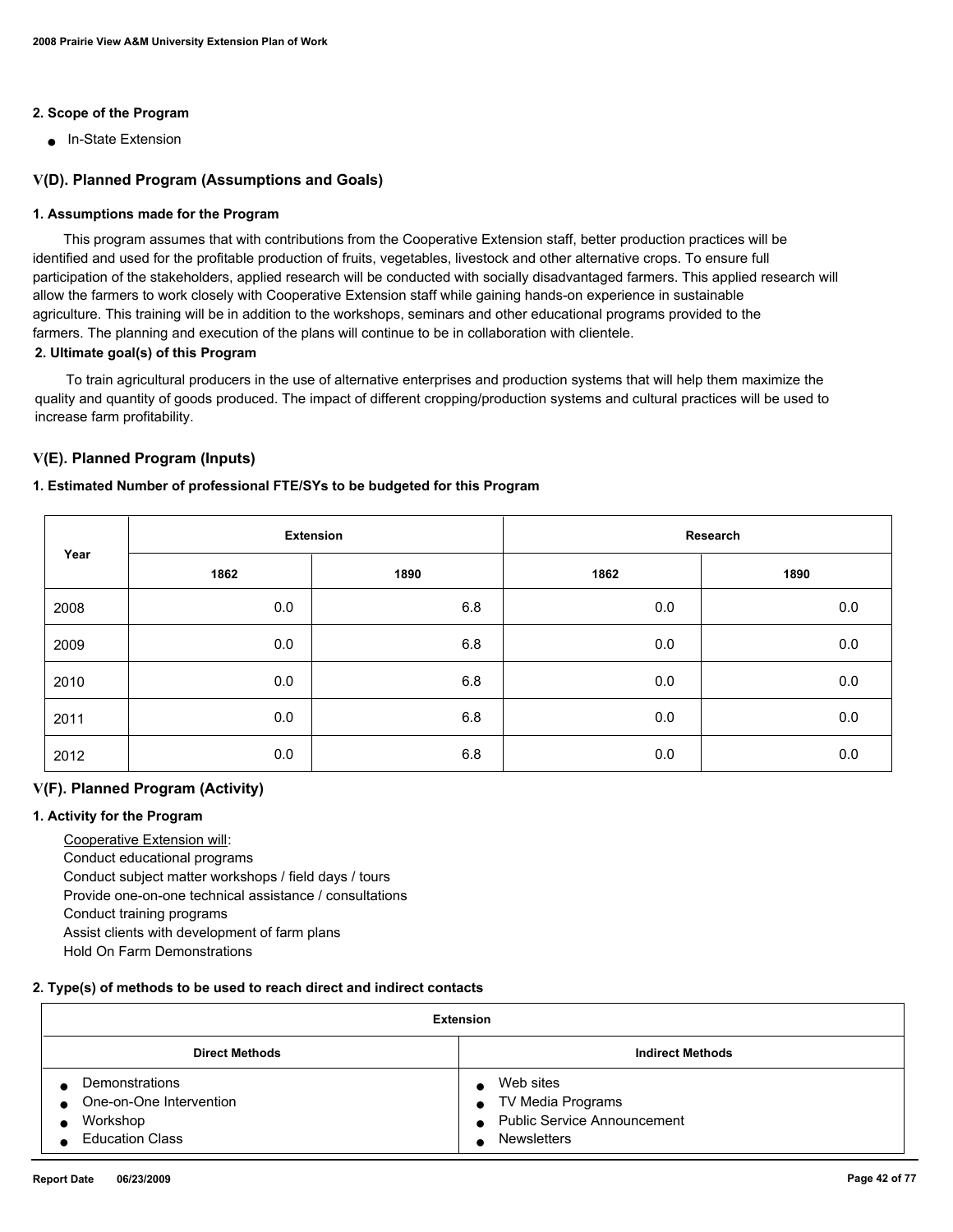#### 2. Scope of the Program

- In-State Extension

### V(D). Planned Program (Assumptions and Goals)

#### 1. Assumptions made for the Program

This program assumes that with contributions from the Cooperative Extension staff, better production practices will be identified and used for the profitable production of fruits, vegetables, livestock and other alternative crops. To ensure full participation of the stakeholders, applied research will be conducted with socially disadvantaged farmers. This applied research will allow the farmers to work closely with Cooperative Extension staff while gaining hands-on experience in sustainable agriculture. This training will be in addition to the workshops, seminars and other educational programs provided to the farmers. The planning and execution of the plans will continue to be in collaboration with clientele.

#### 2. Ultimate goal(s) of this Program

To train agricultural producers in the use of alternative enterprises and production systems that will help them maximize the quality and quantity of goods produced. The impact of different cropping/production systems and cultural practices will be used to increase farm profitability.

### V(E). Planned Program (Inputs)

#### 1. Estimated Number of professional FTE/SYs to be budgeted for this Program

| Year | Extension | | Research | |
|---|---|---|---|---|
| | 1862 | 1890 | 1862 | 1890 |
| 2008 | 0.0 | 6.8 | 0.0 | 0.0 |
| 2009 | 0.0 | 6.8 | 0.0 | 0.0 |
| 2010 | 0.0 | 6.8 | 0.0 | 0.0 |
| 2011 | 0.0 | 6.8 | 0.0 | 0.0 |
| 2012 | 0.0 | 6.8 | 0.0 | 0.0 |

### V(F). Planned Program (Activity)

#### 1. Activity for the Program

Cooperative Extension will:
Conduct educational programs
Conduct subject matter workshops / field days / tours
Provide one-on-one technical assistance / consultations
Conduct training programs
Assist clients with development of farm plans
Hold On Farm Demonstrations

#### 2. Type(s) of methods to be used to reach direct and indirect contacts

| Extension | |
|---|---|
| **Direct Methods** | **Indirect Methods** |
| ● Demonstrations<br>● One-on-One Intervention<br>● Workshop<br>● Education Class | ● Web sites<br>● TV Media Programs<br>● Public Service Announcement<br>● Newsletters |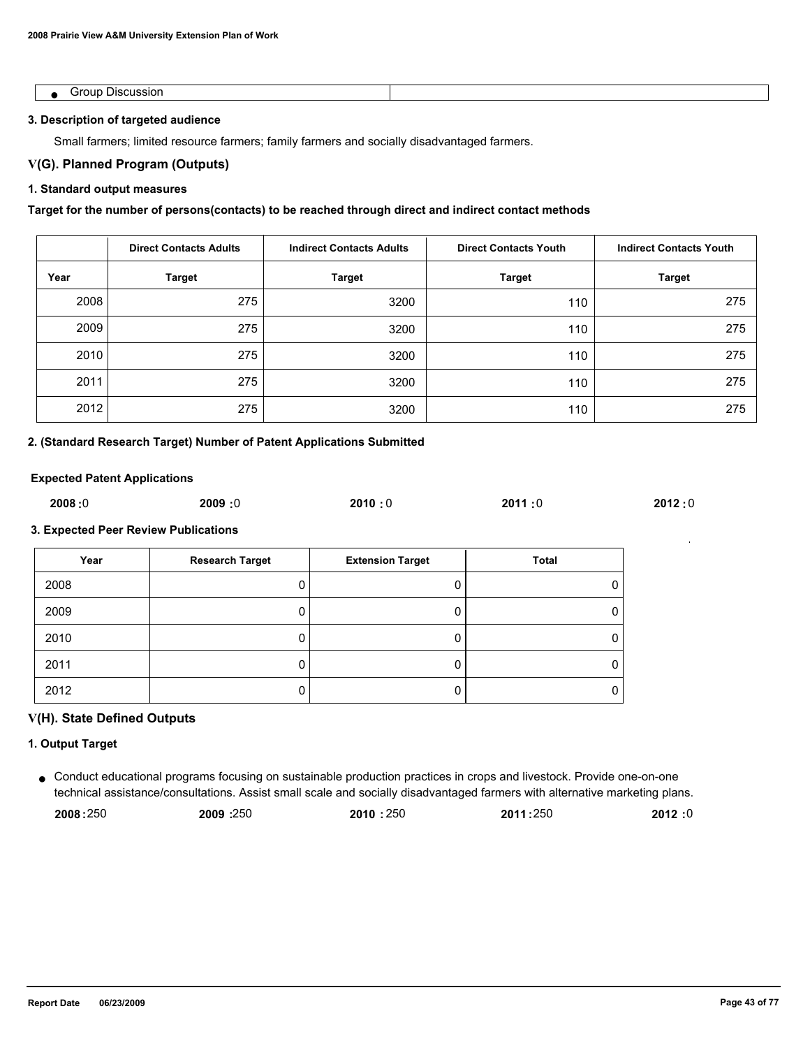| ● Group Discussion | |
|---|---|

**3. Description of targeted audience**

Small farmers; limited resource farmers; family farmers and socially disadvantaged farmers.

## V(G). Planned Program (Outputs)

**1. Standard output measures**

**Target for the number of persons(contacts) to be reached through direct and indirect contact methods**

| | Direct Contacts Adults | Indirect Contacts Adults | Direct Contacts Youth | Indirect Contacts Youth |
|---|---|---|---|---|
| **Year** | **Target** | **Target** | **Target** | **Target** |
| 2008 | 275 | 3200 | 110 | 275 |
| 2009 | 275 | 3200 | 110 | 275 |
| 2010 | 275 | 3200 | 110 | 275 |
| 2011 | 275 | 3200 | 110 | 275 |
| 2012 | 275 | 3200 | 110 | 275 |

**2. (Standard Research Target) Number of Patent Applications Submitted**

**Expected Patent Applications**

**2008 :**0 **2009 :**0 **2010 :** 0 **2011 :**0 **2012 :** 0

**3. Expected Peer Review Publications**

| Year | Research Target | Extension Target | Total |
|---|---|---|---|
| 2008 | 0 | 0 | 0 |
| 2009 | 0 | 0 | 0 |
| 2010 | 0 | 0 | 0 |
| 2011 | 0 | 0 | 0 |
| 2012 | 0 | 0 | 0 |

## V(H). State Defined Outputs

**1. Output Target**

- Conduct educational programs focusing on sustainable production practices in crops and livestock. Provide one-on-one technical assistance/consultations. Assist small scale and socially disadvantaged farmers with alternative marketing plans.

  **2008 :**250 **2009 :**250 **2010 :** 250 **2011 :**250 **2012 :** 0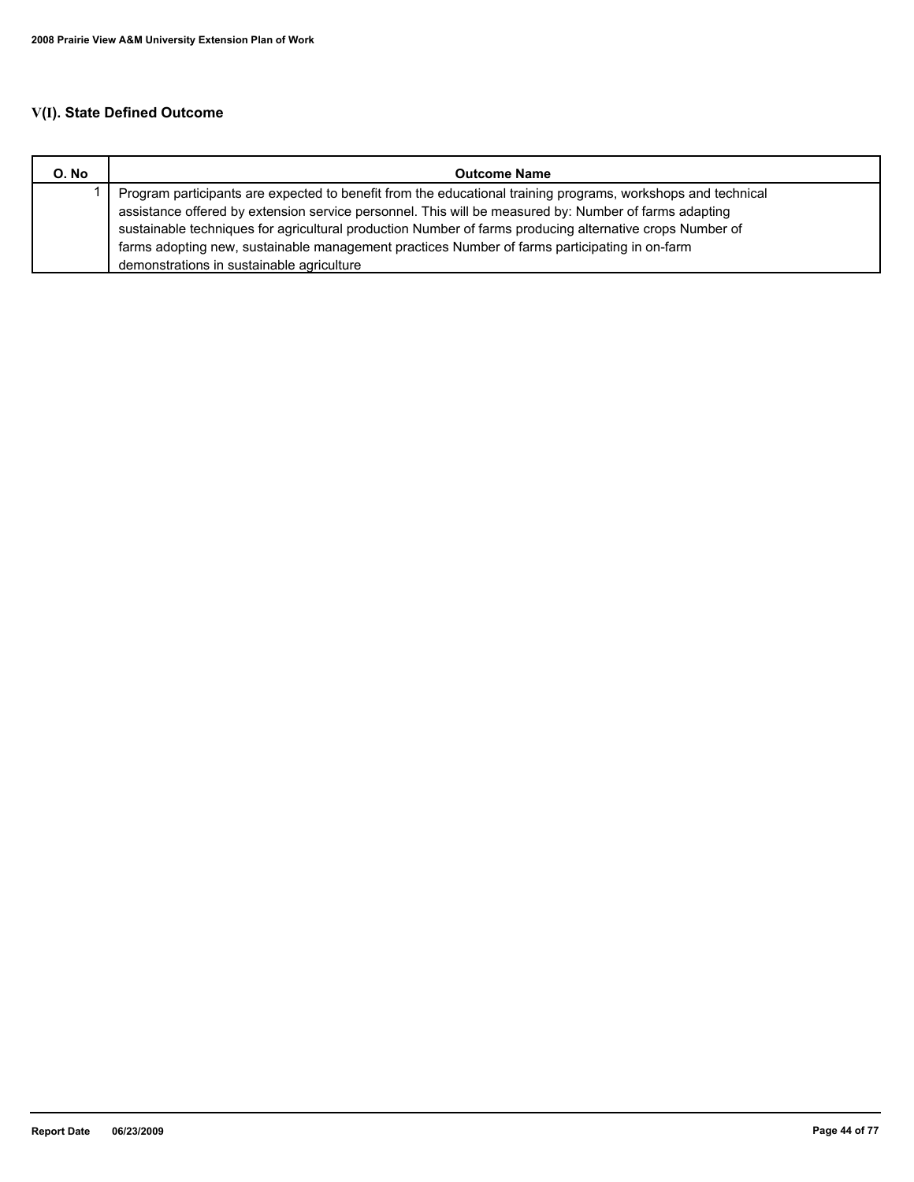## V(I). State Defined Outcome

| O. No | Outcome Name |
|---|---|
| 1 | Program participants are expected to benefit from the educational training programs, workshops and technical assistance offered by extension service personnel. This will be measured by: Number of farms adapting sustainable techniques for agricultural production Number of farms producing alternative crops Number of farms adopting new, sustainable management practices Number of farms participating in on-farm demonstrations in sustainable agriculture |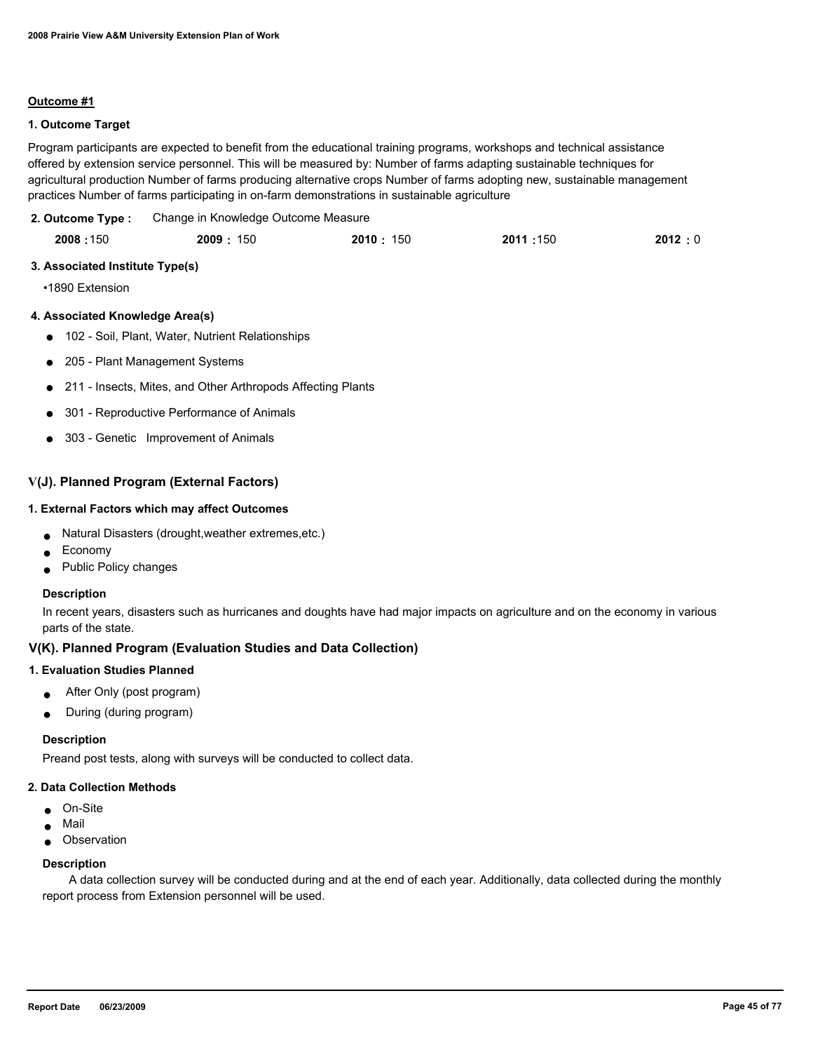**Outcome #1**

**1. Outcome Target**

Program participants are expected to benefit from the educational training programs, workshops and technical assistance offered by extension service personnel. This will be measured by: Number of farms adapting sustainable techniques for agricultural production Number of farms producing alternative crops Number of farms adopting new, sustainable management practices Number of farms participating in on-farm demonstrations in sustainable agriculture

**2. Outcome Type :** Change in Knowledge Outcome Measure

| **2008 :** 150 | **2009 :** 150 | **2010 :** 150 | **2011 :** 150 | **2012 :** 0 |
|---|---|---|---|---|

**3. Associated Institute Type(s)**

•1890 Extension

**4. Associated Knowledge Area(s)**

- 102 - Soil, Plant, Water, Nutrient Relationships
- 205 - Plant Management Systems
- 211 - Insects, Mites, and Other Arthropods Affecting Plants
- 301 - Reproductive Performance of Animals
- 303 - Genetic Improvement of Animals

## V(J). Planned Program (External Factors)

**1. External Factors which may affect Outcomes**

- Natural Disasters (drought,weather extremes,etc.)
- Economy
- Public Policy changes

**Description**

In recent years, disasters such as hurricanes and doughts have had major impacts on agriculture and on the economy in various parts of the state.

## V(K). Planned Program (Evaluation Studies and Data Collection)

**1. Evaluation Studies Planned**

- After Only (post program)
- During (during program)

**Description**

Preand post tests, along with surveys will be conducted to collect data.

**2. Data Collection Methods**

- On-Site
- Mail
- Observation

**Description**

A data collection survey will be conducted during and at the end of each year. Additionally, data collected during the monthly report process from Extension personnel will be used.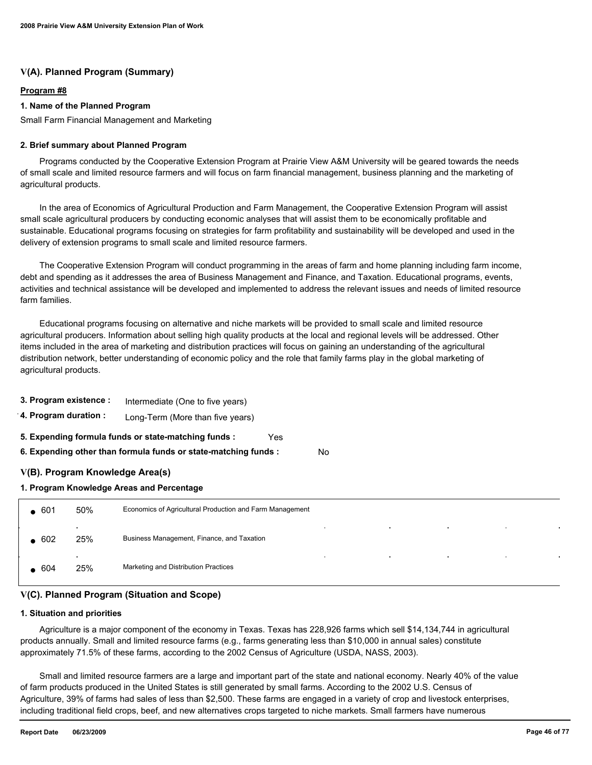## V(A). Planned Program (Summary)

**Program #8**

**1. Name of the Planned Program**

Small Farm Financial Management and Marketing

**2. Brief summary about Planned Program**

Programs conducted by the Cooperative Extension Program at Prairie View A&M University will be geared towards the needs of small scale and limited resource farmers and will focus on farm financial management, business planning and the marketing of agricultural products.

In the area of Economics of Agricultural Production and Farm Management, the Cooperative Extension Program will assist small scale agricultural producers by conducting economic analyses that will assist them to be economically profitable and sustainable. Educational programs focusing on strategies for farm profitability and sustainability will be developed and used in the delivery of extension programs to small scale and limited resource farmers.

The Cooperative Extension Program will conduct programming in the areas of farm and home planning including farm income, debt and spending as it addresses the area of Business Management and Finance, and Taxation. Educational programs, events, activities and technical assistance will be developed and implemented to address the relevant issues and needs of limited resource farm families.

Educational programs focusing on alternative and niche markets will be provided to small scale and limited resource agricultural producers. Information about selling high quality products at the local and regional levels will be addressed. Other items included in the area of marketing and distribution practices will focus on gaining an understanding of the agricultural distribution network, better understanding of economic policy and the role that family farms play in the global marketing of agricultural products.

**3. Program existence :** Intermediate (One to five years)

**4. Program duration :** Long-Term (More than five years)

**5. Expending formula funds or state-matching funds :** Yes

**6. Expending other than formula funds or state-matching funds :** No

## V(B). Program Knowledge Area(s)

**1. Program Knowledge Areas and Percentage**

| KA | Percentage | Knowledge Area |
|---|---|---|
| 601 | 50% | Economics of Agricultural Production and Farm Management |
| 602 | 25% | Business Management, Finance, and Taxation |
| 604 | 25% | Marketing and Distribution Practices |

## V(C). Planned Program (Situation and Scope)

**1. Situation and priorities**

Agriculture is a major component of the economy in Texas. Texas has 228,926 farms which sell $14,134,744 in agricultural products annually. Small and limited resource farms (e.g., farms generating less than $10,000 in annual sales) constitute approximately 71.5% of these farms, according to the 2002 Census of Agriculture (USDA, NASS, 2003).

Small and limited resource farmers are a large and important part of the state and national economy. Nearly 40% of the value of farm products produced in the United States is still generated by small farms. According to the 2002 U.S. Census of Agriculture, 39% of farms had sales of less than $2,500. These farms are engaged in a variety of crop and livestock enterprises, including traditional field crops, beef, and new alternatives crops targeted to niche markets. Small farmers have numerous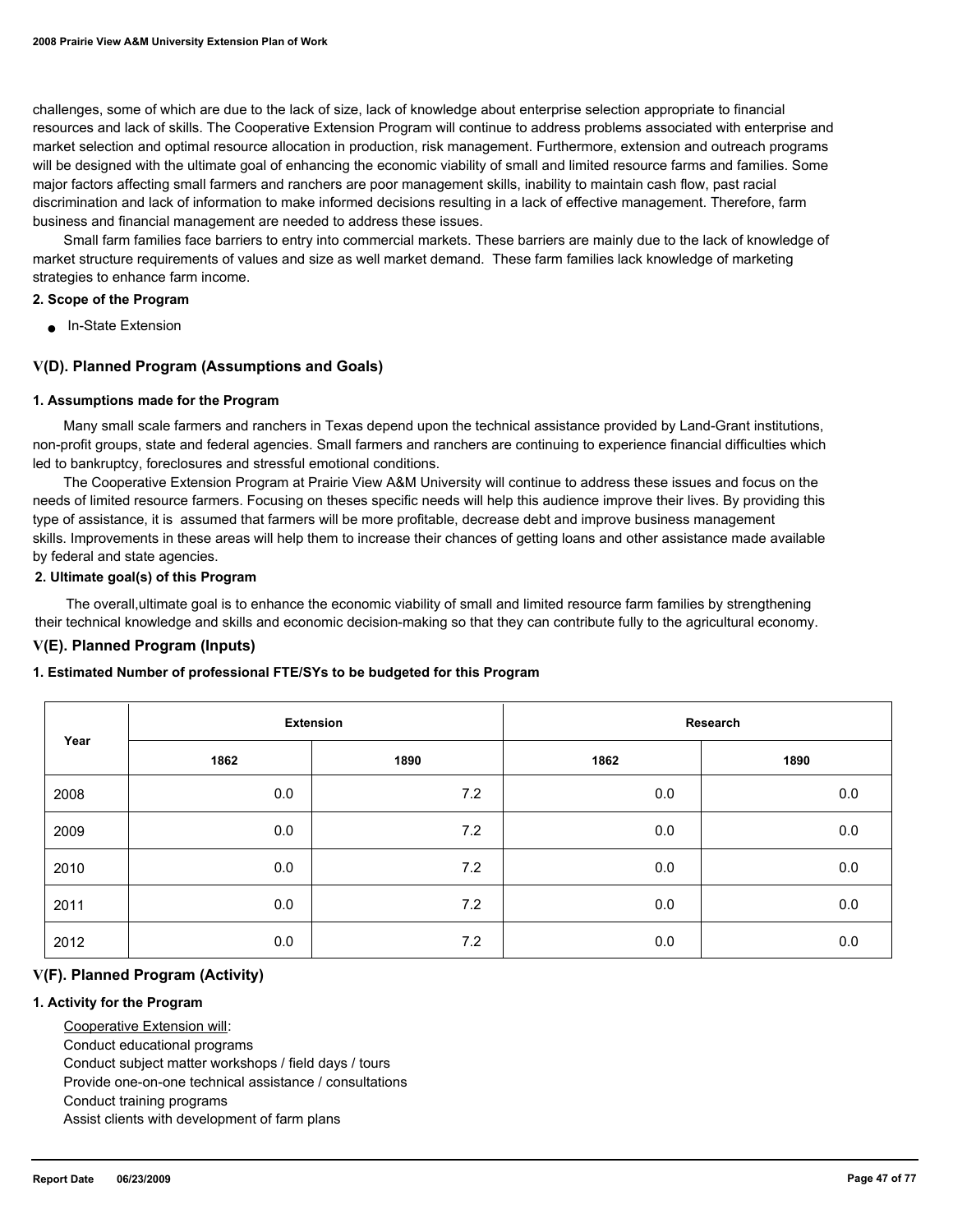challenges, some of which are due to the lack of size, lack of knowledge about enterprise selection appropriate to financial resources and lack of skills. The Cooperative Extension Program will continue to address problems associated with enterprise and market selection and optimal resource allocation in production, risk management. Furthermore, extension and outreach programs will be designed with the ultimate goal of enhancing the economic viability of small and limited resource farms and families. Some major factors affecting small farmers and ranchers are poor management skills, inability to maintain cash flow, past racial discrimination and lack of information to make informed decisions resulting in a lack of effective management. Therefore, farm business and financial management are needed to address these issues.

Small farm families face barriers to entry into commercial markets. These barriers are mainly due to the lack of knowledge of market structure requirements of values and size as well market demand. These farm families lack knowledge of marketing strategies to enhance farm income.

**2. Scope of the Program**

- In-State Extension

## V(D). Planned Program (Assumptions and Goals)

**1. Assumptions made for the Program**

Many small scale farmers and ranchers in Texas depend upon the technical assistance provided by Land-Grant institutions, non-profit groups, state and federal agencies. Small farmers and ranchers are continuing to experience financial difficulties which led to bankruptcy, foreclosures and stressful emotional conditions.

The Cooperative Extension Program at Prairie View A&M University will continue to address these issues and focus on the needs of limited resource farmers. Focusing on theses specific needs will help this audience improve their lives. By providing this type of assistance, it is assumed that farmers will be more profitable, decrease debt and improve business management skills. Improvements in these areas will help them to increase their chances of getting loans and other assistance made available by federal and state agencies.

**2. Ultimate goal(s) of this Program**

The overall,ultimate goal is to enhance the economic viability of small and limited resource farm families by strengthening their technical knowledge and skills and economic decision-making so that they can contribute fully to the agricultural economy.

## V(E). Planned Program (Inputs)

**1. Estimated Number of professional FTE/SYs to be budgeted for this Program**

| Year | Extension | | Research | |
|---|---|---|---|---|
| | 1862 | 1890 | 1862 | 1890 |
| 2008 | 0.0 | 7.2 | 0.0 | 0.0 |
| 2009 | 0.0 | 7.2 | 0.0 | 0.0 |
| 2010 | 0.0 | 7.2 | 0.0 | 0.0 |
| 2011 | 0.0 | 7.2 | 0.0 | 0.0 |
| 2012 | 0.0 | 7.2 | 0.0 | 0.0 |

## V(F). Planned Program (Activity)

**1. Activity for the Program**

Cooperative Extension will:
Conduct educational programs
Conduct subject matter workshops / field days / tours
Provide one-on-one technical assistance / consultations
Conduct training programs
Assist clients with development of farm plans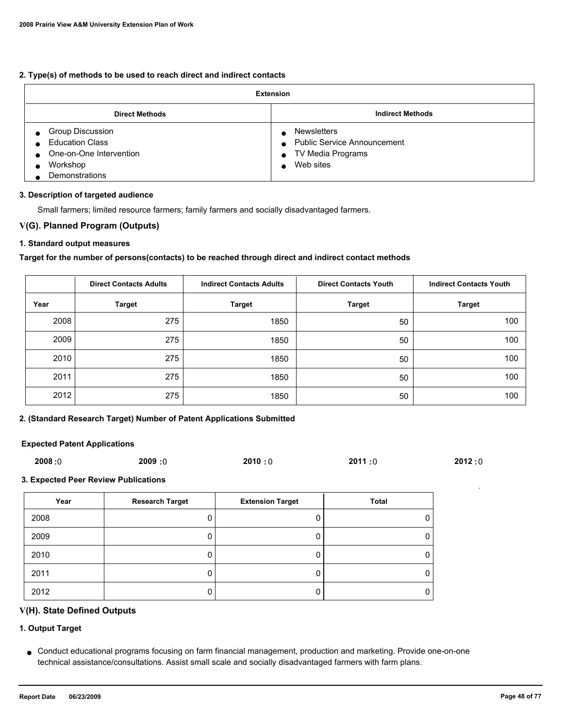**2. Type(s) of methods to be used to reach direct and indirect contacts**

| Extension | |
|---|---|
| **Direct Methods** | **Indirect Methods** |
| • Group Discussion<br>• Education Class<br>• One-on-One Intervention<br>• Workshop<br>• Demonstrations | • Newsletters<br>• Public Service Announcement<br>• TV Media Programs<br>• Web sites |

**3. Description of targeted audience**

Small farmers; limited resource farmers; family farmers and socially disadvantaged farmers.

## V(G). Planned Program (Outputs)

**1. Standard output measures**

**Target for the number of persons(contacts) to be reached through direct and indirect contact methods**

| | Direct Contacts Adults | Indirect Contacts Adults | Direct Contacts Youth | Indirect Contacts Youth |
|---|---|---|---|---|
| **Year** | **Target** | **Target** | **Target** | **Target** |
| 2008 | 275 | 1850 | 50 | 100 |
| 2009 | 275 | 1850 | 50 | 100 |
| 2010 | 275 | 1850 | 50 | 100 |
| 2011 | 275 | 1850 | 50 | 100 |
| 2012 | 275 | 1850 | 50 | 100 |

**2. (Standard Research Target) Number of Patent Applications Submitted**

**Expected Patent Applications**

**2008 :** 0 **2009 :** 0 **2010 :** 0 **2011 :** 0 **2012 :** 0

**3. Expected Peer Review Publications**

| Year | Research Target | Extension Target | Total |
|---|---|---|---|
| 2008 | 0 | 0 | 0 |
| 2009 | 0 | 0 | 0 |
| 2010 | 0 | 0 | 0 |
| 2011 | 0 | 0 | 0 |
| 2012 | 0 | 0 | 0 |

## V(H). State Defined Outputs

**1. Output Target**

- Conduct educational programs focusing on farm financial management, production and marketing. Provide one-on-one technical assistance/consultations. Assist small scale and socially disadvantaged farmers with farm plans.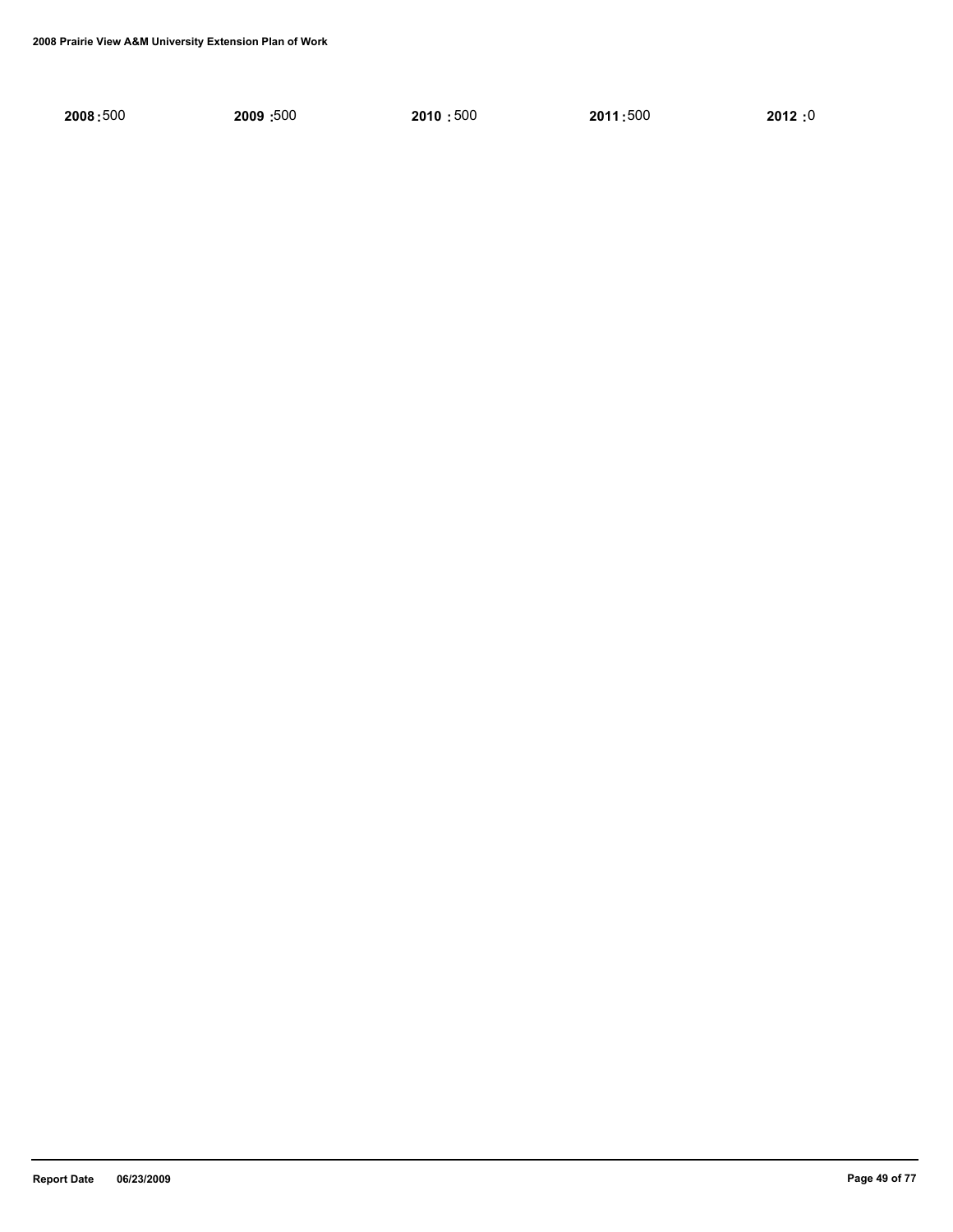**2008 :** 500 **2009 :** 500 **2010 :** 500 **2011 :** 500 **2012 :** 0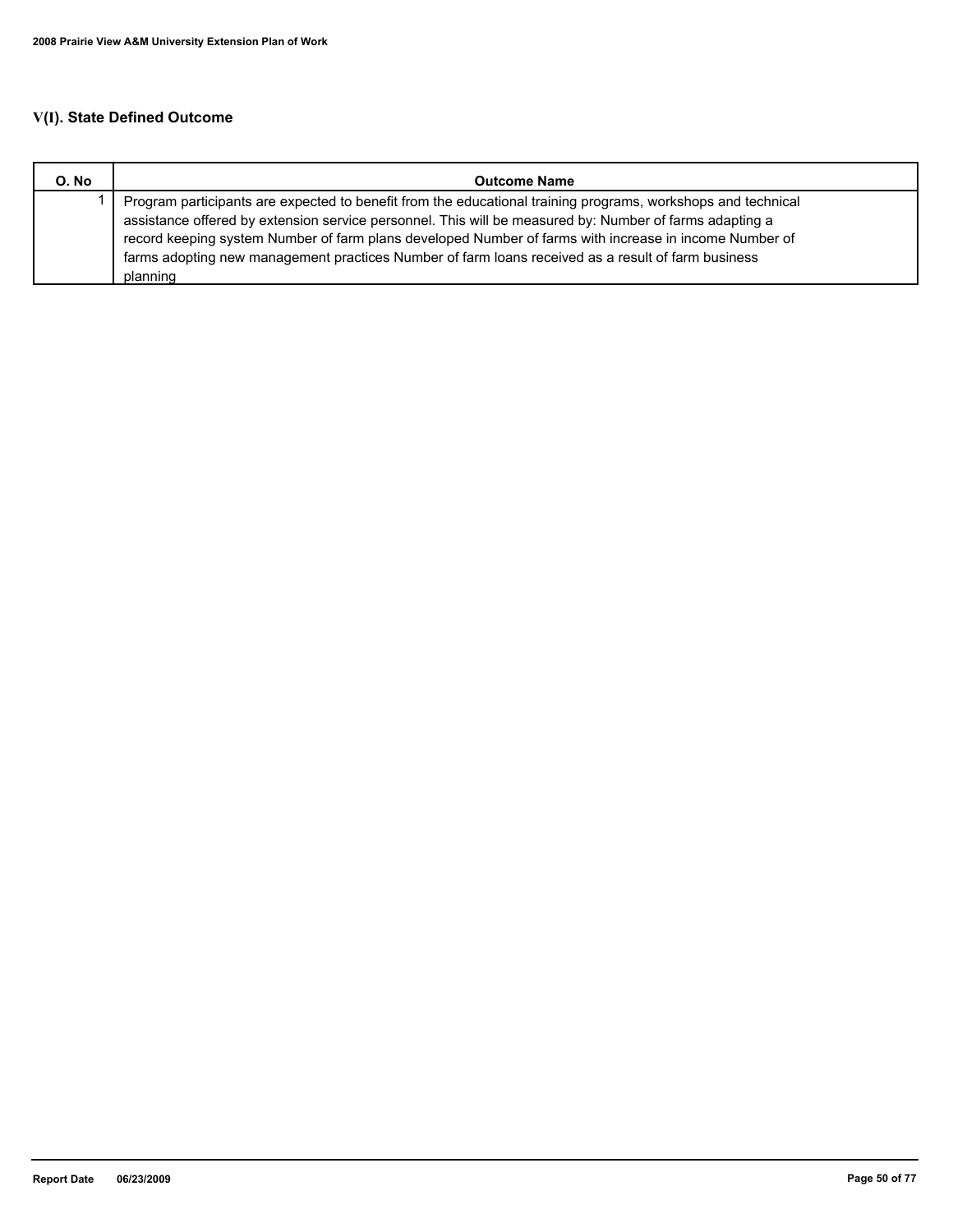## V(I). State Defined Outcome

| O. No | Outcome Name |
|---|---|
| 1 | Program participants are expected to benefit from the educational training programs, workshops and technical assistance offered by extension service personnel. This will be measured by: Number of farms adapting a record keeping system Number of farm plans developed Number of farms with increase in income Number of farms adopting new management practices Number of farm loans received as a result of farm business planning |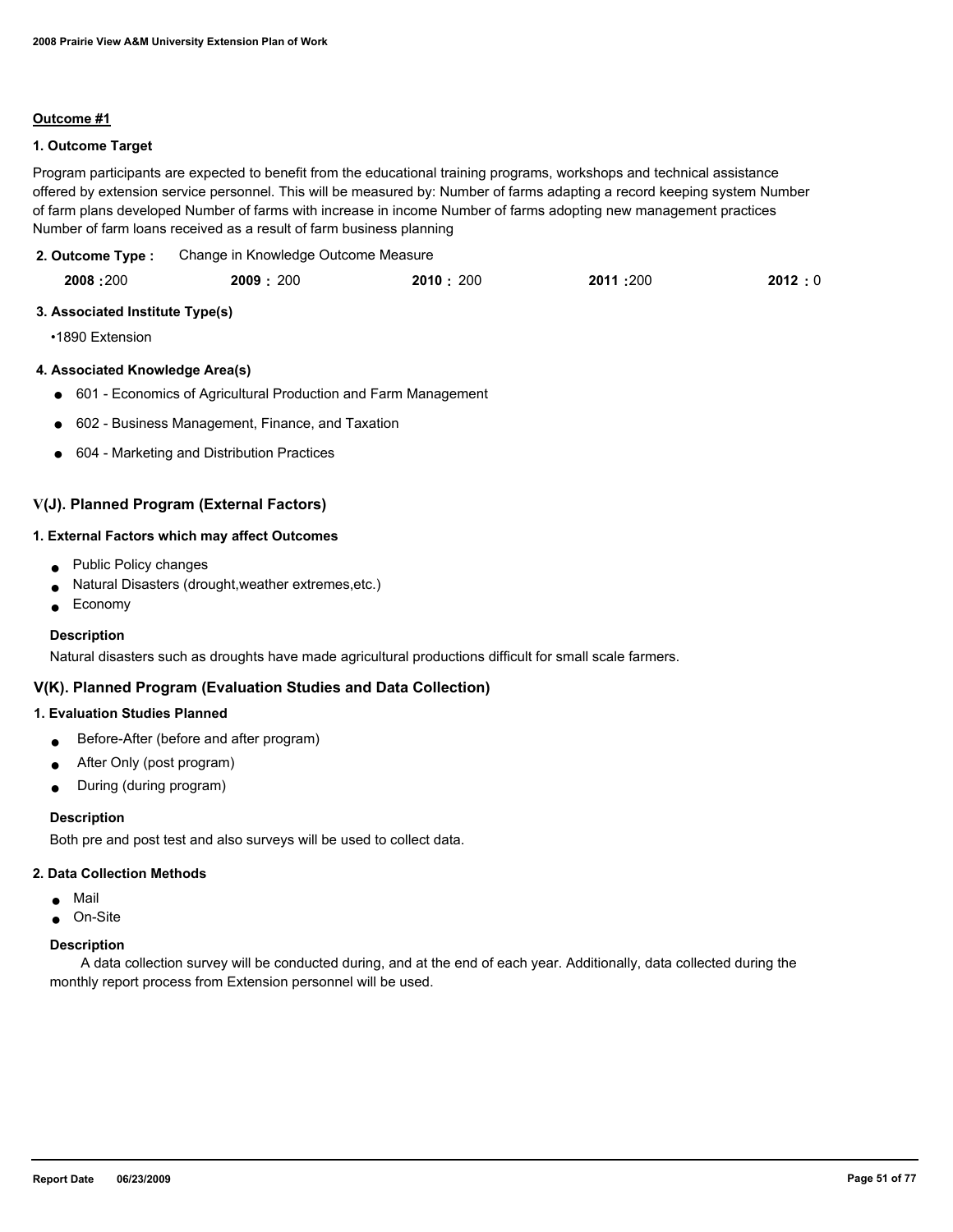**Outcome #1**

**1. Outcome Target**

Program participants are expected to benefit from the educational training programs, workshops and technical assistance offered by extension service personnel. This will be measured by: Number of farms adapting a record keeping system Number of farm plans developed Number of farms with increase in income Number of farms adopting new management practices Number of farm loans received as a result of farm business planning

**2. Outcome Type :** Change in Knowledge Outcome Measure

| 2008 | 2009 | 2010 | 2011 | 2012 |
|---|---|---|---|---|
| 200 | 200 | 200 | 200 | 0 |

**3. Associated Institute Type(s)**

- 1890 Extension

**4. Associated Knowledge Area(s)**

- 601 - Economics of Agricultural Production and Farm Management
- 602 - Business Management, Finance, and Taxation
- 604 - Marketing and Distribution Practices

## V(J). Planned Program (External Factors)

**1. External Factors which may affect Outcomes**

- Public Policy changes
- Natural Disasters (drought,weather extremes,etc.)
- Economy

**Description**

Natural disasters such as droughts have made agricultural productions difficult for small scale farmers.

## V(K). Planned Program (Evaluation Studies and Data Collection)

**1. Evaluation Studies Planned**

- Before-After (before and after program)
- After Only (post program)
- During (during program)

**Description**

Both pre and post test and also surveys will be used to collect data.

**2. Data Collection Methods**

- Mail
- On-Site

**Description**

A data collection survey will be conducted during, and at the end of each year. Additionally, data collected during the monthly report process from Extension personnel will be used.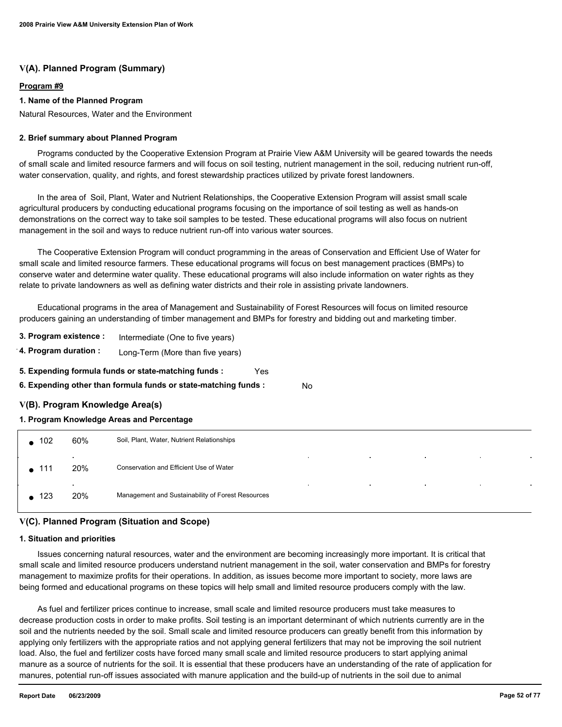## V(A). Planned Program (Summary)

**Program #9**

**1. Name of the Planned Program**

Natural Resources, Water and the Environment

**2. Brief summary about Planned Program**

Programs conducted by the Cooperative Extension Program at Prairie View A&M University will be geared towards the needs of small scale and limited resource farmers and will focus on soil testing, nutrient management in the soil, reducing nutrient run-off, water conservation, quality, and rights, and forest stewardship practices utilized by private forest landowners.

In the area of Soil, Plant, Water and Nutrient Relationships, the Cooperative Extension Program will assist small scale agricultural producers by conducting educational programs focusing on the importance of soil testing as well as hands-on demonstrations on the correct way to take soil samples to be tested. These educational programs will also focus on nutrient management in the soil and ways to reduce nutrient run-off into various water sources.

The Cooperative Extension Program will conduct programming in the areas of Conservation and Efficient Use of Water for small scale and limited resource farmers. These educational programs will focus on best management practices (BMPs) to conserve water and determine water quality. These educational programs will also include information on water rights as they relate to private landowners as well as defining water districts and their role in assisting private landowners.

Educational programs in the area of Management and Sustainability of Forest Resources will focus on limited resource producers gaining an understanding of timber management and BMPs for forestry and bidding out and marketing timber.

**3. Program existence :** Intermediate (One to five years)

**4. Program duration :** Long-Term (More than five years)

**5. Expending formula funds or state-matching funds :** Yes

**6. Expending other than formula funds or state-matching funds :** No

## V(B). Program Knowledge Area(s)

**1. Program Knowledge Areas and Percentage**

| KA | Percentage | Knowledge Area |
|---|---|---|
| 102 | 60% | Soil, Plant, Water, Nutrient Relationships |
| 111 | 20% | Conservation and Efficient Use of Water |
| 123 | 20% | Management and Sustainability of Forest Resources |

## V(C). Planned Program (Situation and Scope)

**1. Situation and priorities**

Issues concerning natural resources, water and the environment are becoming increasingly more important. It is critical that small scale and limited resource producers understand nutrient management in the soil, water conservation and BMPs for forestry management to maximize profits for their operations. In addition, as issues become more important to society, more laws are being formed and educational programs on these topics will help small and limited resource producers comply with the law.

As fuel and fertilizer prices continue to increase, small scale and limited resource producers must take measures to decrease production costs in order to make profits. Soil testing is an important determinant of which nutrients currently are in the soil and the nutrients needed by the soil. Small scale and limited resource producers can greatly benefit from this information by applying only fertilizers with the appropriate ratios and not applying general fertilizers that may not be improving the soil nutrient load. Also, the fuel and fertilizer costs have forced many small scale and limited resource producers to start applying animal manure as a source of nutrients for the soil. It is essential that these producers have an understanding of the rate of application for manures, potential run-off issues associated with manure application and the build-up of nutrients in the soil due to animal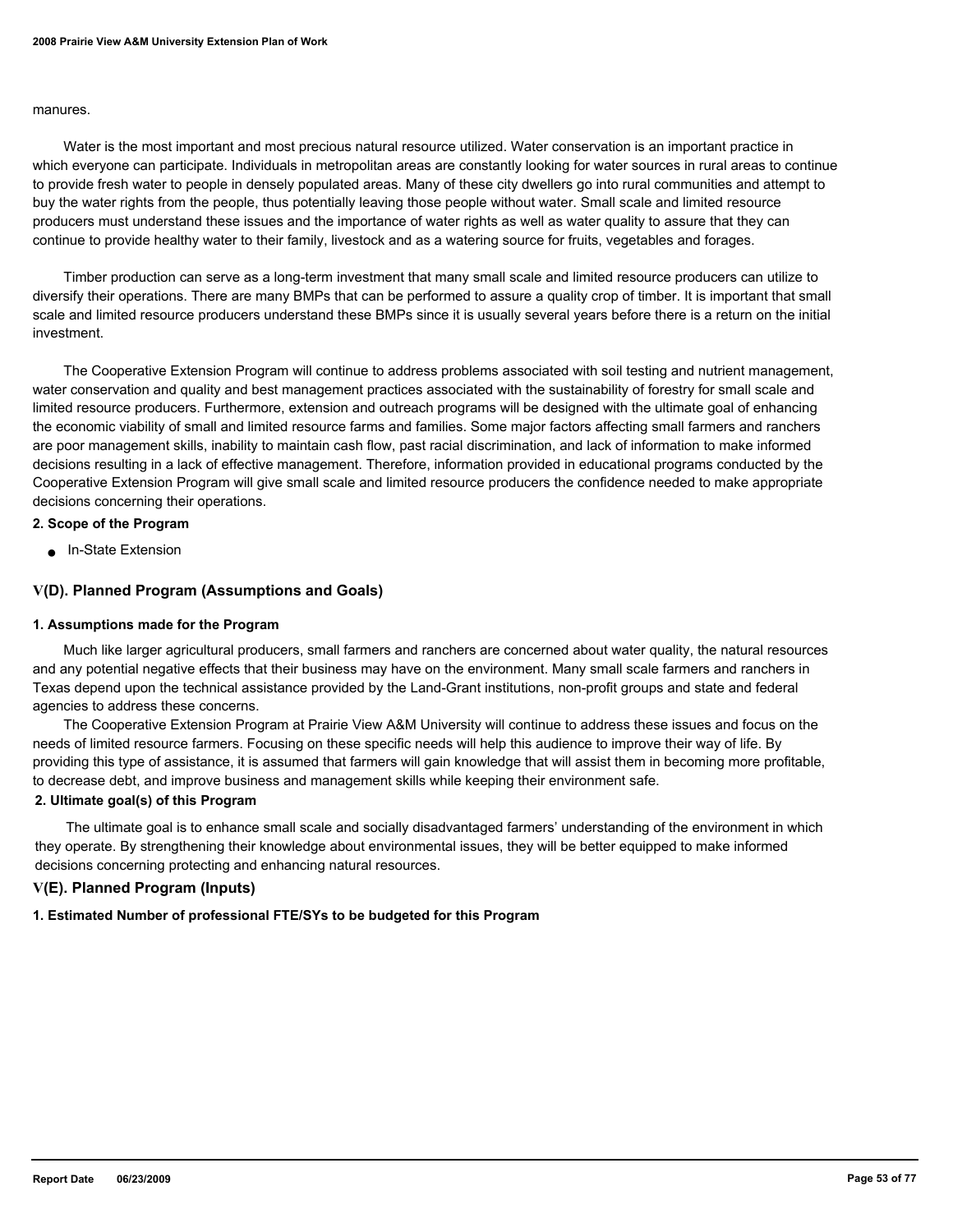manures.

Water is the most important and most precious natural resource utilized. Water conservation is an important practice in which everyone can participate. Individuals in metropolitan areas are constantly looking for water sources in rural areas to continue to provide fresh water to people in densely populated areas. Many of these city dwellers go into rural communities and attempt to buy the water rights from the people, thus potentially leaving those people without water. Small scale and limited resource producers must understand these issues and the importance of water rights as well as water quality to assure that they can continue to provide healthy water to their family, livestock and as a watering source for fruits, vegetables and forages.

Timber production can serve as a long-term investment that many small scale and limited resource producers can utilize to diversify their operations. There are many BMPs that can be performed to assure a quality crop of timber. It is important that small scale and limited resource producers understand these BMPs since it is usually several years before there is a return on the initial investment.

The Cooperative Extension Program will continue to address problems associated with soil testing and nutrient management, water conservation and quality and best management practices associated with the sustainability of forestry for small scale and limited resource producers. Furthermore, extension and outreach programs will be designed with the ultimate goal of enhancing the economic viability of small and limited resource farms and families. Some major factors affecting small farmers and ranchers are poor management skills, inability to maintain cash flow, past racial discrimination, and lack of information to make informed decisions resulting in a lack of effective management. Therefore, information provided in educational programs conducted by the Cooperative Extension Program will give small scale and limited resource producers the confidence needed to make appropriate decisions concerning their operations.

**2. Scope of the Program**

- In-State Extension

## V(D). Planned Program (Assumptions and Goals)

**1. Assumptions made for the Program**

Much like larger agricultural producers, small farmers and ranchers are concerned about water quality, the natural resources and any potential negative effects that their business may have on the environment. Many small scale farmers and ranchers in Texas depend upon the technical assistance provided by the Land-Grant institutions, non-profit groups and state and federal agencies to address these concerns.

The Cooperative Extension Program at Prairie View A&M University will continue to address these issues and focus on the needs of limited resource farmers. Focusing on these specific needs will help this audience to improve their way of life. By providing this type of assistance, it is assumed that farmers will gain knowledge that will assist them in becoming more profitable, to decrease debt, and improve business and management skills while keeping their environment safe.

**2. Ultimate goal(s) of this Program**

The ultimate goal is to enhance small scale and socially disadvantaged farmers' understanding of the environment in which they operate. By strengthening their knowledge about environmental issues, they will be better equipped to make informed decisions concerning protecting and enhancing natural resources.

## V(E). Planned Program (Inputs)

**1. Estimated Number of professional FTE/SYs to be budgeted for this Program**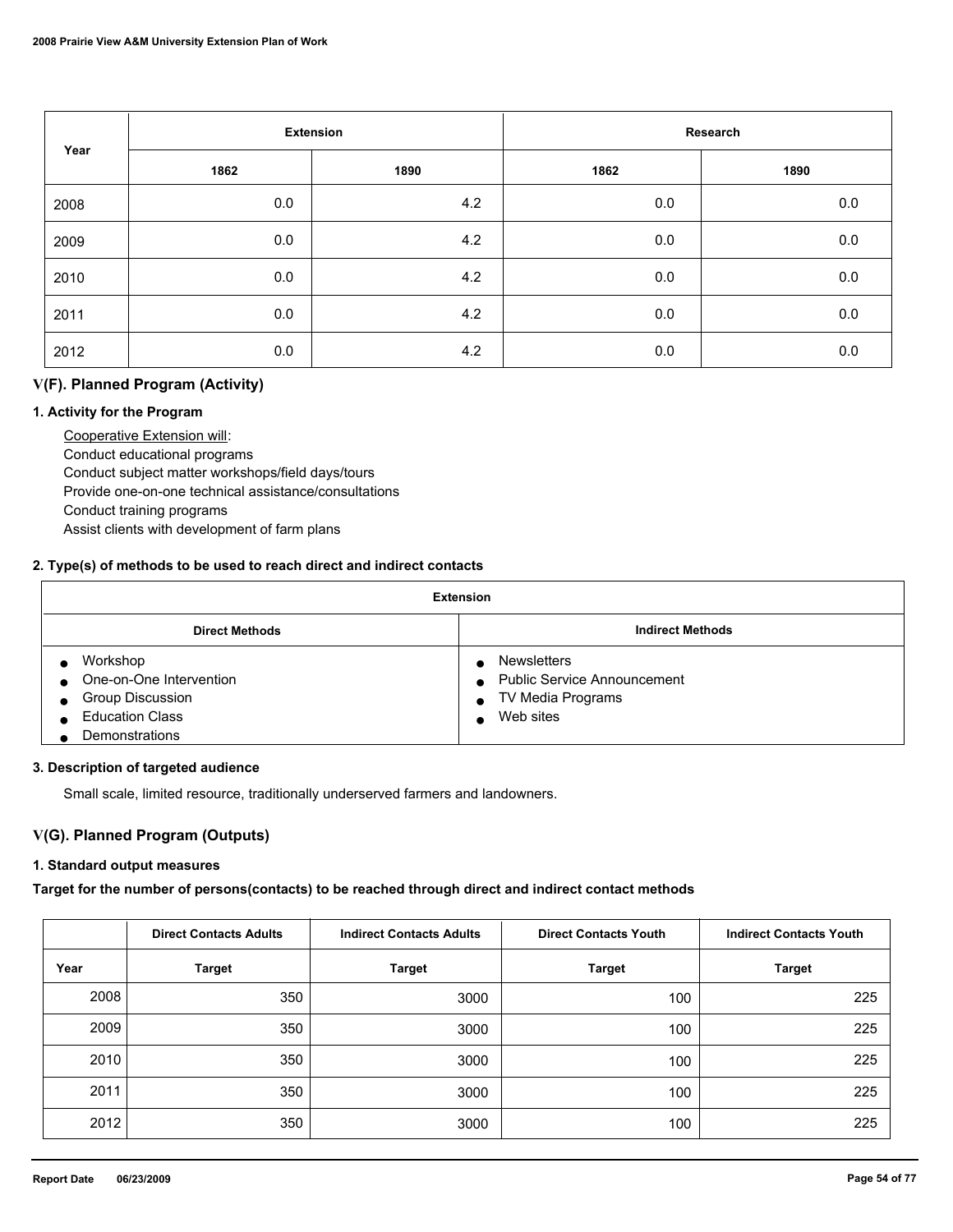| Year | Extension | | Research | |
|---|---|---|---|---|
| | 1862 | 1890 | 1862 | 1890 |
| 2008 | 0.0 | 4.2 | 0.0 | 0.0 |
| 2009 | 0.0 | 4.2 | 0.0 | 0.0 |
| 2010 | 0.0 | 4.2 | 0.0 | 0.0 |
| 2011 | 0.0 | 4.2 | 0.0 | 0.0 |
| 2012 | 0.0 | 4.2 | 0.0 | 0.0 |

## V(F). Planned Program (Activity)

### 1. Activity for the Program

Cooperative Extension will:
Conduct educational programs
Conduct subject matter workshops/field days/tours
Provide one-on-one technical assistance/consultations
Conduct training programs
Assist clients with development of farm plans

### 2. Type(s) of methods to be used to reach direct and indirect contacts

| Extension | |
|---|---|
| **Direct Methods** | **Indirect Methods** |
| • Workshop<br>• One-on-One Intervention<br>• Group Discussion<br>• Education Class<br>• Demonstrations | • Newsletters<br>• Public Service Announcement<br>• TV Media Programs<br>• Web sites |

### 3. Description of targeted audience

Small scale, limited resource, traditionally underserved farmers and landowners.

## V(G). Planned Program (Outputs)

### 1. Standard output measures

**Target for the number of persons(contacts) to be reached through direct and indirect contact methods**

| | Direct Contacts Adults | Indirect Contacts Adults | Direct Contacts Youth | Indirect Contacts Youth |
|---|---|---|---|---|
| Year | Target | Target | Target | Target |
| 2008 | 350 | 3000 | 100 | 225 |
| 2009 | 350 | 3000 | 100 | 225 |
| 2010 | 350 | 3000 | 100 | 225 |
| 2011 | 350 | 3000 | 100 | 225 |
| 2012 | 350 | 3000 | 100 | 225 |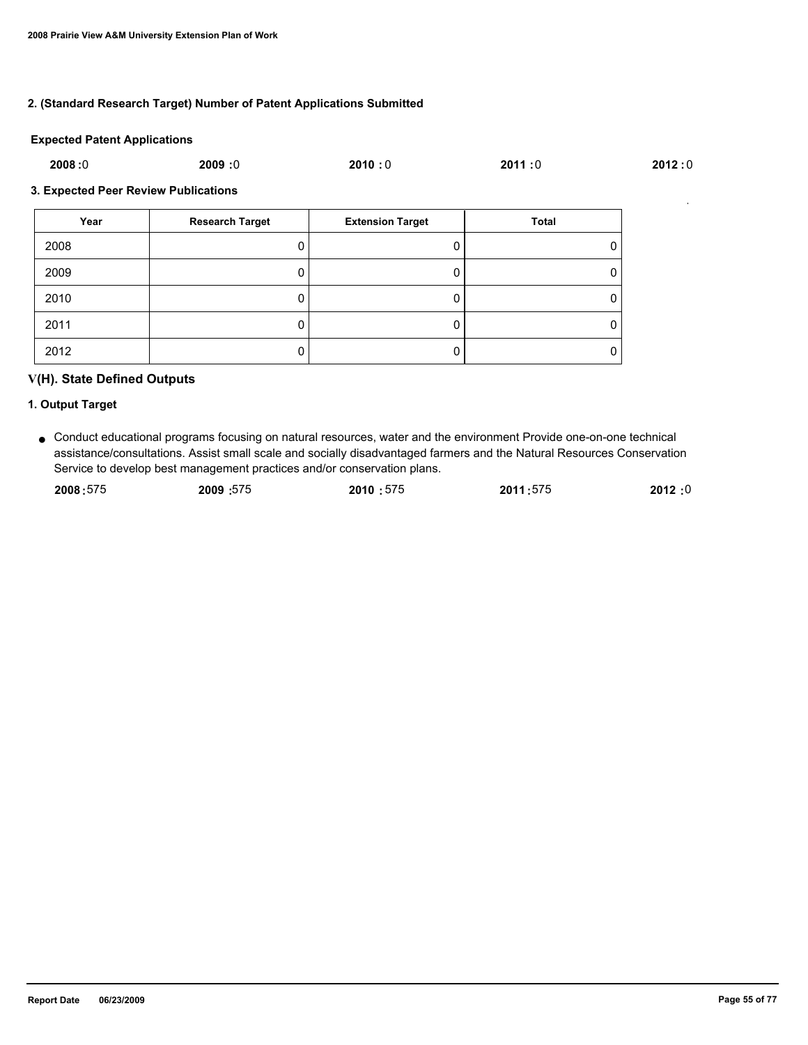### 2. (Standard Research Target) Number of Patent Applications Submitted

**Expected Patent Applications**

**2008 :**0 **2009 :**0 **2010 :** 0 **2011 :**0 **2012 :** 0

### 3. Expected Peer Review Publications

| Year | Research Target | Extension Target | Total |
|---|---|---|---|
| 2008 | 0 | 0 | 0 |
| 2009 | 0 | 0 | 0 |
| 2010 | 0 | 0 | 0 |
| 2011 | 0 | 0 | 0 |
| 2012 | 0 | 0 | 0 |

## V(H). State Defined Outputs

### 1. Output Target

- Conduct educational programs focusing on natural resources, water and the environment Provide one-on-one technical assistance/consultations. Assist small scale and socially disadvantaged farmers and the Natural Resources Conservation Service to develop best management practices and/or conservation plans.

  **2008 :**575 **2009 :**575 **2010 :** 575 **2011 :**575 **2012 :**0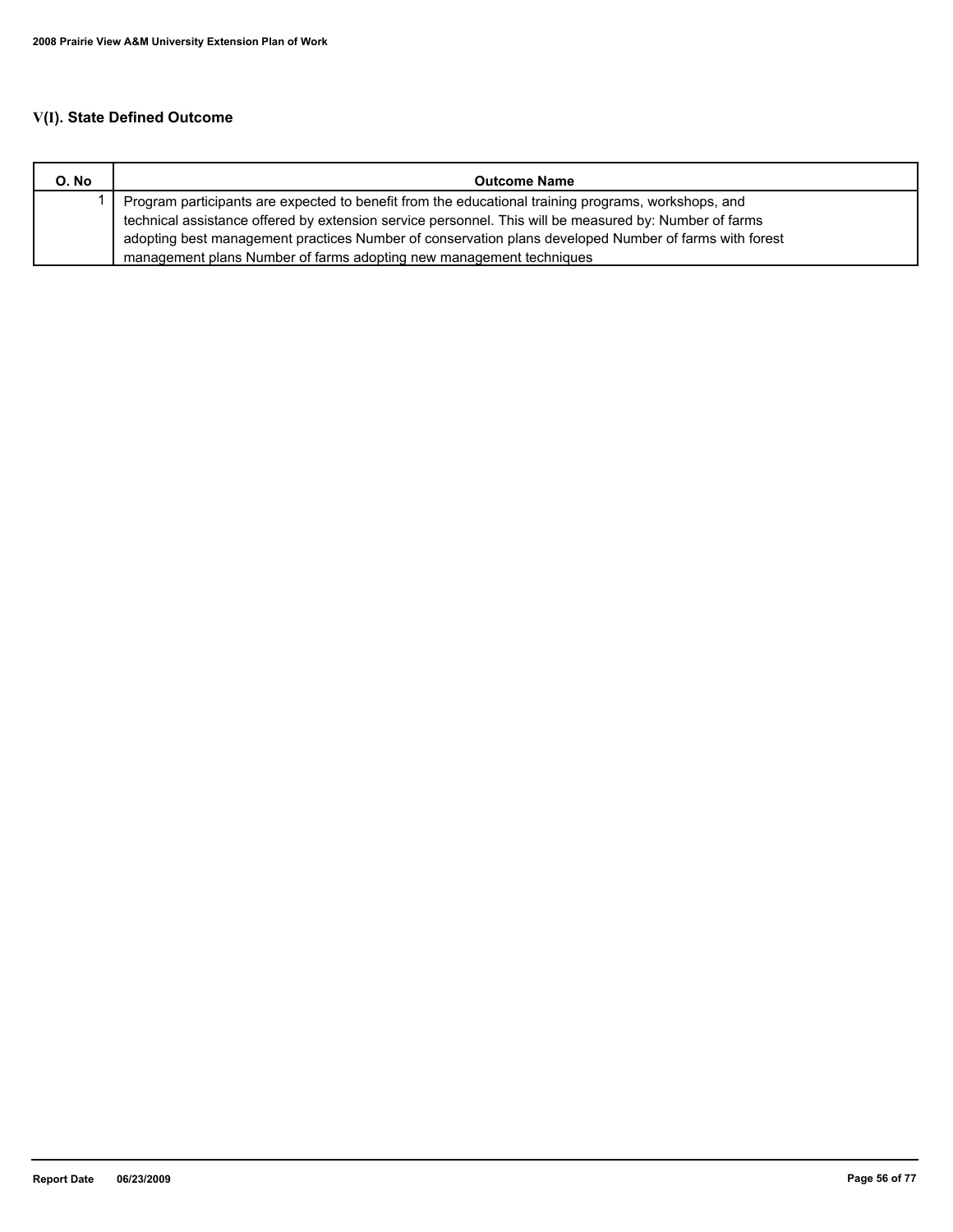## V(I). State Defined Outcome

| O. No | Outcome Name |
|---|---|
| 1 | Program participants are expected to benefit from the educational training programs, workshops, and technical assistance offered by extension service personnel. This will be measured by: Number of farms adopting best management practices Number of conservation plans developed Number of farms with forest management plans Number of farms adopting new management techniques |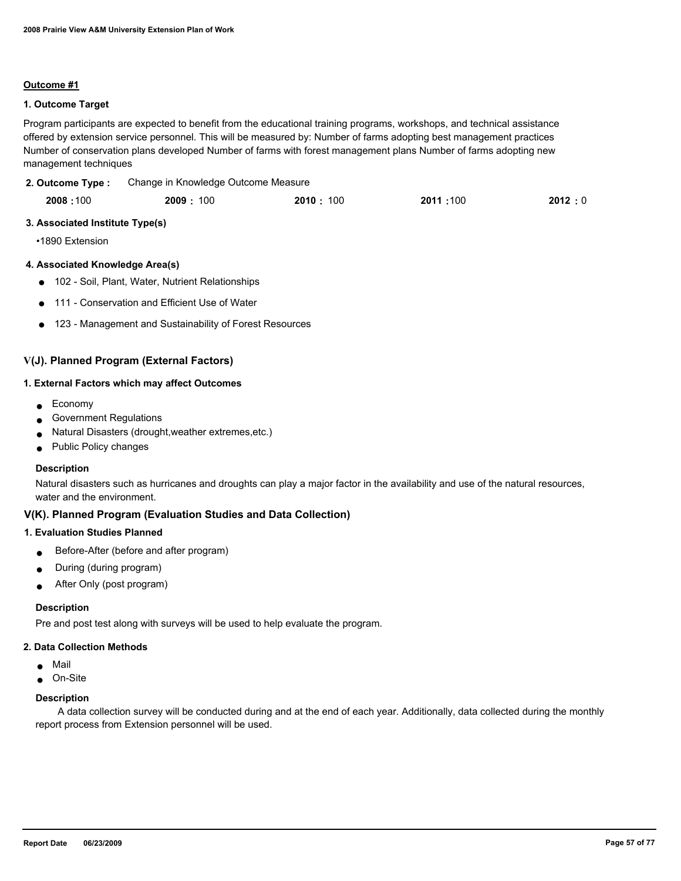**Outcome #1**

**1. Outcome Target**

Program participants are expected to benefit from the educational training programs, workshops, and technical assistance offered by extension service personnel. This will be measured by: Number of farms adopting best management practices Number of conservation plans developed Number of farms with forest management plans Number of farms adopting new management techniques

**2. Outcome Type :** Change in Knowledge Outcome Measure

| 2008 | 2009 | 2010 | 2011 | 2012 |
|---|---|---|---|---|
| 100 | 100 | 100 | 100 | 0 |

**3. Associated Institute Type(s)**

- 1890 Extension

**4. Associated Knowledge Area(s)**

- 102 - Soil, Plant, Water, Nutrient Relationships
- 111 - Conservation and Efficient Use of Water
- 123 - Management and Sustainability of Forest Resources

## V(J). Planned Program (External Factors)

**1. External Factors which may affect Outcomes**

- Economy
- Government Regulations
- Natural Disasters (drought,weather extremes,etc.)
- Public Policy changes

**Description**

Natural disasters such as hurricanes and droughts can play a major factor in the availability and use of the natural resources, water and the environment.

## V(K). Planned Program (Evaluation Studies and Data Collection)

**1. Evaluation Studies Planned**

- Before-After (before and after program)
- During (during program)
- After Only (post program)

**Description**

Pre and post test along with surveys will be used to help evaluate the program.

**2. Data Collection Methods**

- Mail
- On-Site

**Description**

A data collection survey will be conducted during and at the end of each year. Additionally, data collected during the monthly report process from Extension personnel will be used.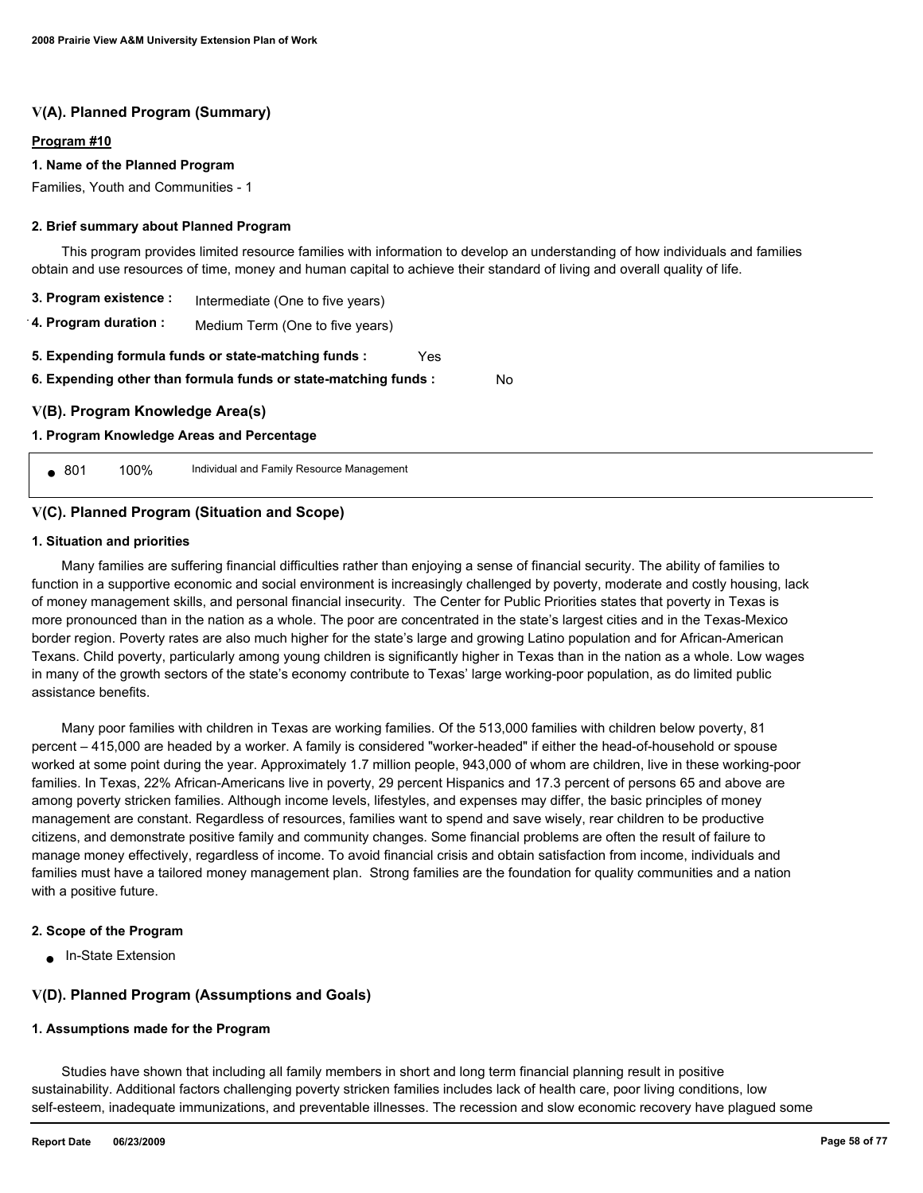## V(A). Planned Program (Summary)

**Program #10**

**1. Name of the Planned Program**

Families, Youth and Communities - 1

**2. Brief summary about Planned Program**

This program provides limited resource families with information to develop an understanding of how individuals and families obtain and use resources of time, money and human capital to achieve their standard of living and overall quality of life.

**3. Program existence :** Intermediate (One to five years)

**4. Program duration :** Medium Term (One to five years)

**5. Expending formula funds or state-matching funds :** Yes

**6. Expending other than formula funds or state-matching funds :** No

## V(B). Program Knowledge Area(s)

**1. Program Knowledge Areas and Percentage**

- 801 100% Individual and Family Resource Management

## V(C). Planned Program (Situation and Scope)

**1. Situation and priorities**

Many families are suffering financial difficulties rather than enjoying a sense of financial security. The ability of families to function in a supportive economic and social environment is increasingly challenged by poverty, moderate and costly housing, lack of money management skills, and personal financial insecurity. The Center for Public Priorities states that poverty in Texas is more pronounced than in the nation as a whole. The poor are concentrated in the state's largest cities and in the Texas-Mexico border region. Poverty rates are also much higher for the state's large and growing Latino population and for African-American Texans. Child poverty, particularly among young children is significantly higher in Texas than in the nation as a whole. Low wages in many of the growth sectors of the state's economy contribute to Texas' large working-poor population, as do limited public assistance benefits.

Many poor families with children in Texas are working families. Of the 513,000 families with children below poverty, 81 percent – 415,000 are headed by a worker. A family is considered "worker-headed" if either the head-of-household or spouse worked at some point during the year. Approximately 1.7 million people, 943,000 of whom are children, live in these working-poor families. In Texas, 22% African-Americans live in poverty, 29 percent Hispanics and 17.3 percent of persons 65 and above are among poverty stricken families. Although income levels, lifestyles, and expenses may differ, the basic principles of money management are constant. Regardless of resources, families want to spend and save wisely, rear children to be productive citizens, and demonstrate positive family and community changes. Some financial problems are often the result of failure to manage money effectively, regardless of income. To avoid financial crisis and obtain satisfaction from income, individuals and families must have a tailored money management plan. Strong families are the foundation for quality communities and a nation with a positive future.

**2. Scope of the Program**

- In-State Extension

## V(D). Planned Program (Assumptions and Goals)

**1. Assumptions made for the Program**

Studies have shown that including all family members in short and long term financial planning result in positive sustainability. Additional factors challenging poverty stricken families includes lack of health care, poor living conditions, low self-esteem, inadequate immunizations, and preventable illnesses. The recession and slow economic recovery have plagued some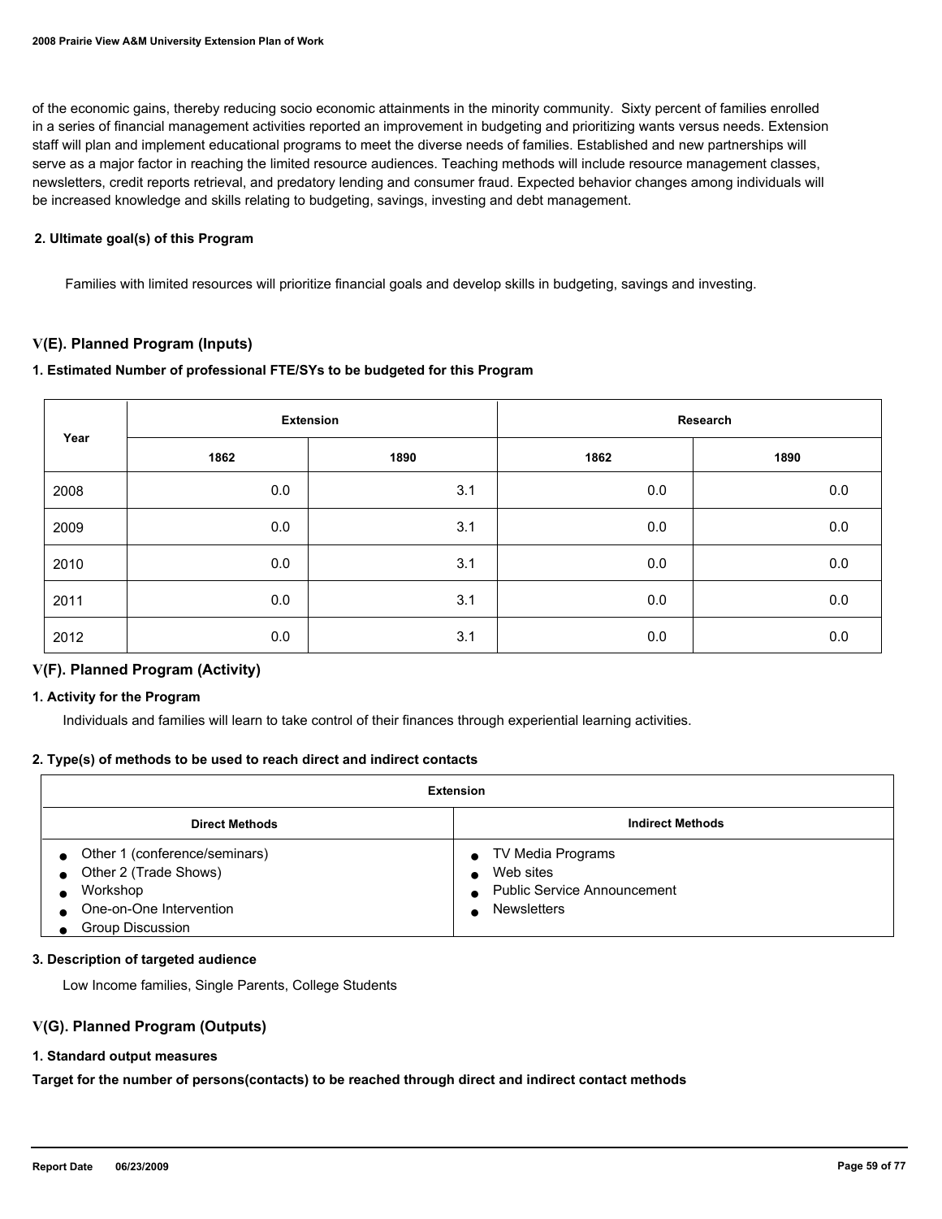of the economic gains, thereby reducing socio economic attainments in the minority community. Sixty percent of families enrolled in a series of financial management activities reported an improvement in budgeting and prioritizing wants versus needs. Extension staff will plan and implement educational programs to meet the diverse needs of families. Established and new partnerships will serve as a major factor in reaching the limited resource audiences. Teaching methods will include resource management classes, newsletters, credit reports retrieval, and predatory lending and consumer fraud. Expected behavior changes among individuals will be increased knowledge and skills relating to budgeting, savings, investing and debt management.

#### 2. Ultimate goal(s) of this Program

Families with limited resources will prioritize financial goals and develop skills in budgeting, savings and investing.

### V(E). Planned Program (Inputs)

#### 1. Estimated Number of professional FTE/SYs to be budgeted for this Program

| Year | Extension | | Research | |
|---|---|---|---|---|
| | 1862 | 1890 | 1862 | 1890 |
| 2008 | 0.0 | 3.1 | 0.0 | 0.0 |
| 2009 | 0.0 | 3.1 | 0.0 | 0.0 |
| 2010 | 0.0 | 3.1 | 0.0 | 0.0 |
| 2011 | 0.0 | 3.1 | 0.0 | 0.0 |
| 2012 | 0.0 | 3.1 | 0.0 | 0.0 |

### V(F). Planned Program (Activity)

#### 1. Activity for the Program

Individuals and families will learn to take control of their finances through experiential learning activities.

#### 2. Type(s) of methods to be used to reach direct and indirect contacts

| Extension | |
|---|---|
| **Direct Methods** | **Indirect Methods** |
| • Other 1 (conference/seminars)<br>• Other 2 (Trade Shows)<br>• Workshop<br>• One-on-One Intervention<br>• Group Discussion | • TV Media Programs<br>• Web sites<br>• Public Service Announcement<br>• Newsletters |

#### 3. Description of targeted audience

Low Income families, Single Parents, College Students

### V(G). Planned Program (Outputs)

#### 1. Standard output measures

**Target for the number of persons(contacts) to be reached through direct and indirect contact methods**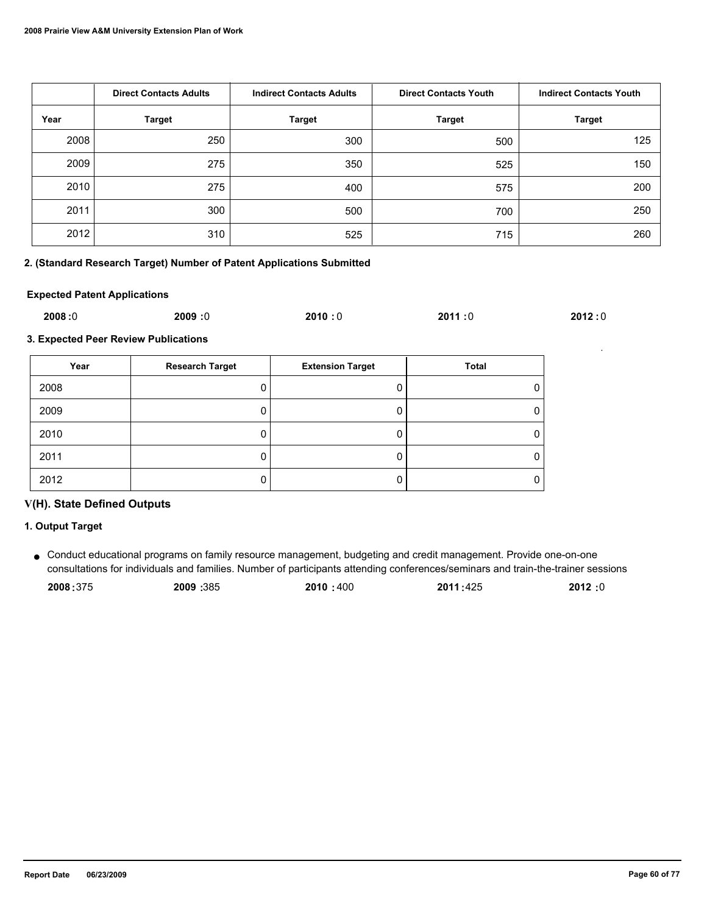| | Direct Contacts Adults | Indirect Contacts Adults | Direct Contacts Youth | Indirect Contacts Youth |
|---|---|---|---|---|
| Year | Target | Target | Target | Target |
| 2008 | 250 | 300 | 500 | 125 |
| 2009 | 275 | 350 | 525 | 150 |
| 2010 | 275 | 400 | 575 | 200 |
| 2011 | 300 | 500 | 700 | 250 |
| 2012 | 310 | 525 | 715 | 260 |

**2. (Standard Research Target) Number of Patent Applications Submitted**

**Expected Patent Applications**

**2008 :** 0 **2009 :** 0 **2010 :** 0 **2011 :** 0 **2012 :** 0

**3. Expected Peer Review Publications**

| Year | Research Target | Extension Target | Total |
|---|---|---|---|
| 2008 | 0 | 0 | 0 |
| 2009 | 0 | 0 | 0 |
| 2010 | 0 | 0 | 0 |
| 2011 | 0 | 0 | 0 |
| 2012 | 0 | 0 | 0 |

## V(H). State Defined Outputs

**1. Output Target**

- Conduct educational programs on family resource management, budgeting and credit management. Provide one-on-one consultations for individuals and families. Number of participants attending conferences/seminars and train-the-trainer sessions

  **2008 :** 375 **2009 :** 385 **2010 :** 400 **2011 :** 425 **2012 :** 0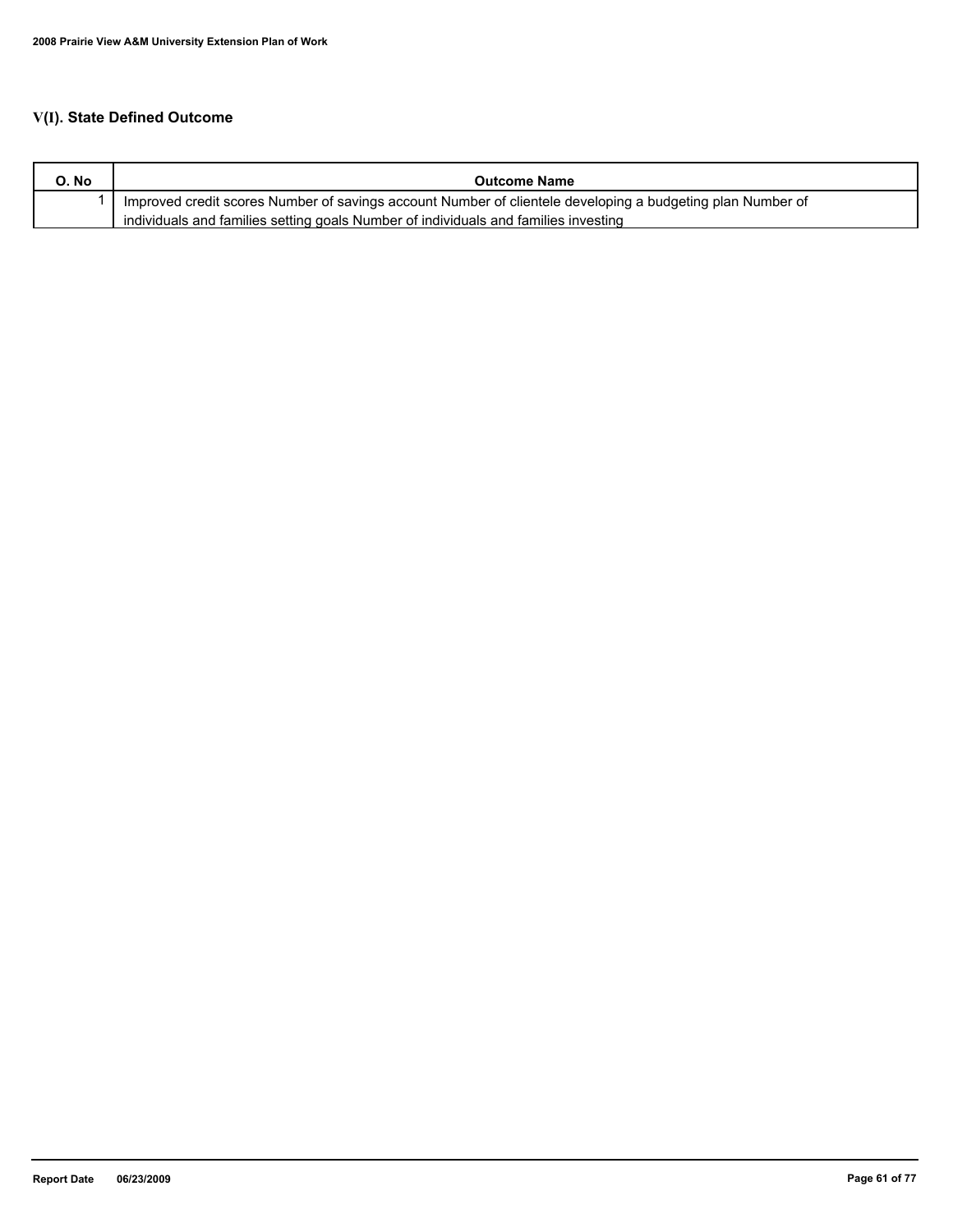## V(I). State Defined Outcome

| O. No | Outcome Name |
|---|---|
| 1 | Improved credit scores Number of savings account Number of clientele developing a budgeting plan Number of individuals and families setting goals Number of individuals and families investing |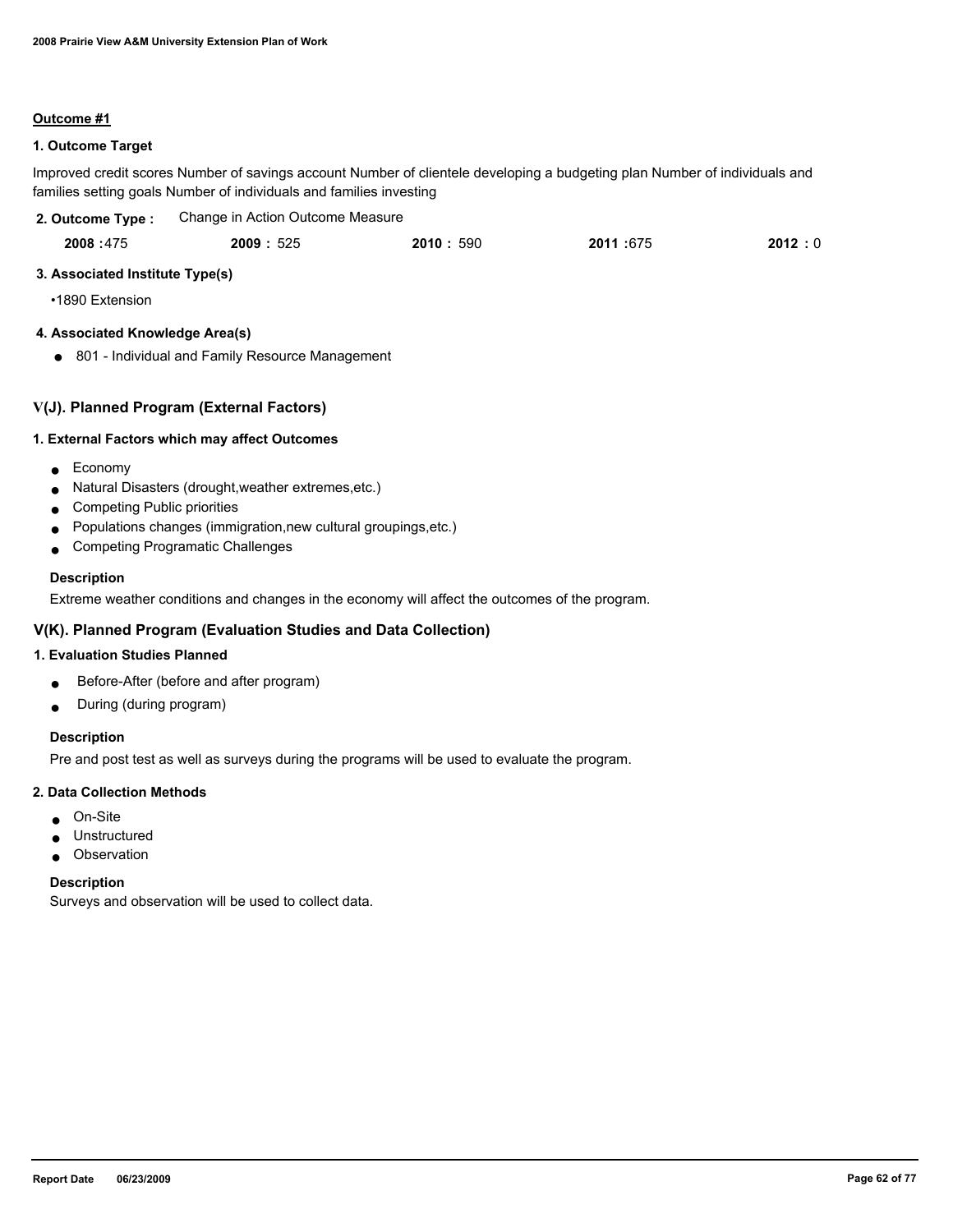**Outcome #1**

**1. Outcome Target**

Improved credit scores Number of savings account Number of clientele developing a budgeting plan Number of individuals and families setting goals Number of individuals and families investing

**2. Outcome Type :** Change in Action Outcome Measure

| **2008 :** 475 | **2009 :** 525 | **2010 :** 590 | **2011 :** 675 | **2012 :** 0 |
|---|---|---|---|---|

**3. Associated Institute Type(s)**

- 1890 Extension

**4. Associated Knowledge Area(s)**

- 801 - Individual and Family Resource Management

## V(J). Planned Program (External Factors)

**1. External Factors which may affect Outcomes**

- Economy
- Natural Disasters (drought,weather extremes,etc.)
- Competing Public priorities
- Populations changes (immigration,new cultural groupings,etc.)
- Competing Programatic Challenges

**Description**

Extreme weather conditions and changes in the economy will affect the outcomes of the program.

## V(K). Planned Program (Evaluation Studies and Data Collection)

**1. Evaluation Studies Planned**

- Before-After (before and after program)
- During (during program)

**Description**

Pre and post test as well as surveys during the programs will be used to evaluate the program.

**2. Data Collection Methods**

- On-Site
- Unstructured
- Observation

**Description**

Surveys and observation will be used to collect data.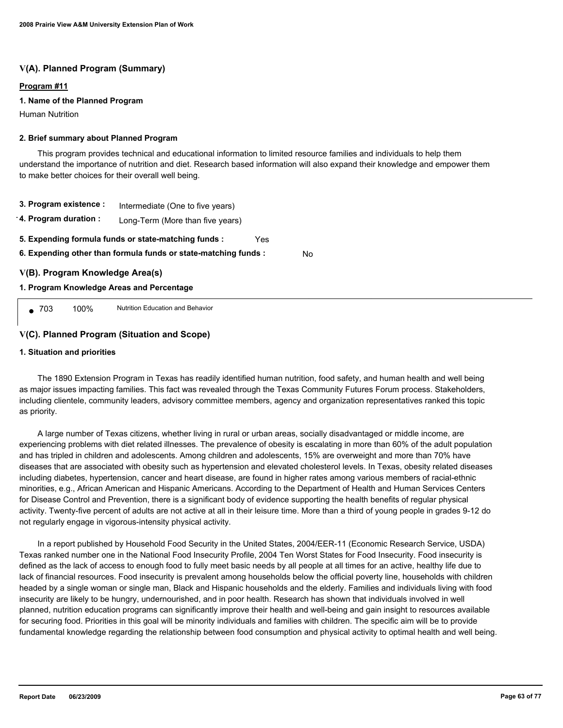## V(A). Planned Program (Summary)

**Program #11**

**1. Name of the Planned Program**

Human Nutrition

**2. Brief summary about Planned Program**

This program provides technical and educational information to limited resource families and individuals to help them understand the importance of nutrition and diet. Research based information will also expand their knowledge and empower them to make better choices for their overall well being.

**3. Program existence :** Intermediate (One to five years)

**4. Program duration :** Long-Term (More than five years)

**5. Expending formula funds or state-matching funds :** Yes

**6. Expending other than formula funds or state-matching funds :** No

## V(B). Program Knowledge Area(s)

**1. Program Knowledge Areas and Percentage**

- 703 100% Nutrition Education and Behavior

## V(C). Planned Program (Situation and Scope)

**1. Situation and priorities**

The 1890 Extension Program in Texas has readily identified human nutrition, food safety, and human health and well being as major issues impacting families. This fact was revealed through the Texas Community Futures Forum process. Stakeholders, including clientele, community leaders, advisory committee members, agency and organization representatives ranked this topic as priority.

A large number of Texas citizens, whether living in rural or urban areas, socially disadvantaged or middle income, are experiencing problems with diet related illnesses. The prevalence of obesity is escalating in more than 60% of the adult population and has tripled in children and adolescents. Among children and adolescents, 15% are overweight and more than 70% have diseases that are associated with obesity such as hypertension and elevated cholesterol levels. In Texas, obesity related diseases including diabetes, hypertension, cancer and heart disease, are found in higher rates among various members of racial-ethnic minorities, e.g., African American and Hispanic Americans. According to the Department of Health and Human Services Centers for Disease Control and Prevention, there is a significant body of evidence supporting the health benefits of regular physical activity. Twenty-five percent of adults are not active at all in their leisure time. More than a third of young people in grades 9-12 do not regularly engage in vigorous-intensity physical activity.

In a report published by Household Food Security in the United States, 2004/EER-11 (Economic Research Service, USDA) Texas ranked number one in the National Food Insecurity Profile, 2004 Ten Worst States for Food Insecurity. Food insecurity is defined as the lack of access to enough food to fully meet basic needs by all people at all times for an active, healthy life due to lack of financial resources. Food insecurity is prevalent among households below the official poverty line, households with children headed by a single woman or single man, Black and Hispanic households and the elderly. Families and individuals living with food insecurity are likely to be hungry, undernourished, and in poor health. Research has shown that individuals involved in well planned, nutrition education programs can significantly improve their health and well-being and gain insight to resources available for securing food. Priorities in this goal will be minority individuals and families with children. The specific aim will be to provide fundamental knowledge regarding the relationship between food consumption and physical activity to optimal health and well being.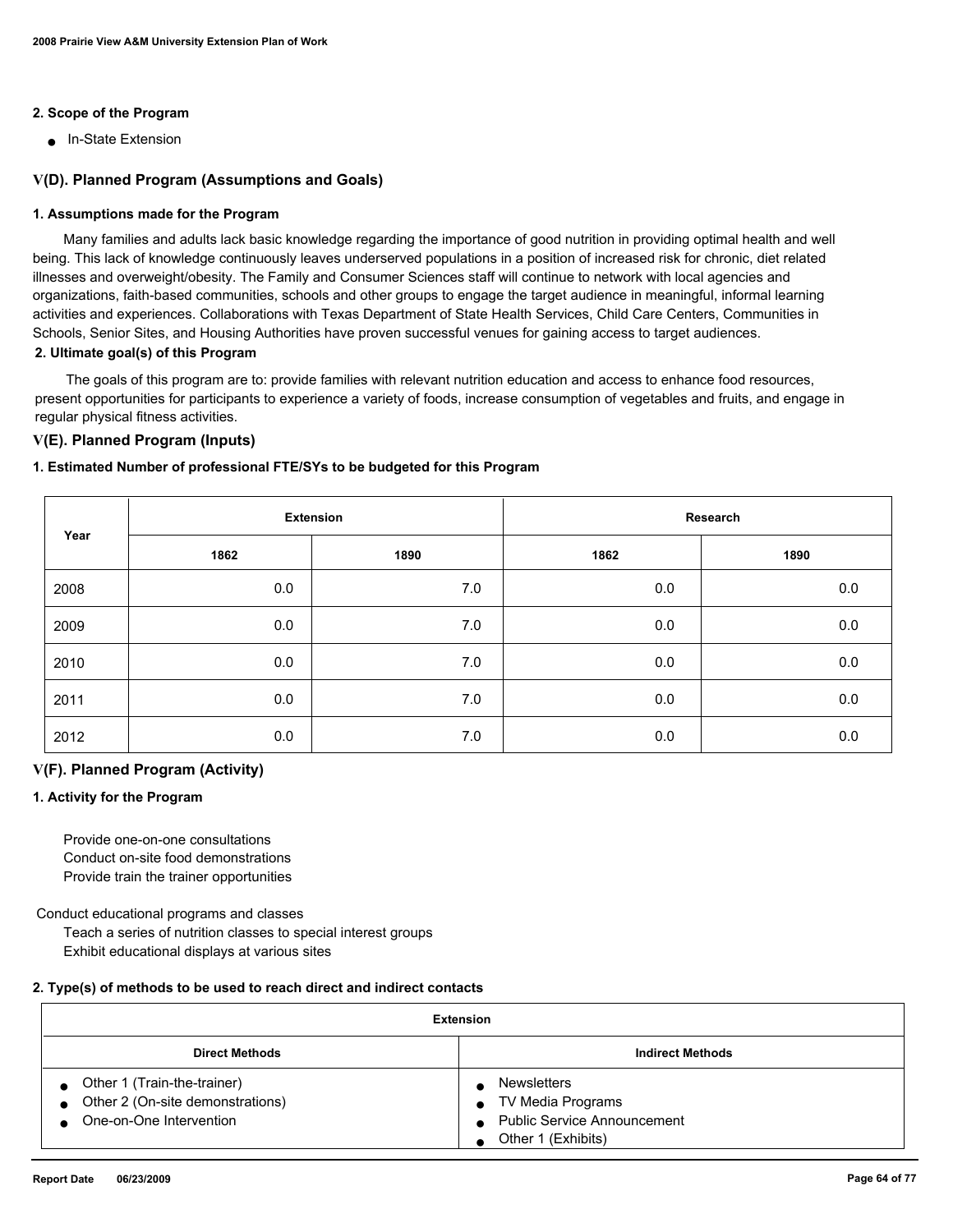#### 2. Scope of the Program

- In-State Extension

### V(D). Planned Program (Assumptions and Goals)

#### 1. Assumptions made for the Program

Many families and adults lack basic knowledge regarding the importance of good nutrition in providing optimal health and well being. This lack of knowledge continuously leaves underserved populations in a position of increased risk for chronic, diet related illnesses and overweight/obesity. The Family and Consumer Sciences staff will continue to network with local agencies and organizations, faith-based communities, schools and other groups to engage the target audience in meaningful, informal learning activities and experiences. Collaborations with Texas Department of State Health Services, Child Care Centers, Communities in Schools, Senior Sites, and Housing Authorities have proven successful venues for gaining access to target audiences.

#### 2. Ultimate goal(s) of this Program

The goals of this program are to: provide families with relevant nutrition education and access to enhance food resources, present opportunities for participants to experience a variety of foods, increase consumption of vegetables and fruits, and engage in regular physical fitness activities.

### V(E). Planned Program (Inputs)

#### 1. Estimated Number of professional FTE/SYs to be budgeted for this Program

| Year | Extension | | Research | |
|---|---|---|---|---|
| | 1862 | 1890 | 1862 | 1890 |
| 2008 | 0.0 | 7.0 | 0.0 | 0.0 |
| 2009 | 0.0 | 7.0 | 0.0 | 0.0 |
| 2010 | 0.0 | 7.0 | 0.0 | 0.0 |
| 2011 | 0.0 | 7.0 | 0.0 | 0.0 |
| 2012 | 0.0 | 7.0 | 0.0 | 0.0 |

### V(F). Planned Program (Activity)

#### 1. Activity for the Program

Provide one-on-one consultations
Conduct on-site food demonstrations
Provide train the trainer opportunities

Conduct educational programs and classes
Teach a series of nutrition classes to special interest groups
Exhibit educational displays at various sites

#### 2. Type(s) of methods to be used to reach direct and indirect contacts

| Extension | |
|---|---|
| **Direct Methods** | **Indirect Methods** |
| • Other 1 (Train-the-trainer)<br>• Other 2 (On-site demonstrations)<br>• One-on-One Intervention | • Newsletters<br>• TV Media Programs<br>• Public Service Announcement<br>• Other 1 (Exhibits) |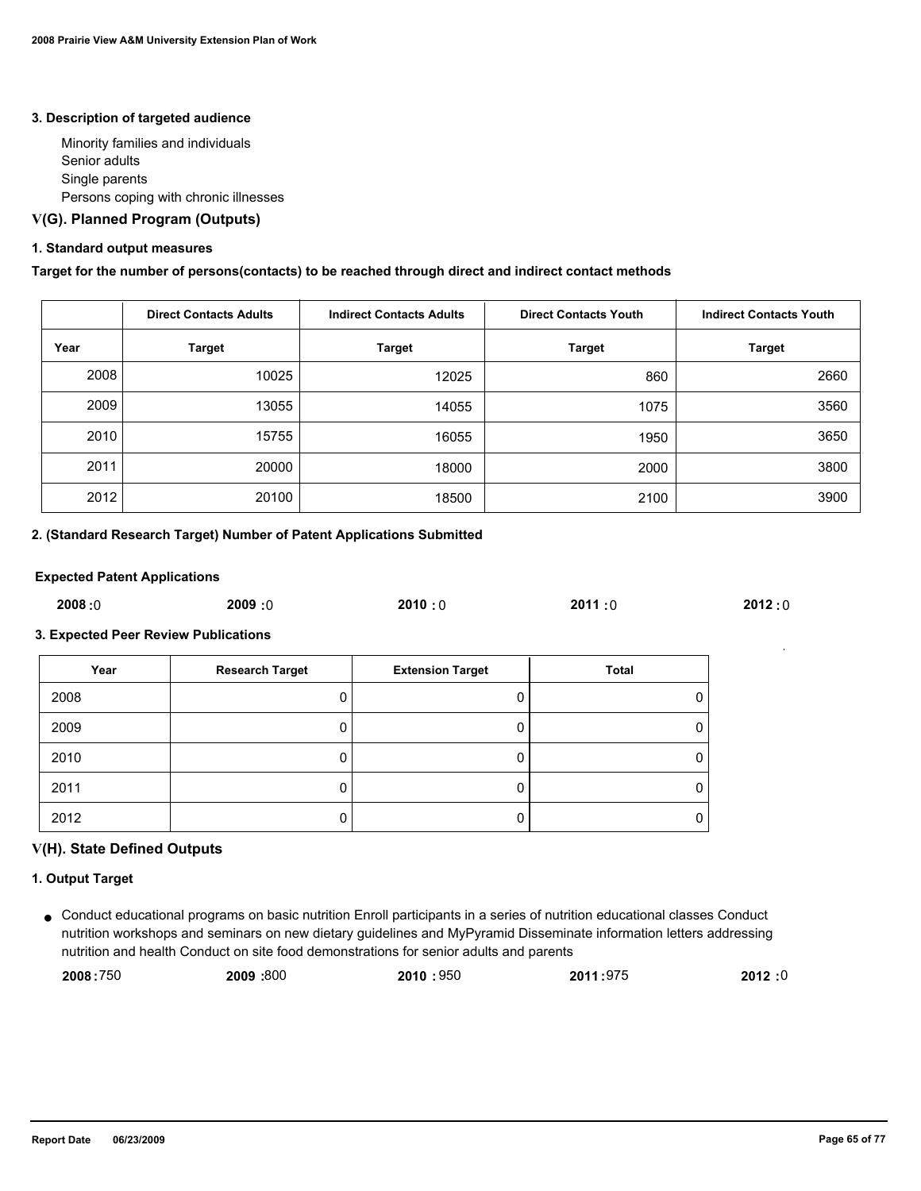### 3. Description of targeted audience

Minority families and individuals
Senior adults
Single parents
Persons coping with chronic illnesses

## V(G). Planned Program (Outputs)

### 1. Standard output measures

**Target for the number of persons(contacts) to be reached through direct and indirect contact methods**

| | Direct Contacts Adults | Indirect Contacts Adults | Direct Contacts Youth | Indirect Contacts Youth |
|---|---|---|---|---|
| Year | Target | Target | Target | Target |
| 2008 | 10025 | 12025 | 860 | 2660 |
| 2009 | 13055 | 14055 | 1075 | 3560 |
| 2010 | 15755 | 16055 | 1950 | 3650 |
| 2011 | 20000 | 18000 | 2000 | 3800 |
| 2012 | 20100 | 18500 | 2100 | 3900 |

### 2. (Standard Research Target) Number of Patent Applications Submitted

**Expected Patent Applications**

**2008 :** 0 **2009 :** 0 **2010 :** 0 **2011 :** 0 **2012 :** 0

### 3. Expected Peer Review Publications

| Year | Research Target | Extension Target | Total |
|---|---|---|---|
| 2008 | 0 | 0 | 0 |
| 2009 | 0 | 0 | 0 |
| 2010 | 0 | 0 | 0 |
| 2011 | 0 | 0 | 0 |
| 2012 | 0 | 0 | 0 |

## V(H). State Defined Outputs

### 1. Output Target

- Conduct educational programs on basic nutrition Enroll participants in a series of nutrition educational classes Conduct nutrition workshops and seminars on new dietary guidelines and MyPyramid Disseminate information letters addressing nutrition and health Conduct on site food demonstrations for senior adults and parents

  **2008 :** 750 **2009 :** 800 **2010 :** 950 **2011 :** 975 **2012 :** 0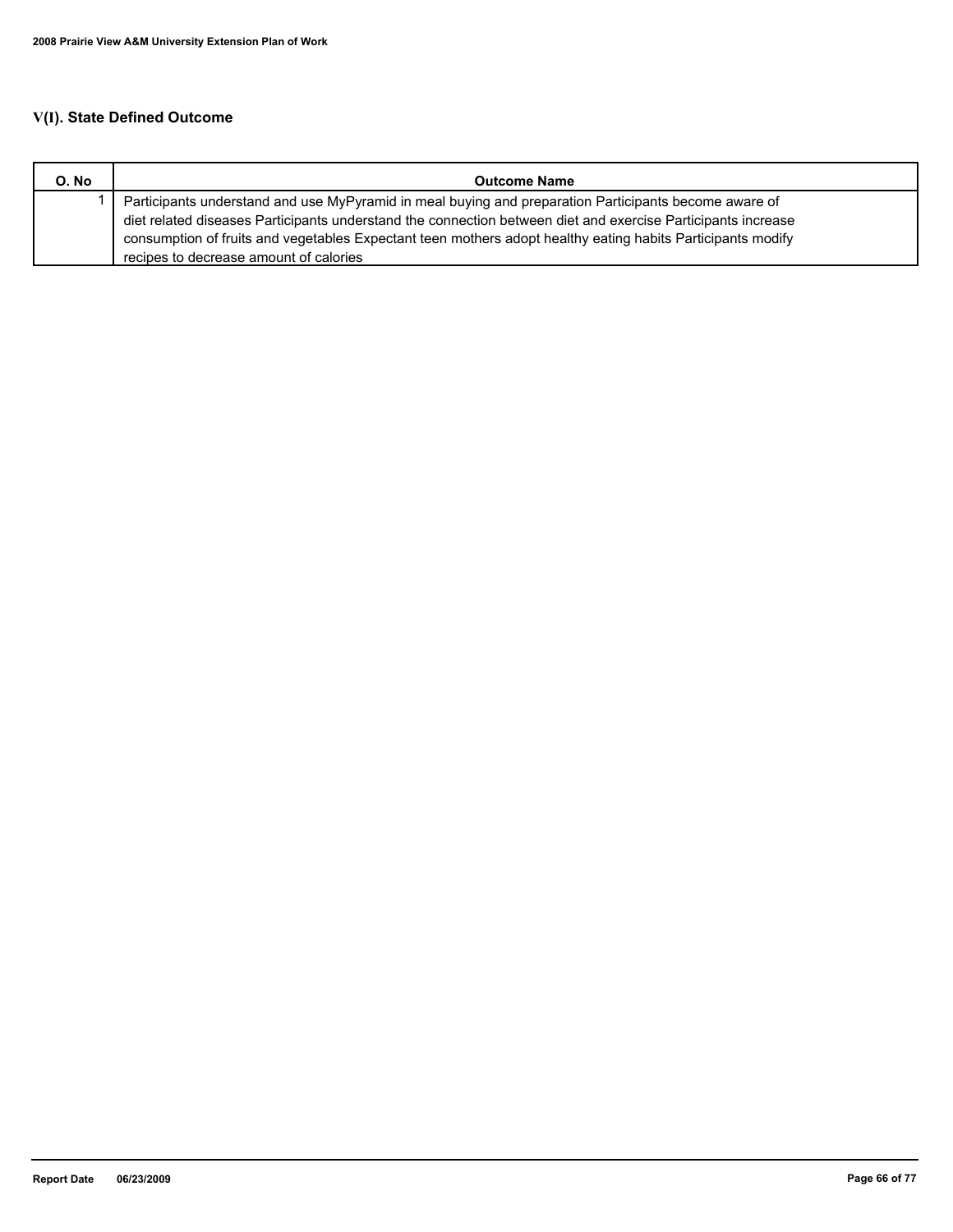## V(I). State Defined Outcome

| O. No | Outcome Name |
|---|---|
| 1 | Participants understand and use MyPyramid in meal buying and preparation Participants become aware of diet related diseases Participants understand the connection between diet and exercise Participants increase consumption of fruits and vegetables Expectant teen mothers adopt healthy eating habits Participants modify recipes to decrease amount of calories |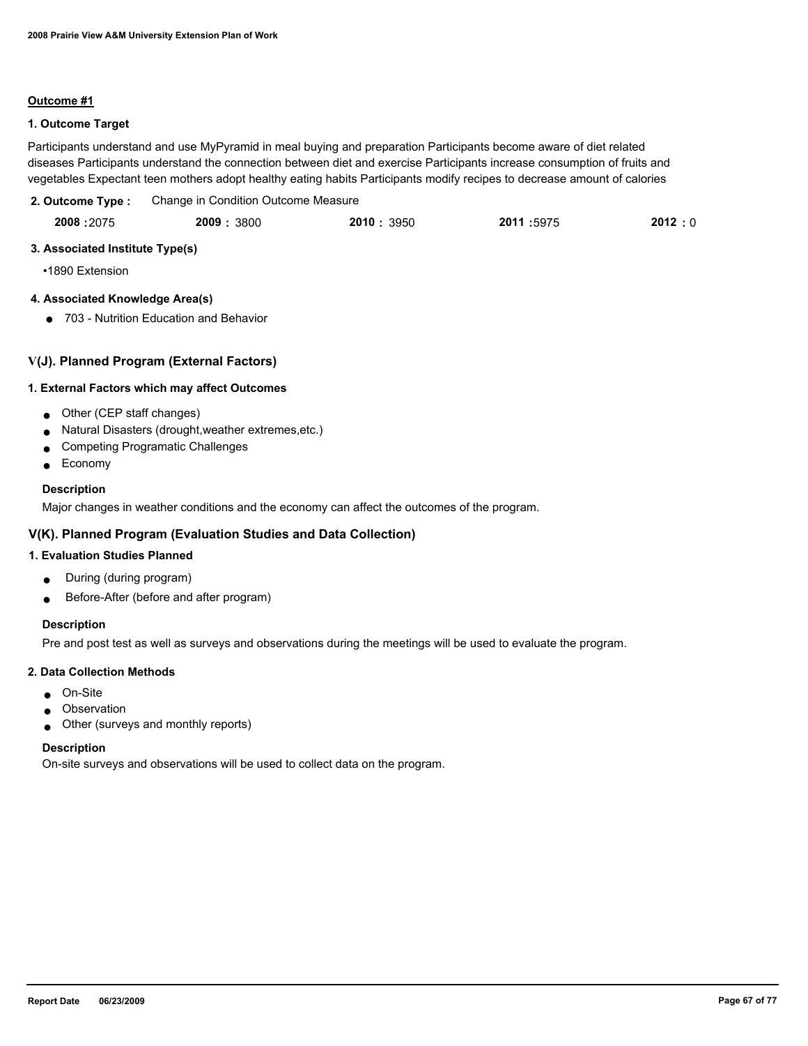## Outcome #1

### 1. Outcome Target

Participants understand and use MyPyramid in meal buying and preparation Participants become aware of diet related diseases Participants understand the connection between diet and exercise Participants increase consumption of fruits and vegetables Expectant teen mothers adopt healthy eating habits Participants modify recipes to decrease amount of calories

### 2. Outcome Type : Change in Condition Outcome Measure

| 2008 : 2075 | 2009 : 3800 | 2010 : 3950 | 2011 : 5975 | 2012 : 0 |
|---|---|---|---|---|

### 3. Associated Institute Type(s)

- 1890 Extension

### 4. Associated Knowledge Area(s)

- 703 - Nutrition Education and Behavior

## V(J). Planned Program (External Factors)

### 1. External Factors which may affect Outcomes

- Other (CEP staff changes)
- Natural Disasters (drought,weather extremes,etc.)
- Competing Programatic Challenges
- Economy

**Description**

Major changes in weather conditions and the economy can affect the outcomes of the program.

## V(K). Planned Program (Evaluation Studies and Data Collection)

### 1. Evaluation Studies Planned

- During (during program)
- Before-After (before and after program)

**Description**

Pre and post test as well as surveys and observations during the meetings will be used to evaluate the program.

### 2. Data Collection Methods

- On-Site
- Observation
- Other (surveys and monthly reports)

**Description**

On-site surveys and observations will be used to collect data on the program.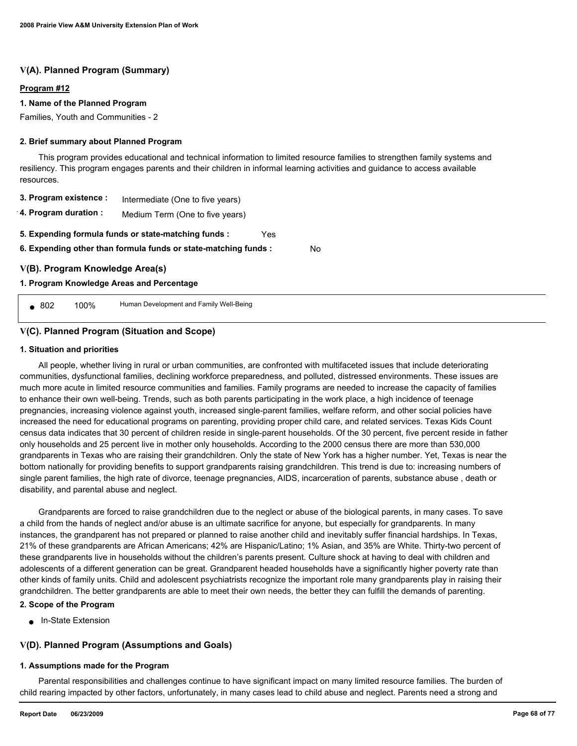## V(A). Planned Program (Summary)

**Program #12**

**1. Name of the Planned Program**

Families, Youth and Communities - 2

**2. Brief summary about Planned Program**

This program provides educational and technical information to limited resource families to strengthen family systems and resiliency. This program engages parents and their children in informal learning activities and guidance to access available resources.

**3. Program existence :** Intermediate (One to five years)

**4. Program duration :** Medium Term (One to five years)

**5. Expending formula funds or state-matching funds :** Yes

**6. Expending other than formula funds or state-matching funds :** No

## V(B). Program Knowledge Area(s)

**1. Program Knowledge Areas and Percentage**

- 802 100% Human Development and Family Well-Being

## V(C). Planned Program (Situation and Scope)

**1. Situation and priorities**

All people, whether living in rural or urban communities, are confronted with multifaceted issues that include deteriorating communities, dysfunctional families, declining workforce preparedness, and polluted, distressed environments. These issues are much more acute in limited resource communities and families. Family programs are needed to increase the capacity of families to enhance their own well-being. Trends, such as both parents participating in the work place, a high incidence of teenage pregnancies, increasing violence against youth, increased single-parent families, welfare reform, and other social policies have increased the need for educational programs on parenting, providing proper child care, and related services. Texas Kids Count census data indicates that 30 percent of children reside in single-parent households. Of the 30 percent, five percent reside in father only households and 25 percent live in mother only households. According to the 2000 census there are more than 530,000 grandparents in Texas who are raising their grandchildren. Only the state of New York has a higher number. Yet, Texas is near the bottom nationally for providing benefits to support grandparents raising grandchildren. This trend is due to: increasing numbers of single parent families, the high rate of divorce, teenage pregnancies, AIDS, incarceration of parents, substance abuse , death or disability, and parental abuse and neglect.

Grandparents are forced to raise grandchildren due to the neglect or abuse of the biological parents, in many cases. To save a child from the hands of neglect and/or abuse is an ultimate sacrifice for anyone, but especially for grandparents. In many instances, the grandparent has not prepared or planned to raise another child and inevitably suffer financial hardships. In Texas, 21% of these grandparents are African Americans; 42% are Hispanic/Latino; 1% Asian, and 35% are White. Thirty-two percent of these grandparents live in households without the children's parents present. Culture shock at having to deal with children and adolescents of a different generation can be great. Grandparent headed households have a significantly higher poverty rate than other kinds of family units. Child and adolescent psychiatrists recognize the important role many grandparents play in raising their grandchildren. The better grandparents are able to meet their own needs, the better they can fulfill the demands of parenting.

**2. Scope of the Program**

- In-State Extension

## V(D). Planned Program (Assumptions and Goals)

**1. Assumptions made for the Program**

Parental responsibilities and challenges continue to have significant impact on many limited resource families. The burden of child rearing impacted by other factors, unfortunately, in many cases lead to child abuse and neglect. Parents need a strong and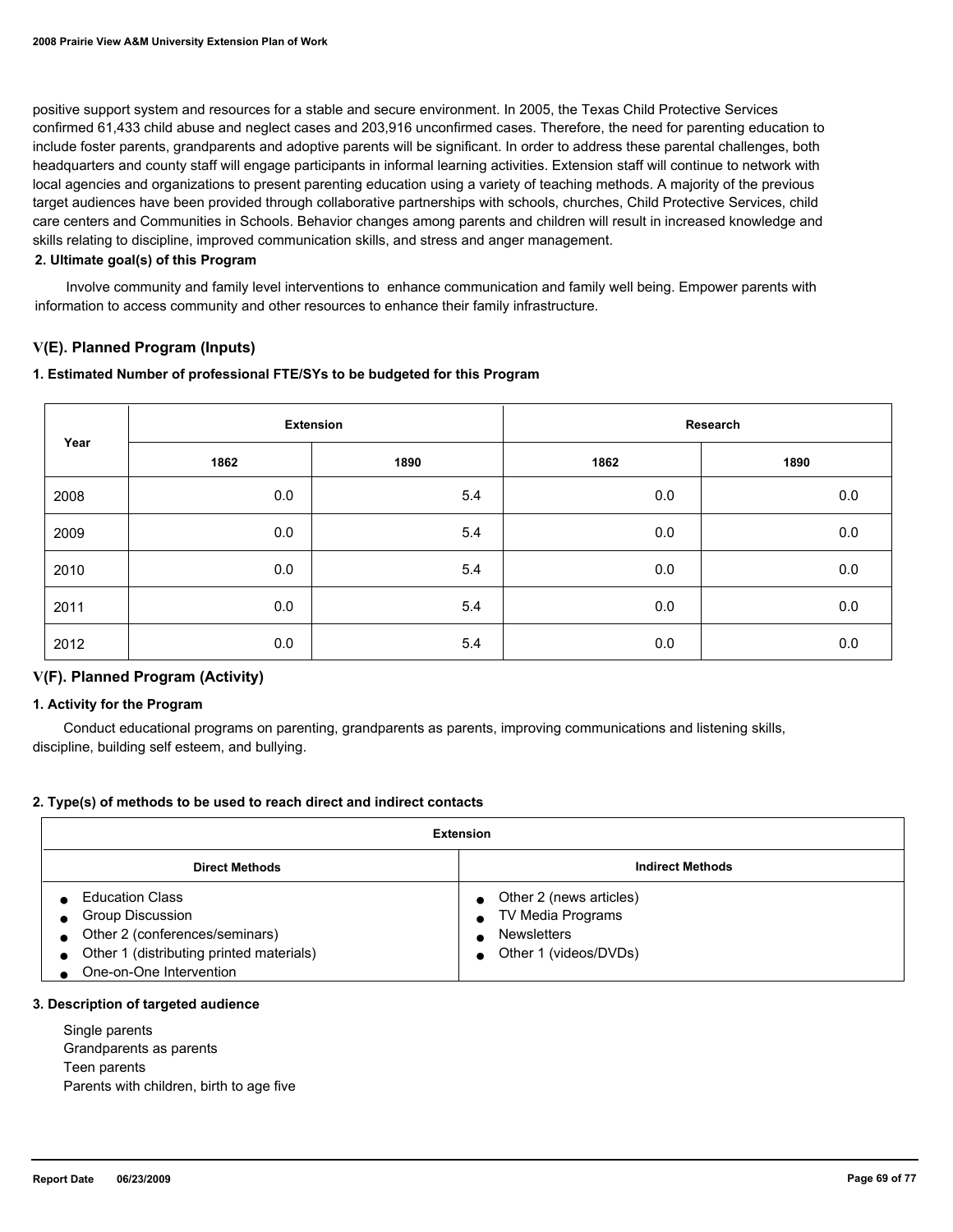positive support system and resources for a stable and secure environment. In 2005, the Texas Child Protective Services confirmed 61,433 child abuse and neglect cases and 203,916 unconfirmed cases. Therefore, the need for parenting education to include foster parents, grandparents and adoptive parents will be significant. In order to address these parental challenges, both headquarters and county staff will engage participants in informal learning activities. Extension staff will continue to network with local agencies and organizations to present parenting education using a variety of teaching methods. A majority of the previous target audiences have been provided through collaborative partnerships with schools, churches, Child Protective Services, child care centers and Communities in Schools. Behavior changes among parents and children will result in increased knowledge and skills relating to discipline, improved communication skills, and stress and anger management.

**2. Ultimate goal(s) of this Program**

Involve community and family level interventions to enhance communication and family well being. Empower parents with information to access community and other resources to enhance their family infrastructure.

## V(E). Planned Program (Inputs)

**1. Estimated Number of professional FTE/SYs to be budgeted for this Program**

| Year | Extension | | Research | |
|---|---|---|---|---|
| | 1862 | 1890 | 1862 | 1890 |
| 2008 | 0.0 | 5.4 | 0.0 | 0.0 |
| 2009 | 0.0 | 5.4 | 0.0 | 0.0 |
| 2010 | 0.0 | 5.4 | 0.0 | 0.0 |
| 2011 | 0.0 | 5.4 | 0.0 | 0.0 |
| 2012 | 0.0 | 5.4 | 0.0 | 0.0 |

## V(F). Planned Program (Activity)

**1. Activity for the Program**

Conduct educational programs on parenting, grandparents as parents, improving communications and listening skills, discipline, building self esteem, and bullying.

**2. Type(s) of methods to be used to reach direct and indirect contacts**

| Extension | |
|---|---|
| **Direct Methods** | **Indirect Methods** |
| • Education Class<br>• Group Discussion<br>• Other 2 (conferences/seminars)<br>• Other 1 (distributing printed materials)<br>• One-on-One Intervention | • Other 2 (news articles)<br>• TV Media Programs<br>• Newsletters<br>• Other 1 (videos/DVDs) |

**3. Description of targeted audience**

Single parents
Grandparents as parents
Teen parents
Parents with children, birth to age five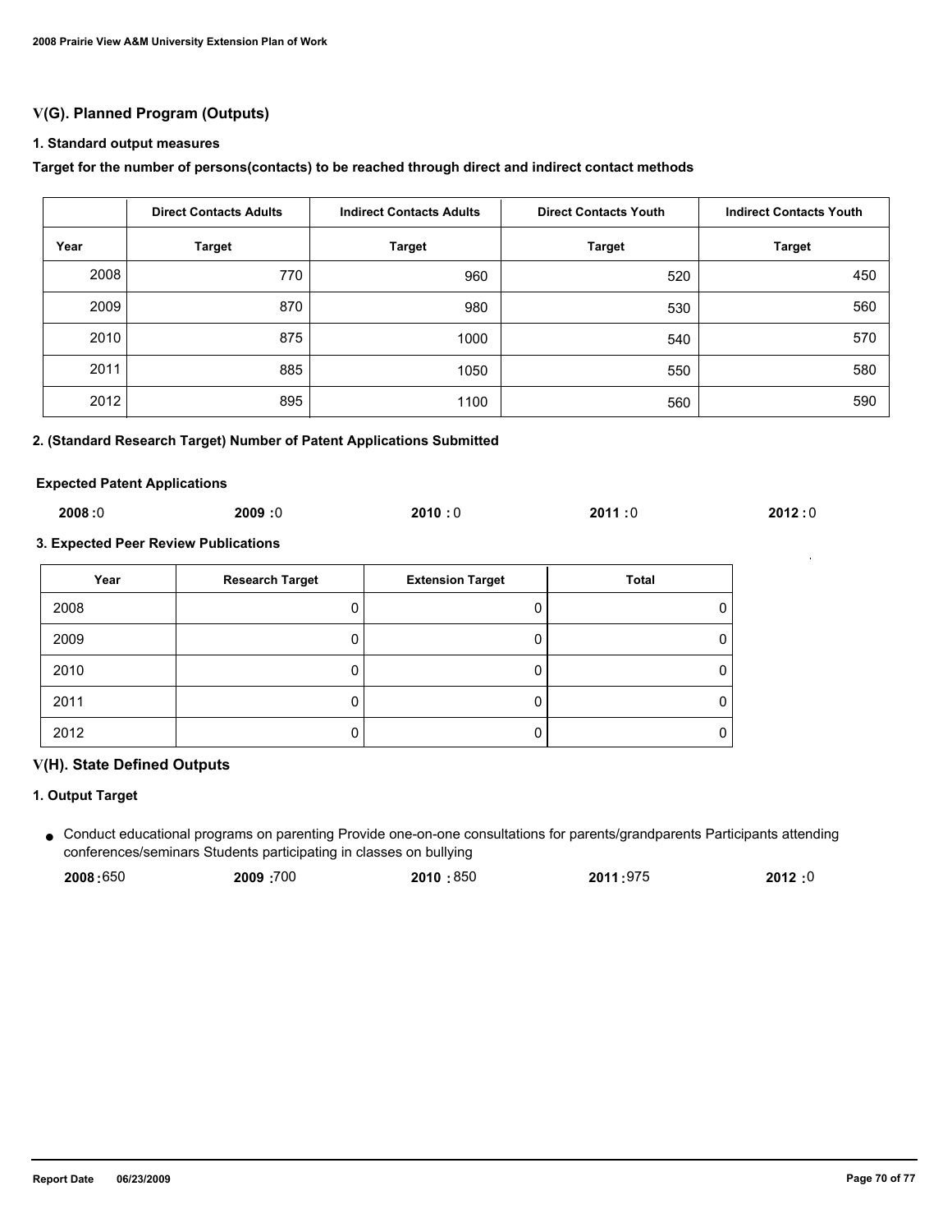## V(G). Planned Program (Outputs)

### 1. Standard output measures

**Target for the number of persons(contacts) to be reached through direct and indirect contact methods**

| | Direct Contacts Adults | Indirect Contacts Adults | Direct Contacts Youth | Indirect Contacts Youth |
|---|---|---|---|---|
| **Year** | **Target** | **Target** | **Target** | **Target** |
| 2008 | 770 | 960 | 520 | 450 |
| 2009 | 870 | 980 | 530 | 560 |
| 2010 | 875 | 1000 | 540 | 570 |
| 2011 | 885 | 1050 | 550 | 580 |
| 2012 | 895 | 1100 | 560 | 590 |

### 2. (Standard Research Target) Number of Patent Applications Submitted

**Expected Patent Applications**

**2008 :** 0 **2009 :** 0 **2010 :** 0 **2011 :** 0 **2012 :** 0

### 3. Expected Peer Review Publications

| Year | Research Target | Extension Target | Total |
|---|---|---|---|
| 2008 | 0 | 0 | 0 |
| 2009 | 0 | 0 | 0 |
| 2010 | 0 | 0 | 0 |
| 2011 | 0 | 0 | 0 |
| 2012 | 0 | 0 | 0 |

## V(H). State Defined Outputs

### 1. Output Target

- Conduct educational programs on parenting Provide one-on-one consultations for parents/grandparents Participants attending conferences/seminars Students participating in classes on bullying

  **2008 :** 650 **2009 :** 700 **2010 :** 850 **2011 :** 975 **2012 :** 0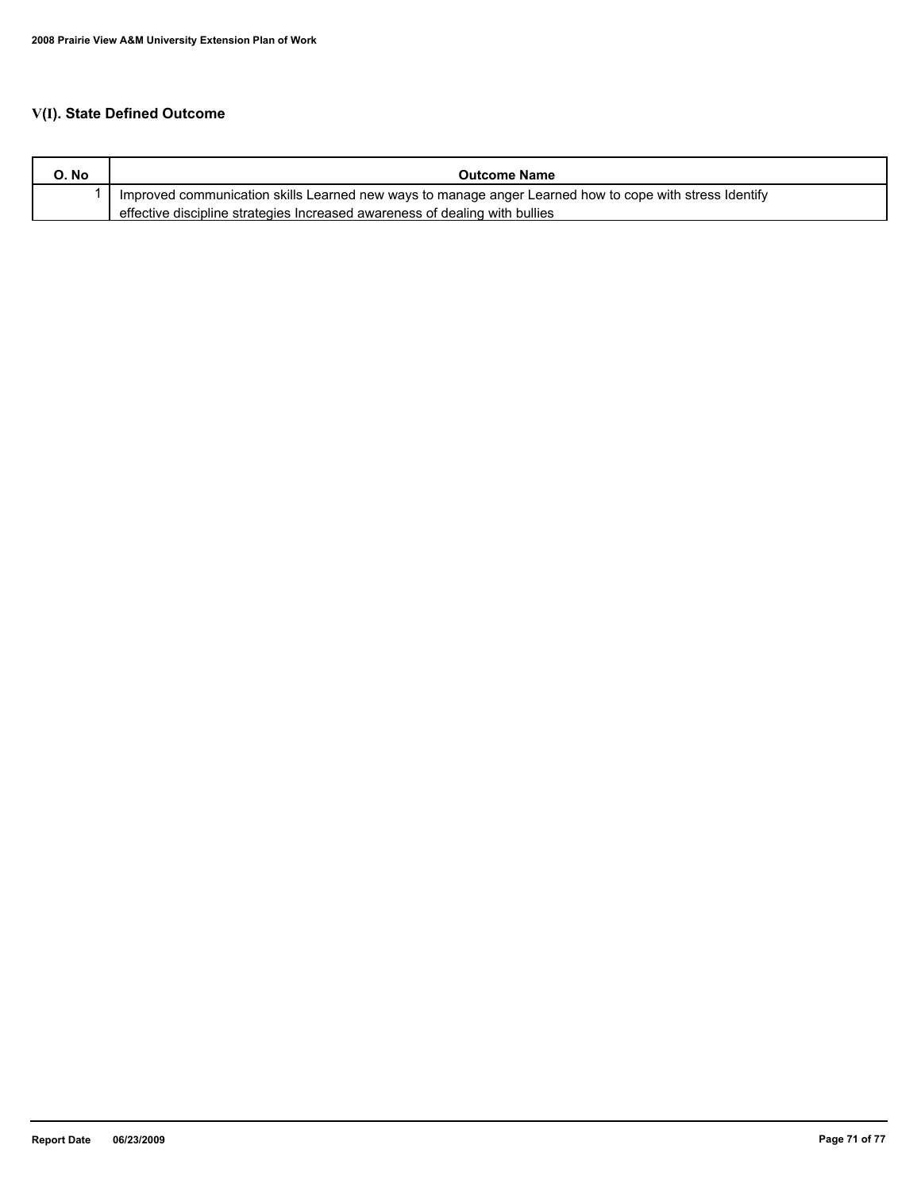## V(I). State Defined Outcome

| O. No | Outcome Name |
|---|---|
| 1 | Improved communication skills Learned new ways to manage anger Learned how to cope with stress Identify effective discipline strategies Increased awareness of dealing with bullies |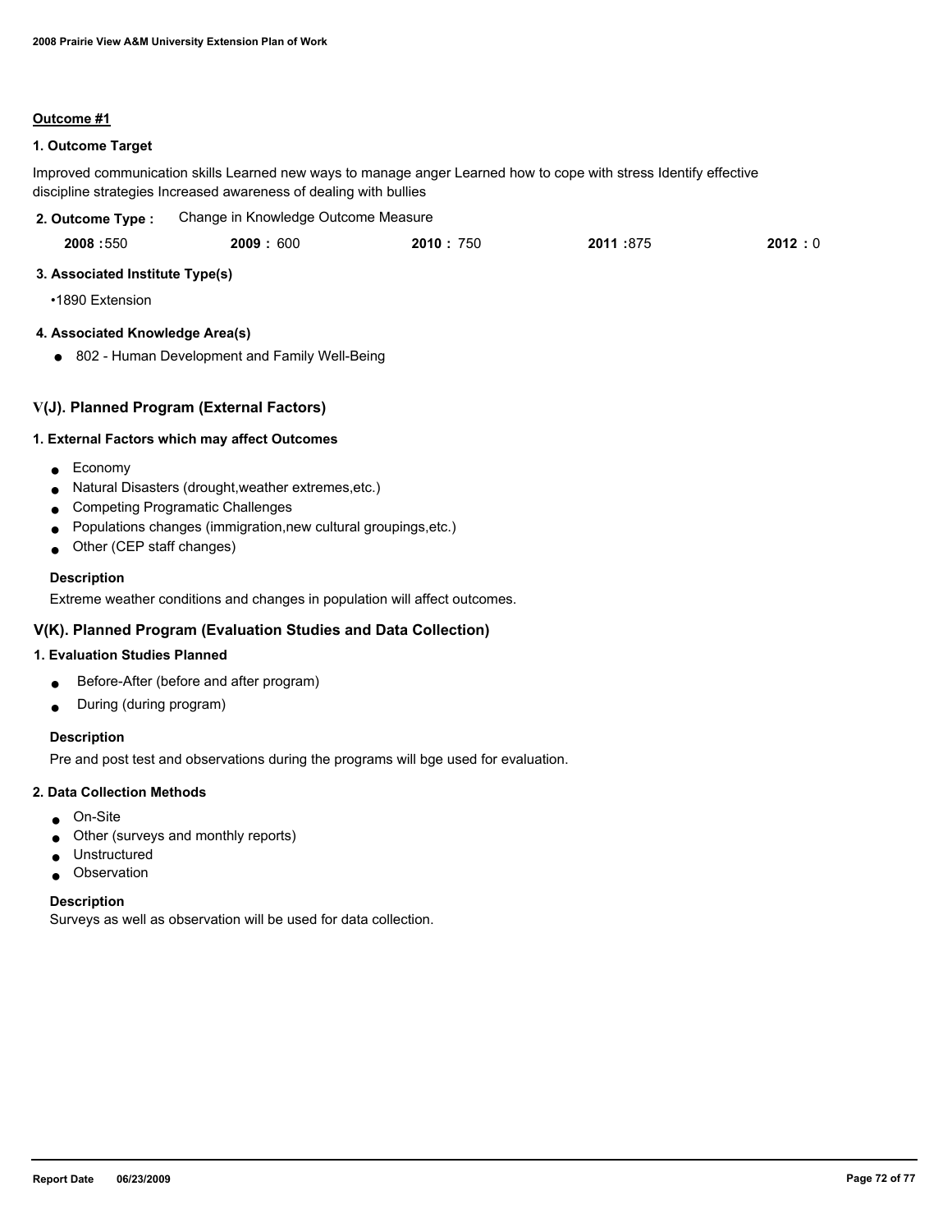**Outcome #1**

**1. Outcome Target**

Improved communication skills Learned new ways to manage anger Learned how to cope with stress Identify effective discipline strategies Increased awareness of dealing with bullies

**2. Outcome Type :** Change in Knowledge Outcome Measure

| **2008** | **2009** | **2010** | **2011** | **2012** |
|---|---|---|---|---|
| 550 | 600 | 750 | 875 | 0 |

**3. Associated Institute Type(s)**

- 1890 Extension

**4. Associated Knowledge Area(s)**

- 802 - Human Development and Family Well-Being

## V(J). Planned Program (External Factors)

**1. External Factors which may affect Outcomes**

- Economy
- Natural Disasters (drought,weather extremes,etc.)
- Competing Programatic Challenges
- Populations changes (immigration,new cultural groupings,etc.)
- Other (CEP staff changes)

**Description**

Extreme weather conditions and changes in population will affect outcomes.

## V(K). Planned Program (Evaluation Studies and Data Collection)

**1. Evaluation Studies Planned**

- Before-After (before and after program)
- During (during program)

**Description**

Pre and post test and observations during the programs will bge used for evaluation.

**2. Data Collection Methods**

- On-Site
- Other (surveys and monthly reports)
- Unstructured
- Observation

**Description**

Surveys as well as observation will be used for data collection.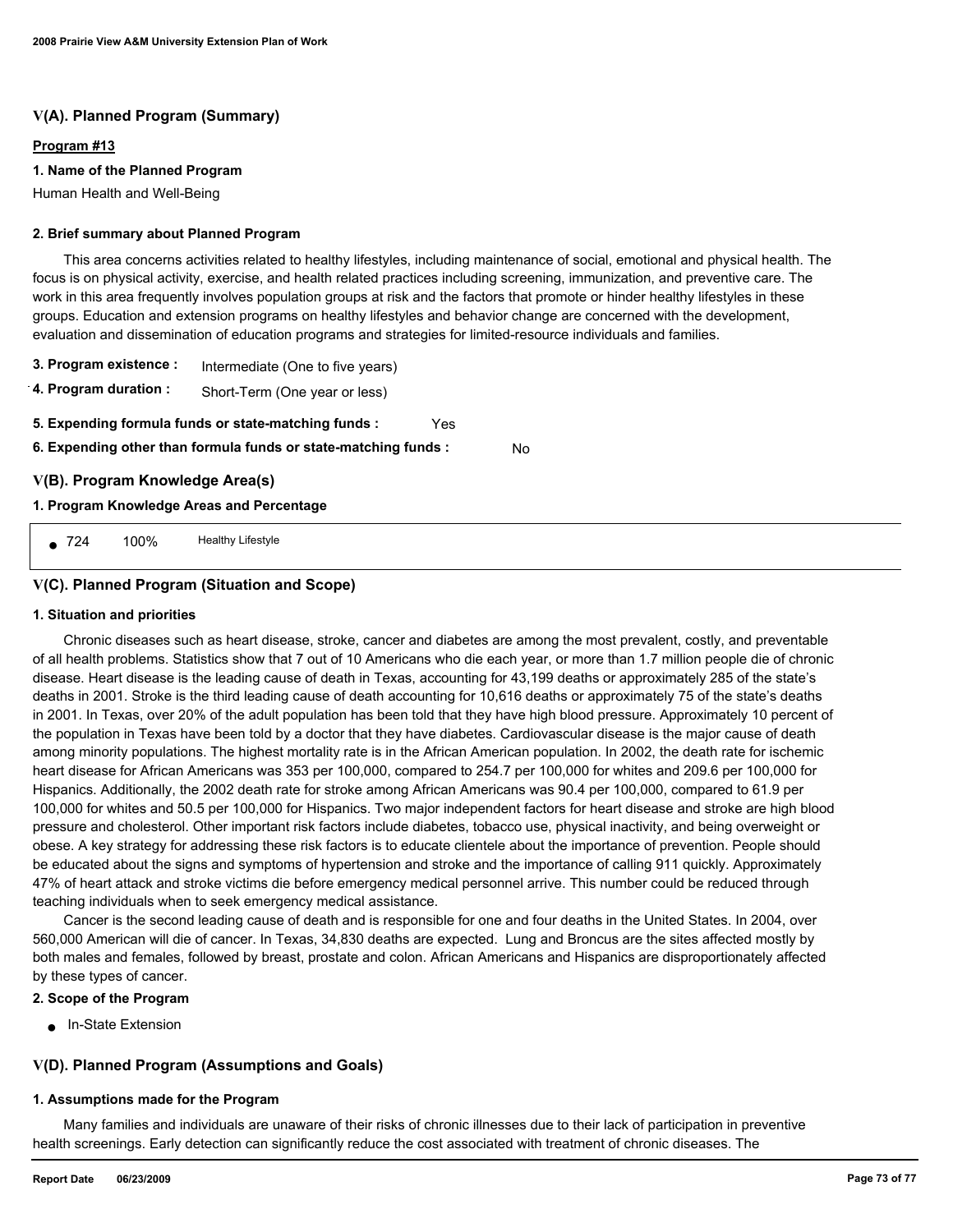## V(A). Planned Program (Summary)

**Program #13**

**1. Name of the Planned Program**

Human Health and Well-Being

**2. Brief summary about Planned Program**

This area concerns activities related to healthy lifestyles, including maintenance of social, emotional and physical health. The focus is on physical activity, exercise, and health related practices including screening, immunization, and preventive care. The work in this area frequently involves population groups at risk and the factors that promote or hinder healthy lifestyles in these groups. Education and extension programs on healthy lifestyles and behavior change are concerned with the development, evaluation and dissemination of education programs and strategies for limited-resource individuals and families.

**3. Program existence :** Intermediate (One to five years)

**4. Program duration :** Short-Term (One year or less)

**5. Expending formula funds or state-matching funds :** Yes

**6. Expending other than formula funds or state-matching funds :** No

## V(B). Program Knowledge Area(s)

**1. Program Knowledge Areas and Percentage**

| | | |
|---|---|---|
| 724 | 100% | Healthy Lifestyle |

## V(C). Planned Program (Situation and Scope)

**1. Situation and priorities**

Chronic diseases such as heart disease, stroke, cancer and diabetes are among the most prevalent, costly, and preventable of all health problems. Statistics show that 7 out of 10 Americans who die each year, or more than 1.7 million people die of chronic disease. Heart disease is the leading cause of death in Texas, accounting for 43,199 deaths or approximately 285 of the state's deaths in 2001. Stroke is the third leading cause of death accounting for 10,616 deaths or approximately 75 of the state's deaths in 2001. In Texas, over 20% of the adult population has been told that they have high blood pressure. Approximately 10 percent of the population in Texas have been told by a doctor that they have diabetes. Cardiovascular disease is the major cause of death among minority populations. The highest mortality rate is in the African American population. In 2002, the death rate for ischemic heart disease for African Americans was 353 per 100,000, compared to 254.7 per 100,000 for whites and 209.6 per 100,000 for Hispanics. Additionally, the 2002 death rate for stroke among African Americans was 90.4 per 100,000, compared to 61.9 per 100,000 for whites and 50.5 per 100,000 for Hispanics. Two major independent factors for heart disease and stroke are high blood pressure and cholesterol. Other important risk factors include diabetes, tobacco use, physical inactivity, and being overweight or obese. A key strategy for addressing these risk factors is to educate clientele about the importance of prevention. People should be educated about the signs and symptoms of hypertension and stroke and the importance of calling 911 quickly. Approximately 47% of heart attack and stroke victims die before emergency medical personnel arrive. This number could be reduced through teaching individuals when to seek emergency medical assistance.

Cancer is the second leading cause of death and is responsible for one and four deaths in the United States. In 2004, over 560,000 American will die of cancer. In Texas, 34,830 deaths are expected. Lung and Broncus are the sites affected mostly by both males and females, followed by breast, prostate and colon. African Americans and Hispanics are disproportionately affected by these types of cancer.

**2. Scope of the Program**

- In-State Extension

## V(D). Planned Program (Assumptions and Goals)

**1. Assumptions made for the Program**

Many families and individuals are unaware of their risks of chronic illnesses due to their lack of participation in preventive health screenings. Early detection can significantly reduce the cost associated with treatment of chronic diseases. The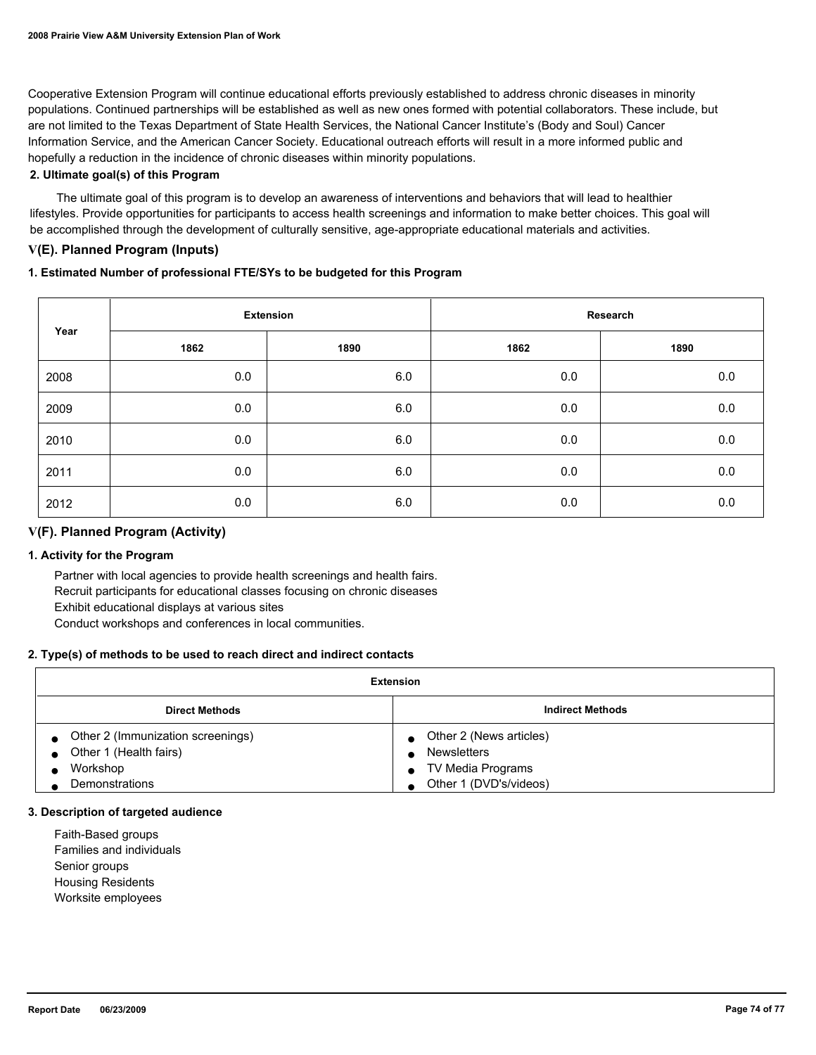Cooperative Extension Program will continue educational efforts previously established to address chronic diseases in minority populations. Continued partnerships will be established as well as new ones formed with potential collaborators. These include, but are not limited to the Texas Department of State Health Services, the National Cancer Institute's (Body and Soul) Cancer Information Service, and the American Cancer Society. Educational outreach efforts will result in a more informed public and hopefully a reduction in the incidence of chronic diseases within minority populations.

**2. Ultimate goal(s) of this Program**

The ultimate goal of this program is to develop an awareness of interventions and behaviors that will lead to healthier lifestyles. Provide opportunities for participants to access health screenings and information to make better choices. This goal will be accomplished through the development of culturally sensitive, age-appropriate educational materials and activities.

## V(E). Planned Program (Inputs)

**1. Estimated Number of professional FTE/SYs to be budgeted for this Program**

| Year | Extension | | Research | |
|---|---|---|---|---|
| | 1862 | 1890 | 1862 | 1890 |
| 2008 | 0.0 | 6.0 | 0.0 | 0.0 |
| 2009 | 0.0 | 6.0 | 0.0 | 0.0 |
| 2010 | 0.0 | 6.0 | 0.0 | 0.0 |
| 2011 | 0.0 | 6.0 | 0.0 | 0.0 |
| 2012 | 0.0 | 6.0 | 0.0 | 0.0 |

## V(F). Planned Program (Activity)

**1. Activity for the Program**

Partner with local agencies to provide health screenings and health fairs.
Recruit participants for educational classes focusing on chronic diseases
Exhibit educational displays at various sites
Conduct workshops and conferences in local communities.

**2. Type(s) of methods to be used to reach direct and indirect contacts**

| Extension | |
|---|---|
| **Direct Methods** | **Indirect Methods** |
| • Other 2 (Immunization screenings)<br>• Other 1 (Health fairs)<br>• Workshop<br>• Demonstrations | • Other 2 (News articles)<br>• Newsletters<br>• TV Media Programs<br>• Other 1 (DVD's/videos) |

**3. Description of targeted audience**

Faith-Based groups
Families and individuals
Senior groups
Housing Residents
Worksite employees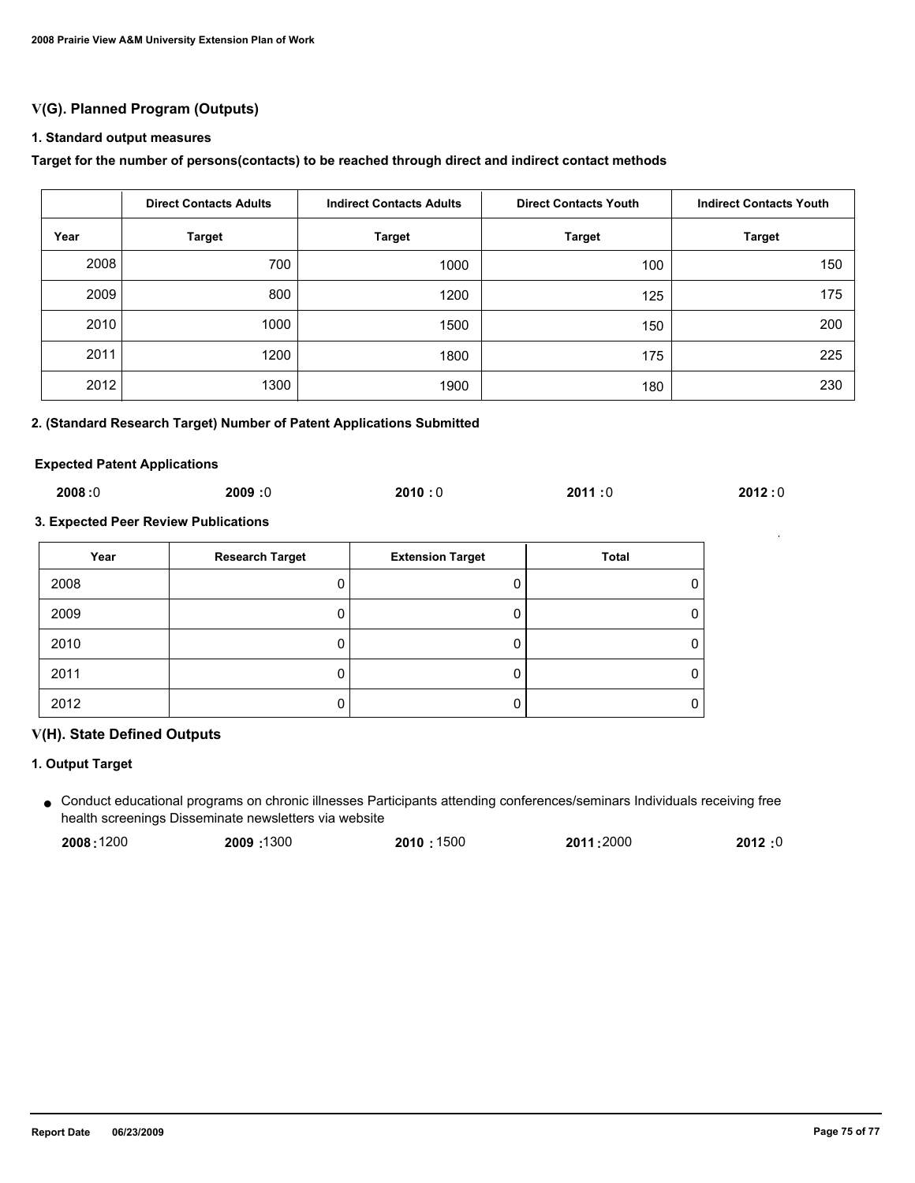## V(G). Planned Program (Outputs)

### 1. Standard output measures

**Target for the number of persons(contacts) to be reached through direct and indirect contact methods**

| | Direct Contacts Adults | Indirect Contacts Adults | Direct Contacts Youth | Indirect Contacts Youth |
|---|---|---|---|---|
| Year | Target | Target | Target | Target |
| 2008 | 700 | 1000 | 100 | 150 |
| 2009 | 800 | 1200 | 125 | 175 |
| 2010 | 1000 | 1500 | 150 | 200 |
| 2011 | 1200 | 1800 | 175 | 225 |
| 2012 | 1300 | 1900 | 180 | 230 |

### 2. (Standard Research Target) Number of Patent Applications Submitted

**Expected Patent Applications**

**2008 :**0 **2009 :**0 **2010 :** 0 **2011 :**0 **2012 :** 0

### 3. Expected Peer Review Publications

| Year | Research Target | Extension Target | Total |
|---|---|---|---|
| 2008 | 0 | 0 | 0 |
| 2009 | 0 | 0 | 0 |
| 2010 | 0 | 0 | 0 |
| 2011 | 0 | 0 | 0 |
| 2012 | 0 | 0 | 0 |

## V(H). State Defined Outputs

### 1. Output Target

- Conduct educational programs on chronic illnesses Participants attending conferences/seminars Individuals receiving free health screenings Disseminate newsletters via website

  **2008 :**1200 **2009 :**1300 **2010 :** 1500 **2011 :**2000 **2012 :**0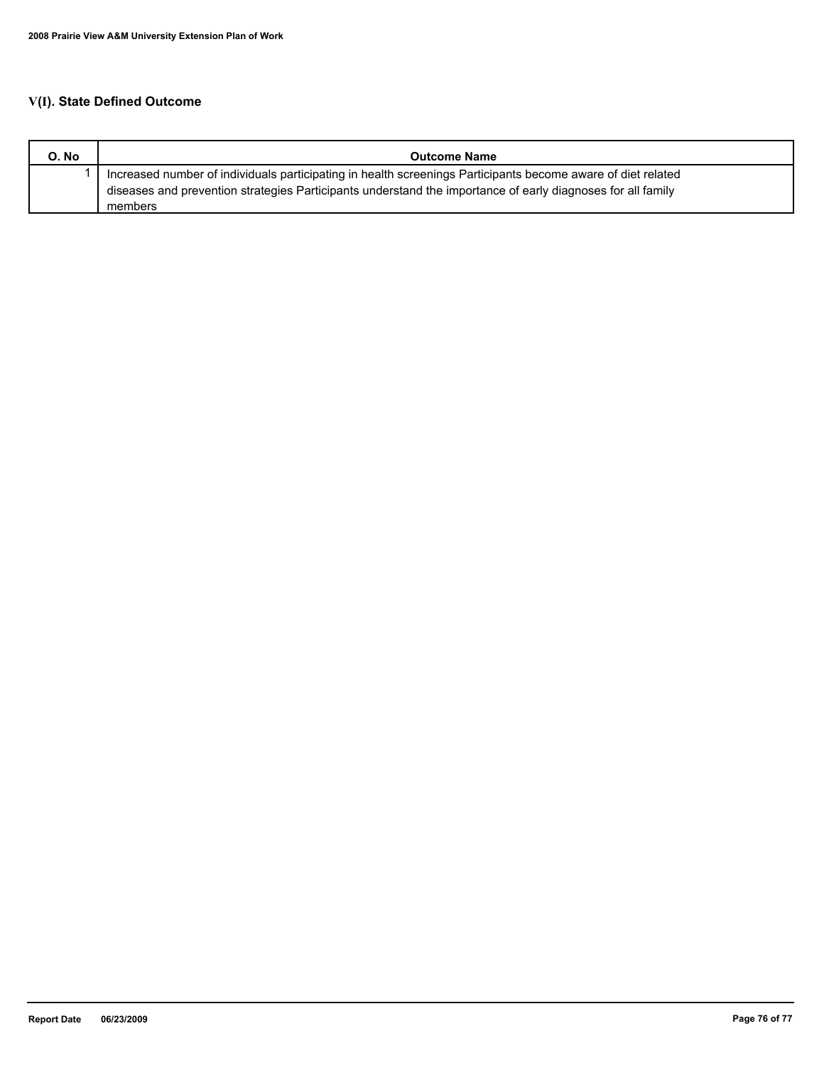## V(I). State Defined Outcome

| O. No | Outcome Name |
|---|---|
| 1 | Increased number of individuals participating in health screenings Participants become aware of diet related diseases and prevention strategies Participants understand the importance of early diagnoses for all family members |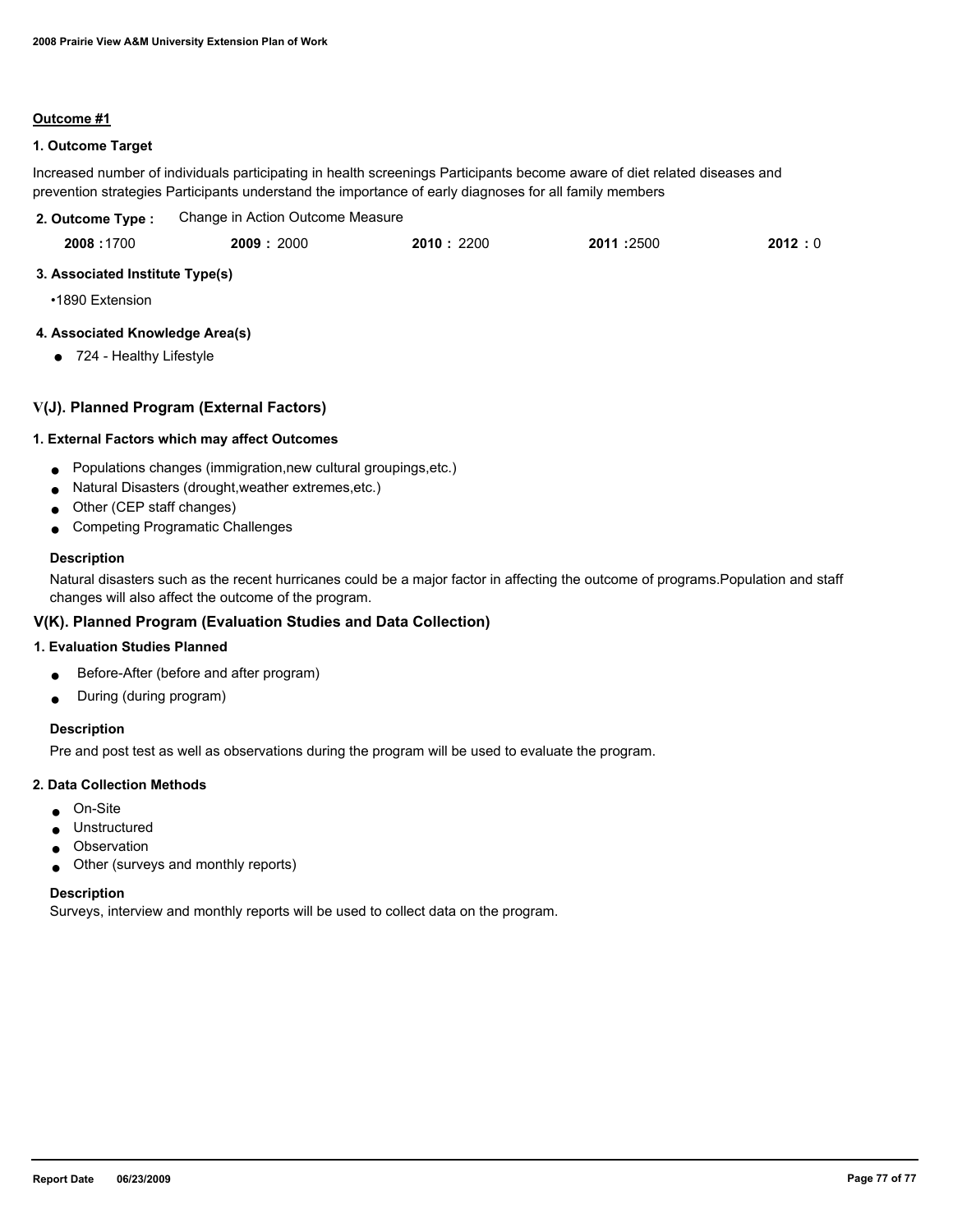**Outcome #1**

**1. Outcome Target**

Increased number of individuals participating in health screenings Participants become aware of diet related diseases and prevention strategies Participants understand the importance of early diagnoses for all family members

**2. Outcome Type :** Change in Action Outcome Measure

| | | | | |
|---|---|---|---|---|
| **2008 :** 1700 | **2009 :** 2000 | **2010 :** 2200 | **2011 :** 2500 | **2012 :** 0 |

**3. Associated Institute Type(s)**

- 1890 Extension

**4. Associated Knowledge Area(s)**

- 724 - Healthy Lifestyle

## V(J). Planned Program (External Factors)

**1. External Factors which may affect Outcomes**

- Populations changes (immigration,new cultural groupings,etc.)
- Natural Disasters (drought,weather extremes,etc.)
- Other (CEP staff changes)
- Competing Programatic Challenges

**Description**

Natural disasters such as the recent hurricanes could be a major factor in affecting the outcome of programs.Population and staff changes will also affect the outcome of the program.

## V(K). Planned Program (Evaluation Studies and Data Collection)

**1. Evaluation Studies Planned**

- Before-After (before and after program)
- During (during program)

**Description**

Pre and post test as well as observations during the program will be used to evaluate the program.

**2. Data Collection Methods**

- On-Site
- Unstructured
- Observation
- Other (surveys and monthly reports)

**Description**

Surveys, interview and monthly reports will be used to collect data on the program.